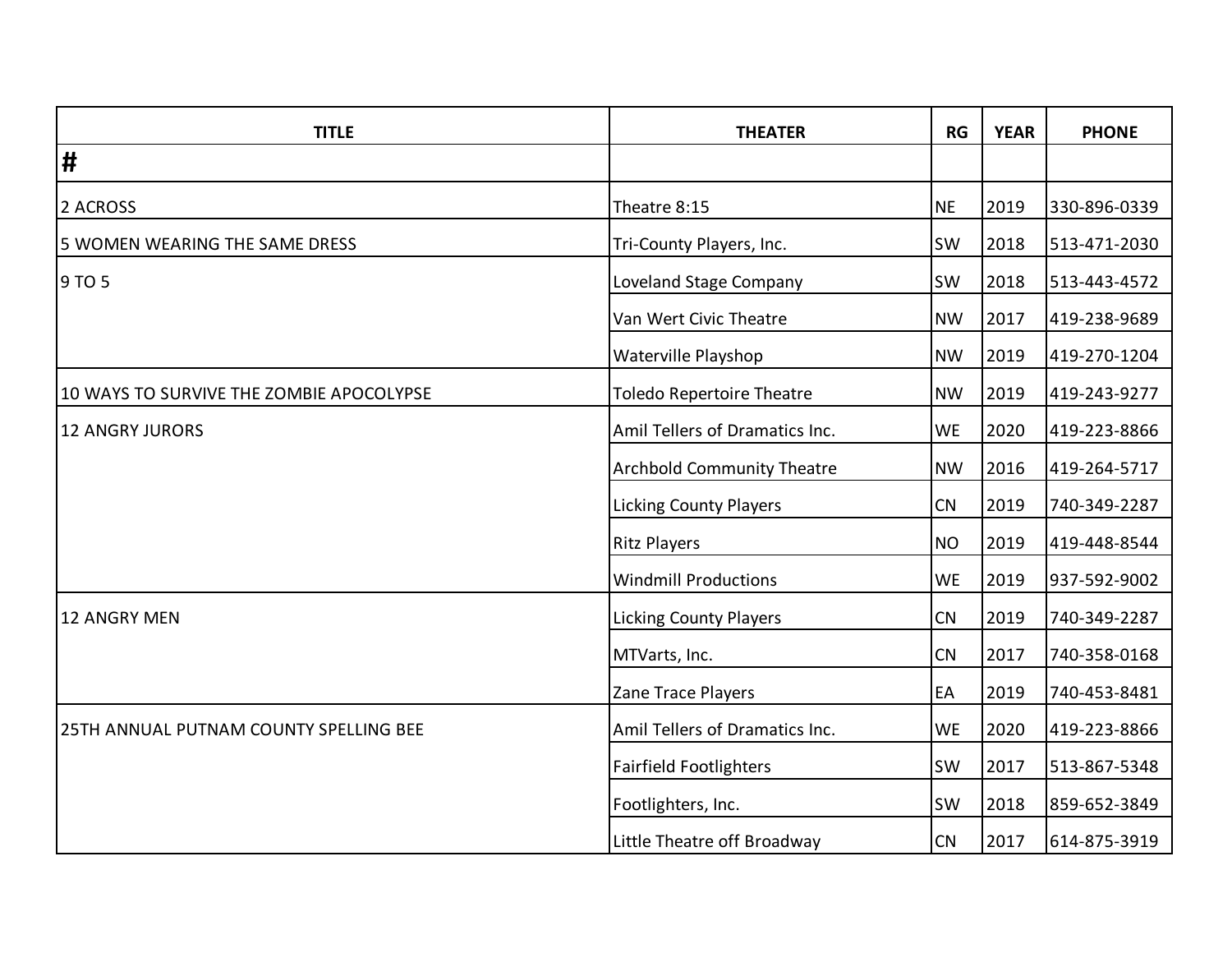| TITLE | THEATER | RG | YEAR | PHONE |
|---|---|---|---|---|
| # | | | | |
| 2 ACROSS | Theatre 8:15 | NE | 2019 | 330-896-0339 |
| 5 WOMEN WEARING THE SAME DRESS | Tri-County Players, Inc. | SW | 2018 | 513-471-2030 |
| 9 TO 5 | Loveland Stage Company | SW | 2018 | 513-443-4572 |
| | Van Wert Civic Theatre | NW | 2017 | 419-238-9689 |
| | Waterville Playshop | NW | 2019 | 419-270-1204 |
| 10 WAYS TO SURVIVE THE ZOMBIE APOCOLYPSE | Toledo Repertoire Theatre | NW | 2019 | 419-243-9277 |
| 12 ANGRY JURORS | Amil Tellers of Dramatics Inc. | WE | 2020 | 419-223-8866 |
| | Archbold Community Theatre | NW | 2016 | 419-264-5717 |
| | Licking County Players | CN | 2019 | 740-349-2287 |
| | Ritz Players | NO | 2019 | 419-448-8544 |
| | Windmill Productions | WE | 2019 | 937-592-9002 |
| 12 ANGRY MEN | Licking County Players | CN | 2019 | 740-349-2287 |
| | MTVarts, Inc. | CN | 2017 | 740-358-0168 |
| | Zane Trace Players | EA | 2019 | 740-453-8481 |
| 25TH ANNUAL PUTNAM COUNTY SPELLING BEE | Amil Tellers of Dramatics Inc. | WE | 2020 | 419-223-8866 |
| | Fairfield Footlighters | SW | 2017 | 513-867-5348 |
| | Footlighters, Inc. | SW | 2018 | 859-652-3849 |
| | Little Theatre off Broadway | CN | 2017 | 614-875-3919 |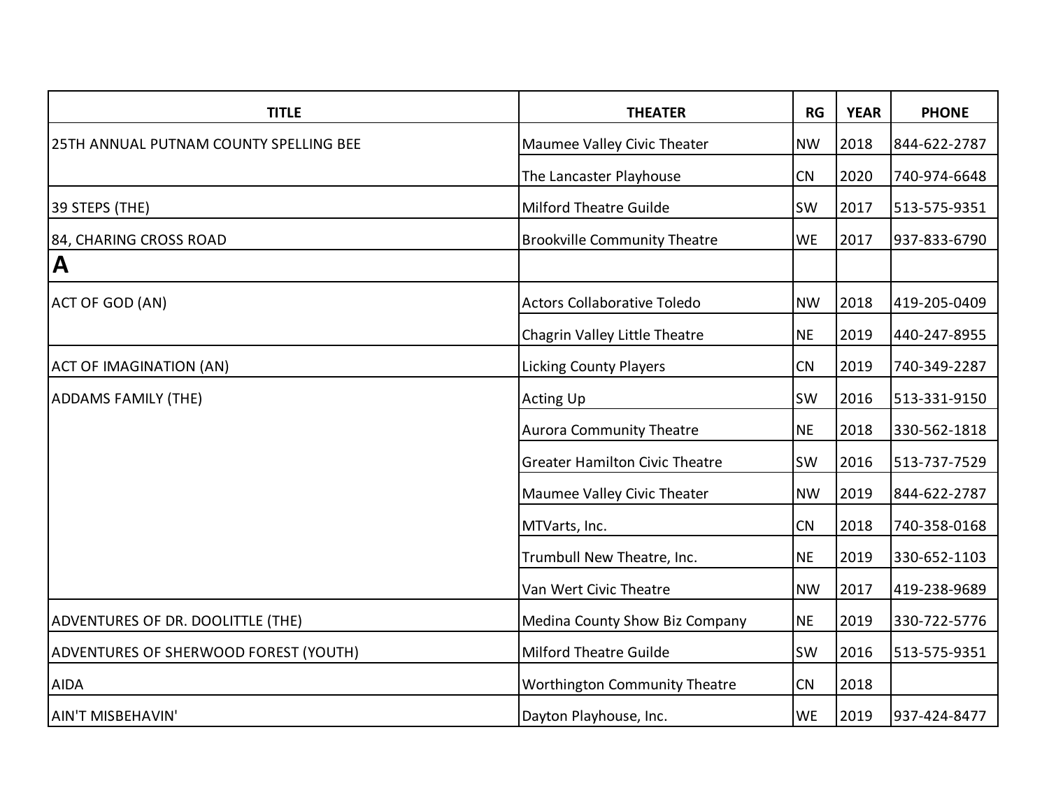| TITLE | THEATER | RG | YEAR | PHONE |
|---|---|---|---|---|
| 25TH ANNUAL PUTNAM COUNTY SPELLING BEE | Maumee Valley Civic Theater | NW | 2018 | 844-622-2787 |
| | The Lancaster Playhouse | CN | 2020 | 740-974-6648 |
| 39 STEPS (THE) | Milford Theatre Guilde | SW | 2017 | 513-575-9351 |
| 84, CHARING CROSS ROAD | Brookville Community Theatre | WE | 2017 | 937-833-6790 |
| **A** | | | | |
| ACT OF GOD (AN) | Actors Collaborative Toledo | NW | 2018 | 419-205-0409 |
| | Chagrin Valley Little Theatre | NE | 2019 | 440-247-8955 |
| ACT OF IMAGINATION (AN) | Licking County Players | CN | 2019 | 740-349-2287 |
| ADDAMS FAMILY (THE) | Acting Up | SW | 2016 | 513-331-9150 |
| | Aurora Community Theatre | NE | 2018 | 330-562-1818 |
| | Greater Hamilton Civic Theatre | SW | 2016 | 513-737-7529 |
| | Maumee Valley Civic Theater | NW | 2019 | 844-622-2787 |
| | MTVarts, Inc. | CN | 2018 | 740-358-0168 |
| | Trumbull New Theatre, Inc. | NE | 2019 | 330-652-1103 |
| | Van Wert Civic Theatre | NW | 2017 | 419-238-9689 |
| ADVENTURES OF DR. DOOLITTLE (THE) | Medina County Show Biz Company | NE | 2019 | 330-722-5776 |
| ADVENTURES OF SHERWOOD FOREST (YOUTH) | Milford Theatre Guilde | SW | 2016 | 513-575-9351 |
| AIDA | Worthington Community Theatre | CN | 2018 | |
| AIN'T MISBEHAVIN' | Dayton Playhouse, Inc. | WE | 2019 | 937-424-8477 |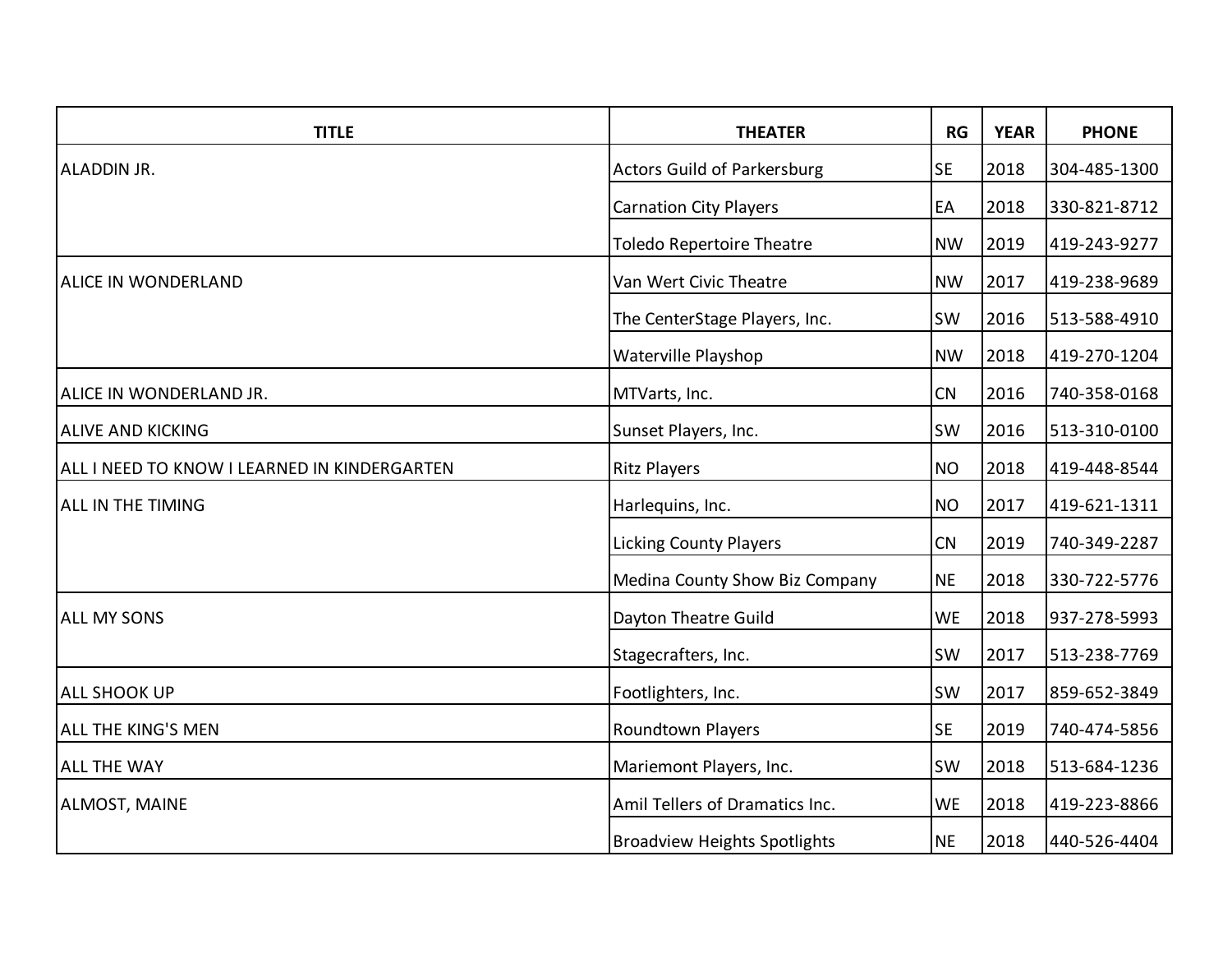| TITLE | THEATER | RG | YEAR | PHONE |
|---|---|---|---|---|
| ALADDIN JR. | Actors Guild of Parkersburg | SE | 2018 | 304-485-1300 |
| | Carnation City Players | EA | 2018 | 330-821-8712 |
| | Toledo Repertoire Theatre | NW | 2019 | 419-243-9277 |
| ALICE IN WONDERLAND | Van Wert Civic Theatre | NW | 2017 | 419-238-9689 |
| | The CenterStage Players, Inc. | SW | 2016 | 513-588-4910 |
| | Waterville Playshop | NW | 2018 | 419-270-1204 |
| ALICE IN WONDERLAND JR. | MTVarts, Inc. | CN | 2016 | 740-358-0168 |
| ALIVE AND KICKING | Sunset Players, Inc. | SW | 2016 | 513-310-0100 |
| ALL I NEED TO KNOW I LEARNED IN KINDERGARTEN | Ritz Players | NO | 2018 | 419-448-8544 |
| ALL IN THE TIMING | Harlequins, Inc. | NO | 2017 | 419-621-1311 |
| | Licking County Players | CN | 2019 | 740-349-2287 |
| | Medina County Show Biz Company | NE | 2018 | 330-722-5776 |
| ALL MY SONS | Dayton Theatre Guild | WE | 2018 | 937-278-5993 |
| | Stagecrafters, Inc. | SW | 2017 | 513-238-7769 |
| ALL SHOOK UP | Footlighters, Inc. | SW | 2017 | 859-652-3849 |
| ALL THE KING'S MEN | Roundtown Players | SE | 2019 | 740-474-5856 |
| ALL THE WAY | Mariemont Players, Inc. | SW | 2018 | 513-684-1236 |
| ALMOST, MAINE | Amil Tellers of Dramatics Inc. | WE | 2018 | 419-223-8866 |
| | Broadview Heights Spotlights | NE | 2018 | 440-526-4404 |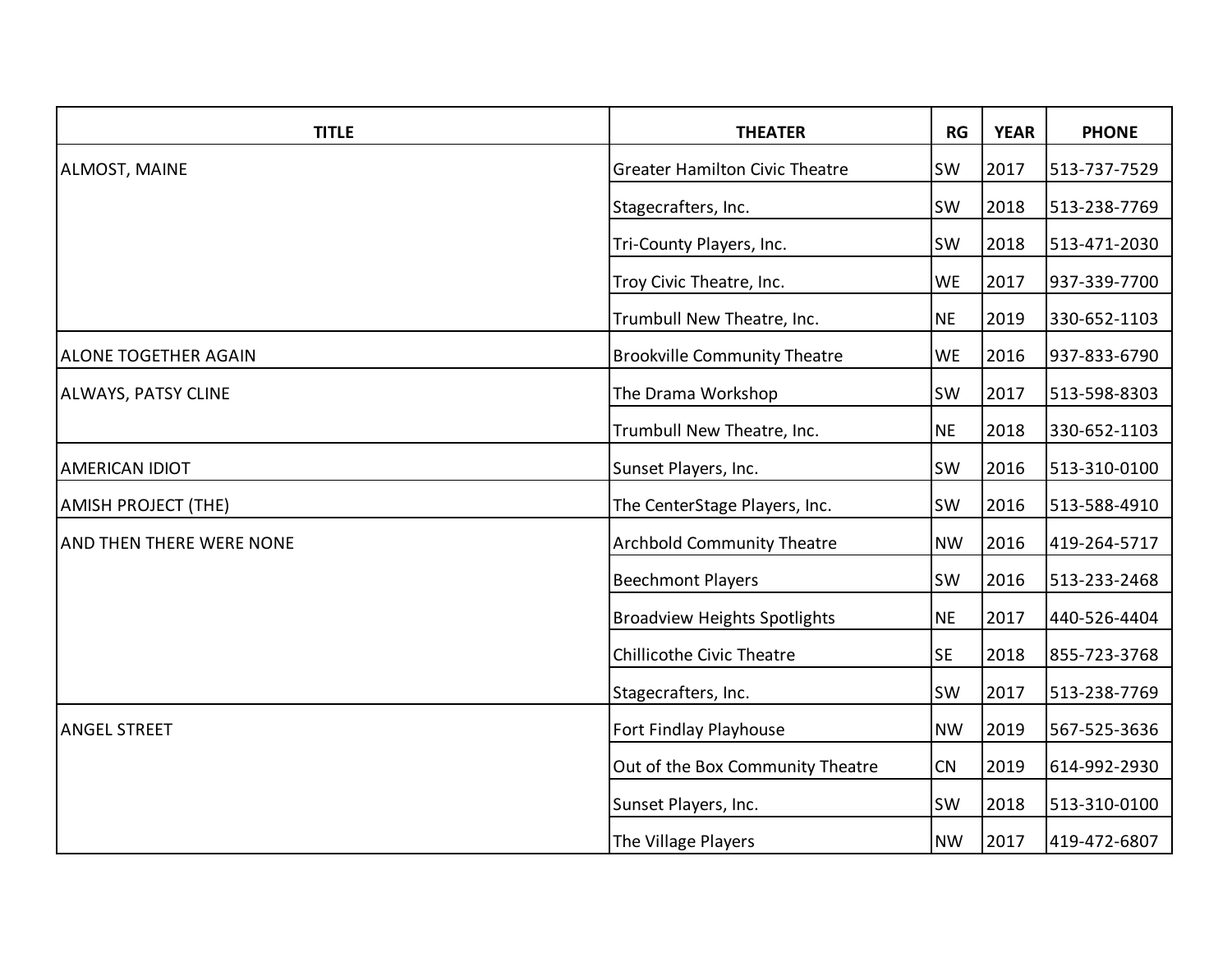| TITLE | THEATER | RG | YEAR | PHONE |
|---|---|---|---|---|
| ALMOST, MAINE | Greater Hamilton Civic Theatre | SW | 2017 | 513-737-7529 |
| | Stagecrafters, Inc. | SW | 2018 | 513-238-7769 |
| | Tri-County Players, Inc. | SW | 2018 | 513-471-2030 |
| | Troy Civic Theatre, Inc. | WE | 2017 | 937-339-7700 |
| | Trumbull New Theatre, Inc. | NE | 2019 | 330-652-1103 |
| ALONE TOGETHER AGAIN | Brookville Community Theatre | WE | 2016 | 937-833-6790 |
| ALWAYS, PATSY CLINE | The Drama Workshop | SW | 2017 | 513-598-8303 |
| | Trumbull New Theatre, Inc. | NE | 2018 | 330-652-1103 |
| AMERICAN IDIOT | Sunset Players, Inc. | SW | 2016 | 513-310-0100 |
| AMISH PROJECT (THE) | The CenterStage Players, Inc. | SW | 2016 | 513-588-4910 |
| AND THEN THERE WERE NONE | Archbold Community Theatre | NW | 2016 | 419-264-5717 |
| | Beechmont Players | SW | 2016 | 513-233-2468 |
| | Broadview Heights Spotlights | NE | 2017 | 440-526-4404 |
| | Chillicothe Civic Theatre | SE | 2018 | 855-723-3768 |
| | Stagecrafters, Inc. | SW | 2017 | 513-238-7769 |
| ANGEL STREET | Fort Findlay Playhouse | NW | 2019 | 567-525-3636 |
| | Out of the Box Community Theatre | CN | 2019 | 614-992-2930 |
| | Sunset Players, Inc. | SW | 2018 | 513-310-0100 |
| | The Village Players | NW | 2017 | 419-472-6807 |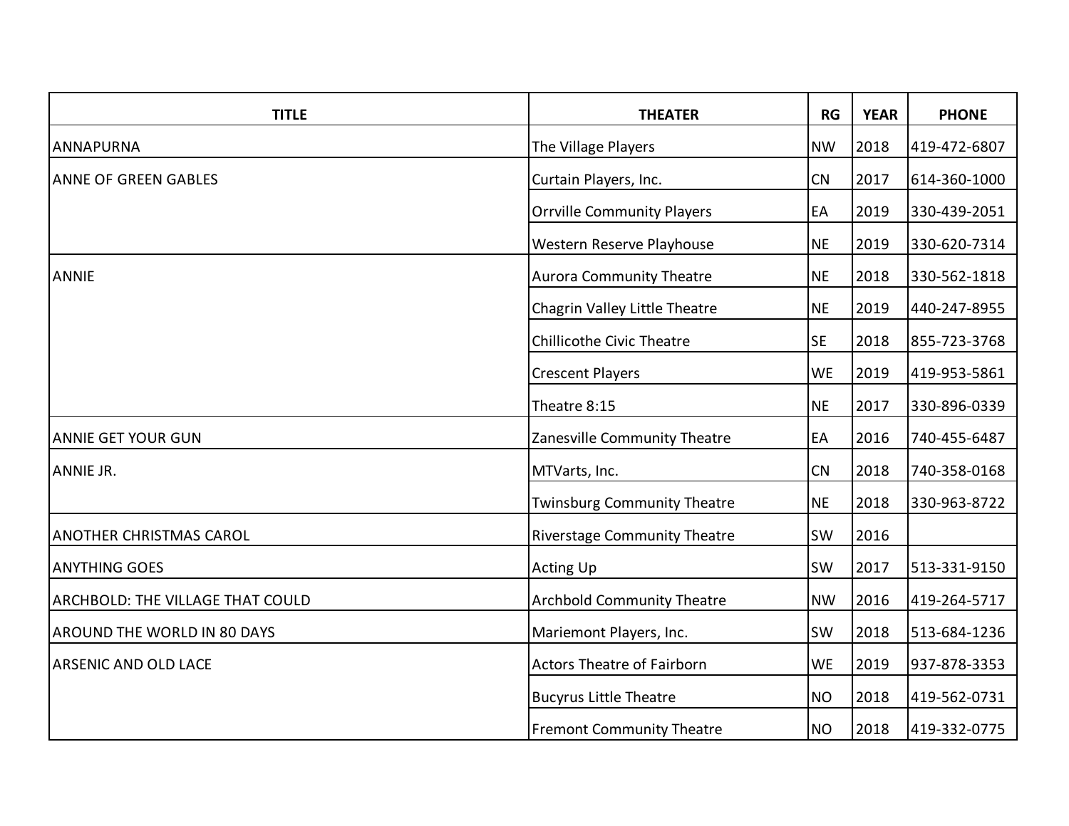| TITLE | THEATER | RG | YEAR | PHONE |
|---|---|---|---|---|
| ANNAPURNA | The Village Players | NW | 2018 | 419-472-6807 |
| ANNE OF GREEN GABLES | Curtain Players, Inc. | CN | 2017 | 614-360-1000 |
| | Orrville Community Players | EA | 2019 | 330-439-2051 |
| | Western Reserve Playhouse | NE | 2019 | 330-620-7314 |
| ANNIE | Aurora Community Theatre | NE | 2018 | 330-562-1818 |
| | Chagrin Valley Little Theatre | NE | 2019 | 440-247-8955 |
| | Chillicothe Civic Theatre | SE | 2018 | 855-723-3768 |
| | Crescent Players | WE | 2019 | 419-953-5861 |
| | Theatre 8:15 | NE | 2017 | 330-896-0339 |
| ANNIE GET YOUR GUN | Zanesville Community Theatre | EA | 2016 | 740-455-6487 |
| ANNIE JR. | MTVarts, Inc. | CN | 2018 | 740-358-0168 |
| | Twinsburg Community Theatre | NE | 2018 | 330-963-8722 |
| ANOTHER CHRISTMAS CAROL | Riverstage Community Theatre | SW | 2016 | |
| ANYTHING GOES | Acting Up | SW | 2017 | 513-331-9150 |
| ARCHBOLD: THE VILLAGE THAT COULD | Archbold Community Theatre | NW | 2016 | 419-264-5717 |
| AROUND THE WORLD IN 80 DAYS | Mariemont Players, Inc. | SW | 2018 | 513-684-1236 |
| ARSENIC AND OLD LACE | Actors Theatre of Fairborn | WE | 2019 | 937-878-3353 |
| | Bucyrus Little Theatre | NO | 2018 | 419-562-0731 |
| | Fremont Community Theatre | NO | 2018 | 419-332-0775 |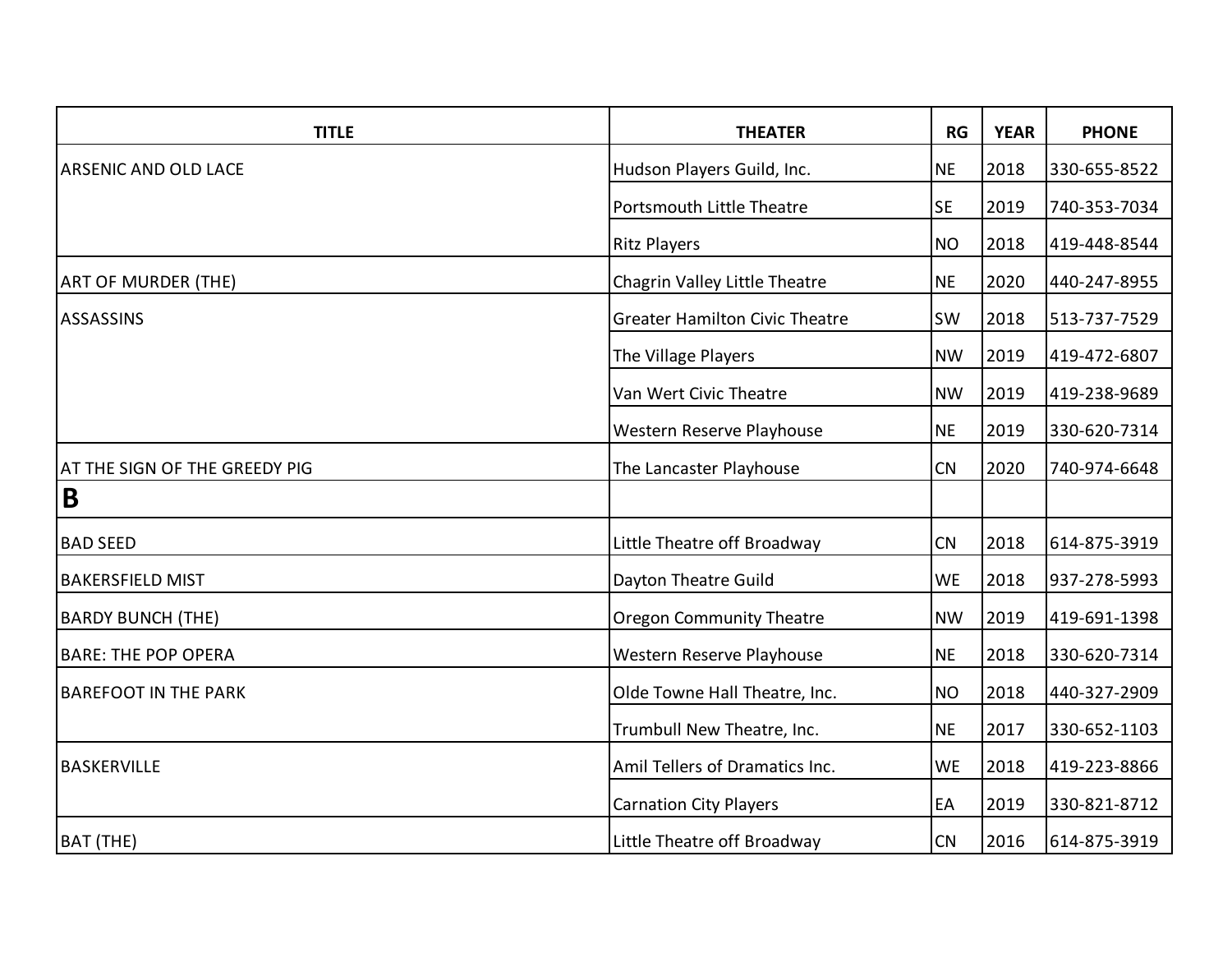| TITLE | THEATER | RG | YEAR | PHONE |
|---|---|---|---|---|
| ARSENIC AND OLD LACE | Hudson Players Guild, Inc. | NE | 2018 | 330-655-8522 |
| | Portsmouth Little Theatre | SE | 2019 | 740-353-7034 |
| | Ritz Players | NO | 2018 | 419-448-8544 |
| ART OF MURDER (THE) | Chagrin Valley Little Theatre | NE | 2020 | 440-247-8955 |
| ASSASSINS | Greater Hamilton Civic Theatre | SW | 2018 | 513-737-7529 |
| | The Village Players | NW | 2019 | 419-472-6807 |
| | Van Wert Civic Theatre | NW | 2019 | 419-238-9689 |
| | Western Reserve Playhouse | NE | 2019 | 330-620-7314 |
| AT THE SIGN OF THE GREEDY PIG | The Lancaster Playhouse | CN | 2020 | 740-974-6648 |
| **B** | | | | |
| BAD SEED | Little Theatre off Broadway | CN | 2018 | 614-875-3919 |
| BAKERSFIELD MIST | Dayton Theatre Guild | WE | 2018 | 937-278-5993 |
| BARDY BUNCH (THE) | Oregon Community Theatre | NW | 2019 | 419-691-1398 |
| BARE: THE POP OPERA | Western Reserve Playhouse | NE | 2018 | 330-620-7314 |
| BAREFOOT IN THE PARK | Olde Towne Hall Theatre, Inc. | NO | 2018 | 440-327-2909 |
| | Trumbull New Theatre, Inc. | NE | 2017 | 330-652-1103 |
| BASKERVILLE | Amil Tellers of Dramatics Inc. | WE | 2018 | 419-223-8866 |
| | Carnation City Players | EA | 2019 | 330-821-8712 |
| BAT (THE) | Little Theatre off Broadway | CN | 2016 | 614-875-3919 |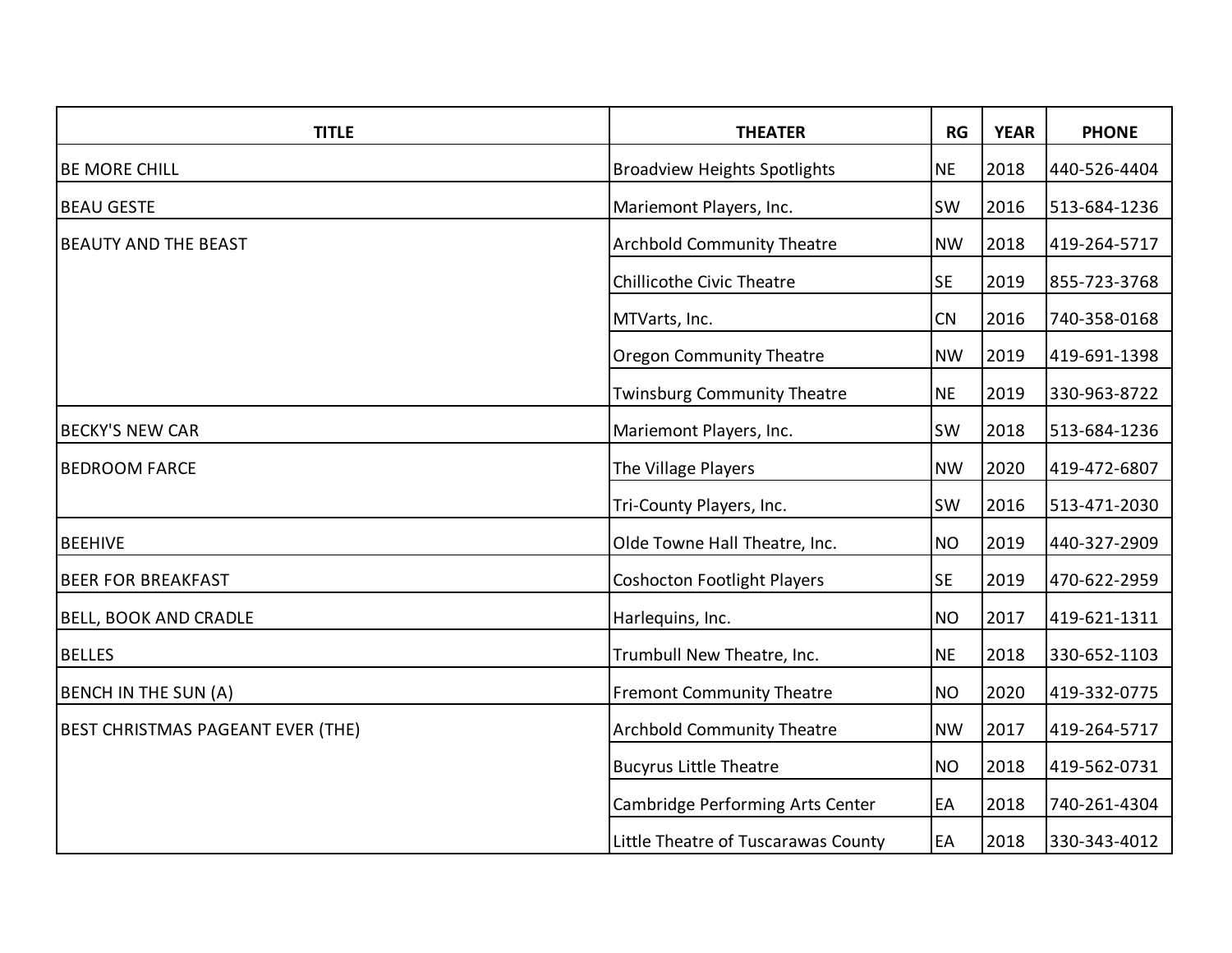| TITLE | THEATER | RG | YEAR | PHONE |
|---|---|---|---|---|
| BE MORE CHILL | Broadview Heights Spotlights | NE | 2018 | 440-526-4404 |
| BEAU GESTE | Mariemont Players, Inc. | SW | 2016 | 513-684-1236 |
| BEAUTY AND THE BEAST | Archbold Community Theatre | NW | 2018 | 419-264-5717 |
| | Chillicothe Civic Theatre | SE | 2019 | 855-723-3768 |
| | MTVarts, Inc. | CN | 2016 | 740-358-0168 |
| | Oregon Community Theatre | NW | 2019 | 419-691-1398 |
| | Twinsburg Community Theatre | NE | 2019 | 330-963-8722 |
| BECKY'S NEW CAR | Mariemont Players, Inc. | SW | 2018 | 513-684-1236 |
| BEDROOM FARCE | The Village Players | NW | 2020 | 419-472-6807 |
| | Tri-County Players, Inc. | SW | 2016 | 513-471-2030 |
| BEEHIVE | Olde Towne Hall Theatre, Inc. | NO | 2019 | 440-327-2909 |
| BEER FOR BREAKFAST | Coshocton Footlight Players | SE | 2019 | 470-622-2959 |
| BELL, BOOK AND CRADLE | Harlequins, Inc. | NO | 2017 | 419-621-1311 |
| BELLES | Trumbull New Theatre, Inc. | NE | 2018 | 330-652-1103 |
| BENCH IN THE SUN (A) | Fremont Community Theatre | NO | 2020 | 419-332-0775 |
| BEST CHRISTMAS PAGEANT EVER (THE) | Archbold Community Theatre | NW | 2017 | 419-264-5717 |
| | Bucyrus Little Theatre | NO | 2018 | 419-562-0731 |
| | Cambridge Performing Arts Center | EA | 2018 | 740-261-4304 |
| | Little Theatre of Tuscarawas County | EA | 2018 | 330-343-4012 |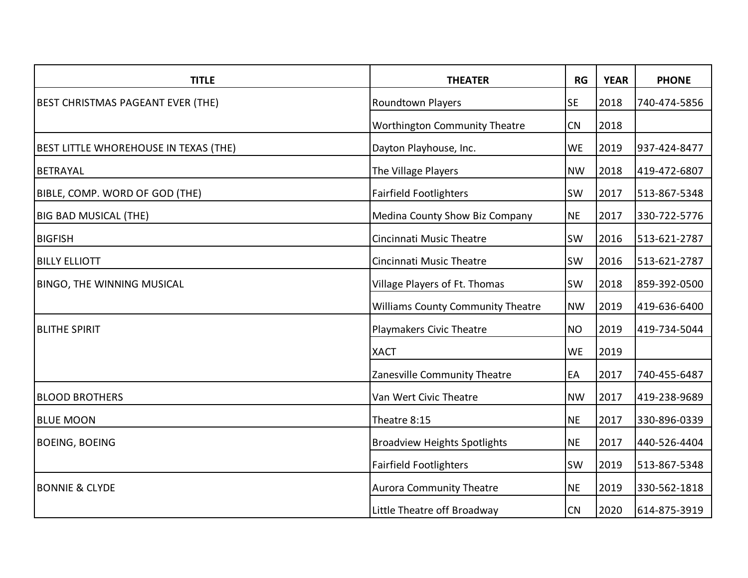| TITLE | THEATER | RG | YEAR | PHONE |
|---|---|---|---|---|
| BEST CHRISTMAS PAGEANT EVER (THE) | Roundtown Players | SE | 2018 | 740-474-5856 |
| | Worthington Community Theatre | CN | 2018 | |
| BEST LITTLE WHOREHOUSE IN TEXAS (THE) | Dayton Playhouse, Inc. | WE | 2019 | 937-424-8477 |
| BETRAYAL | The Village Players | NW | 2018 | 419-472-6807 |
| BIBLE, COMP. WORD OF GOD (THE) | Fairfield Footlighters | SW | 2017 | 513-867-5348 |
| BIG BAD MUSICAL (THE) | Medina County Show Biz Company | NE | 2017 | 330-722-5776 |
| BIGFISH | Cincinnati Music Theatre | SW | 2016 | 513-621-2787 |
| BILLY ELLIOTT | Cincinnati Music Theatre | SW | 2016 | 513-621-2787 |
| BINGO, THE WINNING MUSICAL | Village Players of Ft. Thomas | SW | 2018 | 859-392-0500 |
| | Williams County Community Theatre | NW | 2019 | 419-636-6400 |
| BLITHE SPIRIT | Playmakers Civic Theatre | NO | 2019 | 419-734-5044 |
| | XACT | WE | 2019 | |
| | Zanesville Community Theatre | EA | 2017 | 740-455-6487 |
| BLOOD BROTHERS | Van Wert Civic Theatre | NW | 2017 | 419-238-9689 |
| BLUE MOON | Theatre 8:15 | NE | 2017 | 330-896-0339 |
| BOEING, BOEING | Broadview Heights Spotlights | NE | 2017 | 440-526-4404 |
| | Fairfield Footlighters | SW | 2019 | 513-867-5348 |
| BONNIE & CLYDE | Aurora Community Theatre | NE | 2019 | 330-562-1818 |
| | Little Theatre off Broadway | CN | 2020 | 614-875-3919 |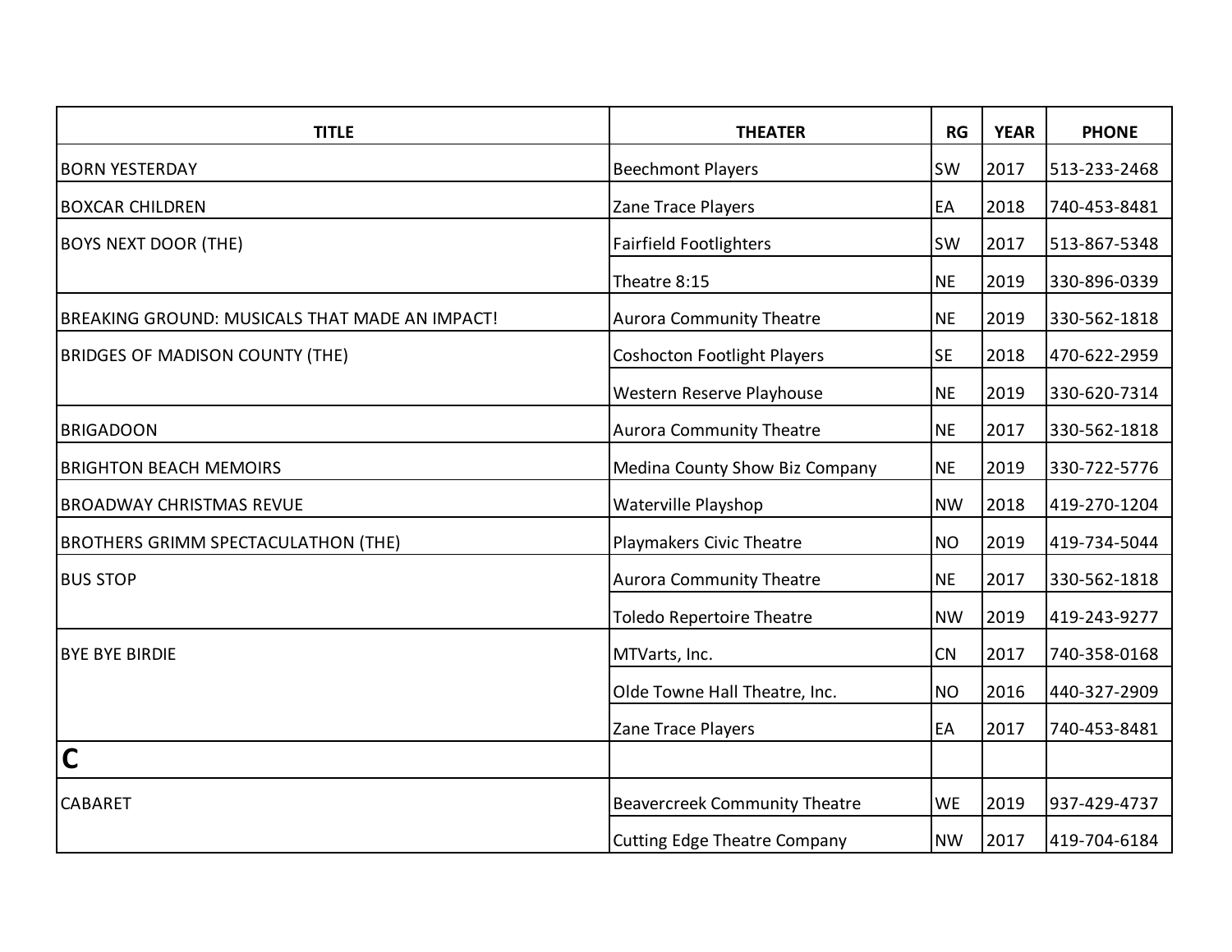| TITLE | THEATER | RG | YEAR | PHONE |
|---|---|---|---|---|
| BORN YESTERDAY | Beechmont Players | SW | 2017 | 513-233-2468 |
| BOXCAR CHILDREN | Zane Trace Players | EA | 2018 | 740-453-8481 |
| BOYS NEXT DOOR (THE) | Fairfield Footlighters | SW | 2017 | 513-867-5348 |
| | Theatre 8:15 | NE | 2019 | 330-896-0339 |
| BREAKING GROUND: MUSICALS THAT MADE AN IMPACT! | Aurora Community Theatre | NE | 2019 | 330-562-1818 |
| BRIDGES OF MADISON COUNTY (THE) | Coshocton Footlight Players | SE | 2018 | 470-622-2959 |
| | Western Reserve Playhouse | NE | 2019 | 330-620-7314 |
| BRIGADOON | Aurora Community Theatre | NE | 2017 | 330-562-1818 |
| BRIGHTON BEACH MEMOIRS | Medina County Show Biz Company | NE | 2019 | 330-722-5776 |
| BROADWAY CHRISTMAS REVUE | Waterville Playshop | NW | 2018 | 419-270-1204 |
| BROTHERS GRIMM SPECTACULATHON (THE) | Playmakers Civic Theatre | NO | 2019 | 419-734-5044 |
| BUS STOP | Aurora Community Theatre | NE | 2017 | 330-562-1818 |
| | Toledo Repertoire Theatre | NW | 2019 | 419-243-9277 |
| BYE BYE BIRDIE | MTVarts, Inc. | CN | 2017 | 740-358-0168 |
| | Olde Towne Hall Theatre, Inc. | NO | 2016 | 440-327-2909 |
| | Zane Trace Players | EA | 2017 | 740-453-8481 |
| **C** | | | | |
| CABARET | Beavercreek Community Theatre | WE | 2019 | 937-429-4737 |
| | Cutting Edge Theatre Company | NW | 2017 | 419-704-6184 |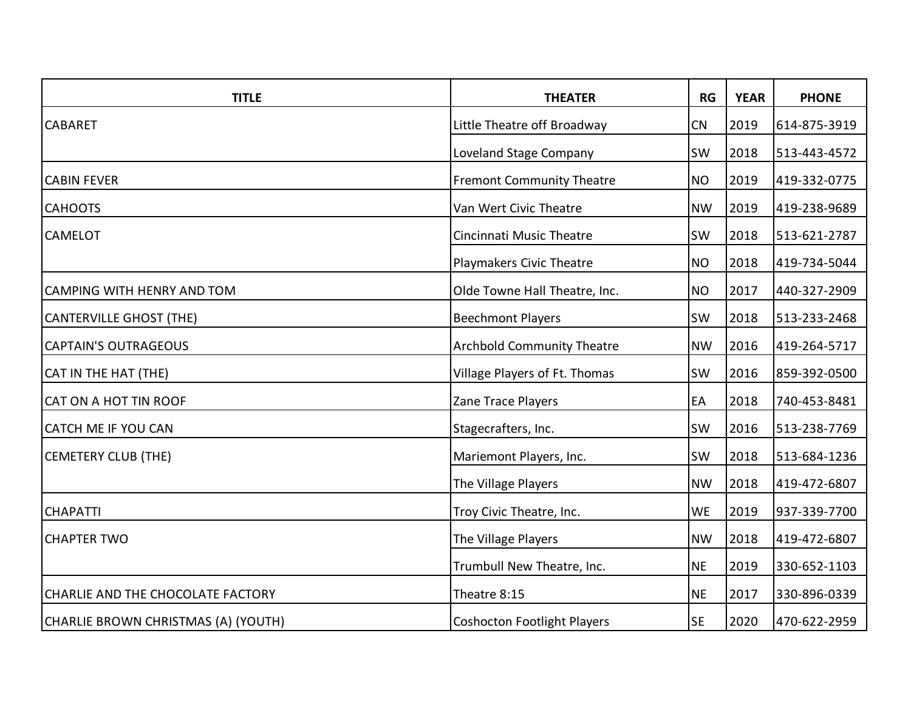| TITLE | THEATER | RG | YEAR | PHONE |
|---|---|---|---|---|
| CABARET | Little Theatre off Broadway | CN | 2019 | 614-875-3919 |
| | Loveland Stage Company | SW | 2018 | 513-443-4572 |
| CABIN FEVER | Fremont Community Theatre | NO | 2019 | 419-332-0775 |
| CAHOOTS | Van Wert Civic Theatre | NW | 2019 | 419-238-9689 |
| CAMELOT | Cincinnati Music Theatre | SW | 2018 | 513-621-2787 |
| | Playmakers Civic Theatre | NO | 2018 | 419-734-5044 |
| CAMPING WITH HENRY AND TOM | Olde Towne Hall Theatre, Inc. | NO | 2017 | 440-327-2909 |
| CANTERVILLE GHOST (THE) | Beechmont Players | SW | 2018 | 513-233-2468 |
| CAPTAIN'S OUTRAGEOUS | Archbold Community Theatre | NW | 2016 | 419-264-5717 |
| CAT IN THE HAT (THE) | Village Players of Ft. Thomas | SW | 2016 | 859-392-0500 |
| CAT ON A HOT TIN ROOF | Zane Trace Players | EA | 2018 | 740-453-8481 |
| CATCH ME IF YOU CAN | Stagecrafters, Inc. | SW | 2016 | 513-238-7769 |
| CEMETERY CLUB (THE) | Mariemont Players, Inc. | SW | 2018 | 513-684-1236 |
| | The Village Players | NW | 2018 | 419-472-6807 |
| CHAPATTI | Troy Civic Theatre, Inc. | WE | 2019 | 937-339-7700 |
| CHAPTER TWO | The Village Players | NW | 2018 | 419-472-6807 |
| | Trumbull New Theatre, Inc. | NE | 2019 | 330-652-1103 |
| CHARLIE AND THE CHOCOLATE FACTORY | Theatre 8:15 | NE | 2017 | 330-896-0339 |
| CHARLIE BROWN CHRISTMAS (A) (YOUTH) | Coshocton Footlight Players | SE | 2020 | 470-622-2959 |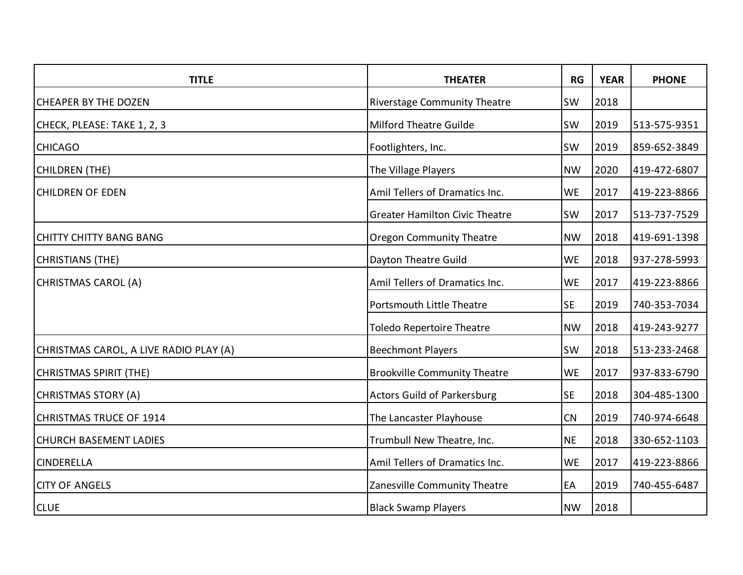| TITLE | THEATER | RG | YEAR | PHONE |
| --- | --- | --- | --- | --- |
| CHEAPER BY THE DOZEN | Riverstage Community Theatre | SW | 2018 | |
| CHECK, PLEASE: TAKE 1, 2, 3 | Milford Theatre Guilde | SW | 2019 | 513-575-9351 |
| CHICAGO | Footlighters, Inc. | SW | 2019 | 859-652-3849 |
| CHILDREN (THE) | The Village Players | NW | 2020 | 419-472-6807 |
| CHILDREN OF EDEN | Amil Tellers of Dramatics Inc. | WE | 2017 | 419-223-8866 |
| | Greater Hamilton Civic Theatre | SW | 2017 | 513-737-7529 |
| CHITTY CHITTY BANG BANG | Oregon Community Theatre | NW | 2018 | 419-691-1398 |
| CHRISTIANS (THE) | Dayton Theatre Guild | WE | 2018 | 937-278-5993 |
| CHRISTMAS CAROL (A) | Amil Tellers of Dramatics Inc. | WE | 2017 | 419-223-8866 |
| | Portsmouth Little Theatre | SE | 2019 | 740-353-7034 |
| | Toledo Repertoire Theatre | NW | 2018 | 419-243-9277 |
| CHRISTMAS CAROL, A LIVE RADIO PLAY (A) | Beechmont Players | SW | 2018 | 513-233-2468 |
| CHRISTMAS SPIRIT (THE) | Brookville Community Theatre | WE | 2017 | 937-833-6790 |
| CHRISTMAS STORY (A) | Actors Guild of Parkersburg | SE | 2018 | 304-485-1300 |
| CHRISTMAS TRUCE OF 1914 | The Lancaster Playhouse | CN | 2019 | 740-974-6648 |
| CHURCH BASEMENT LADIES | Trumbull New Theatre, Inc. | NE | 2018 | 330-652-1103 |
| CINDERELLA | Amil Tellers of Dramatics Inc. | WE | 2017 | 419-223-8866 |
| CITY OF ANGELS | Zanesville Community Theatre | EA | 2019 | 740-455-6487 |
| CLUE | Black Swamp Players | NW | 2018 | |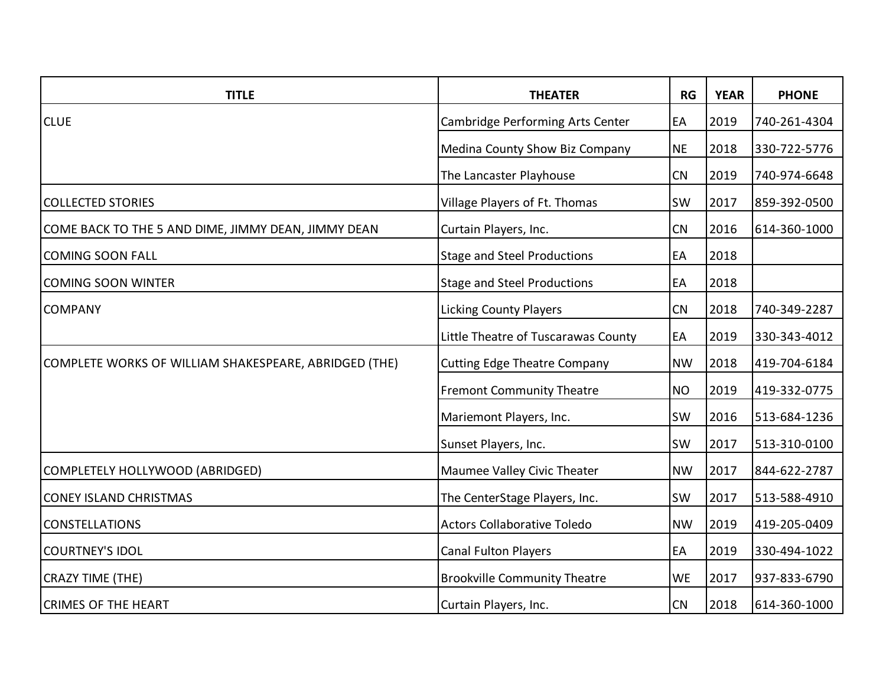| TITLE | THEATER | RG | YEAR | PHONE |
|---|---|---|---|---|
| CLUE | Cambridge Performing Arts Center | EA | 2019 | 740-261-4304 |
| | Medina County Show Biz Company | NE | 2018 | 330-722-5776 |
| | The Lancaster Playhouse | CN | 2019 | 740-974-6648 |
| COLLECTED STORIES | Village Players of Ft. Thomas | SW | 2017 | 859-392-0500 |
| COME BACK TO THE 5 AND DIME, JIMMY DEAN, JIMMY DEAN | Curtain Players, Inc. | CN | 2016 | 614-360-1000 |
| COMING SOON FALL | Stage and Steel Productions | EA | 2018 | |
| COMING SOON WINTER | Stage and Steel Productions | EA | 2018 | |
| COMPANY | Licking County Players | CN | 2018 | 740-349-2287 |
| | Little Theatre of Tuscarawas County | EA | 2019 | 330-343-4012 |
| COMPLETE WORKS OF WILLIAM SHAKESPEARE, ABRIDGED (THE) | Cutting Edge Theatre Company | NW | 2018 | 419-704-6184 |
| | Fremont Community Theatre | NO | 2019 | 419-332-0775 |
| | Mariemont Players, Inc. | SW | 2016 | 513-684-1236 |
| | Sunset Players, Inc. | SW | 2017 | 513-310-0100 |
| COMPLETELY HOLLYWOOD (ABRIDGED) | Maumee Valley Civic Theater | NW | 2017 | 844-622-2787 |
| CONEY ISLAND CHRISTMAS | The CenterStage Players, Inc. | SW | 2017 | 513-588-4910 |
| CONSTELLATIONS | Actors Collaborative Toledo | NW | 2019 | 419-205-0409 |
| COURTNEY'S IDOL | Canal Fulton Players | EA | 2019 | 330-494-1022 |
| CRAZY TIME (THE) | Brookville Community Theatre | WE | 2017 | 937-833-6790 |
| CRIMES OF THE HEART | Curtain Players, Inc. | CN | 2018 | 614-360-1000 |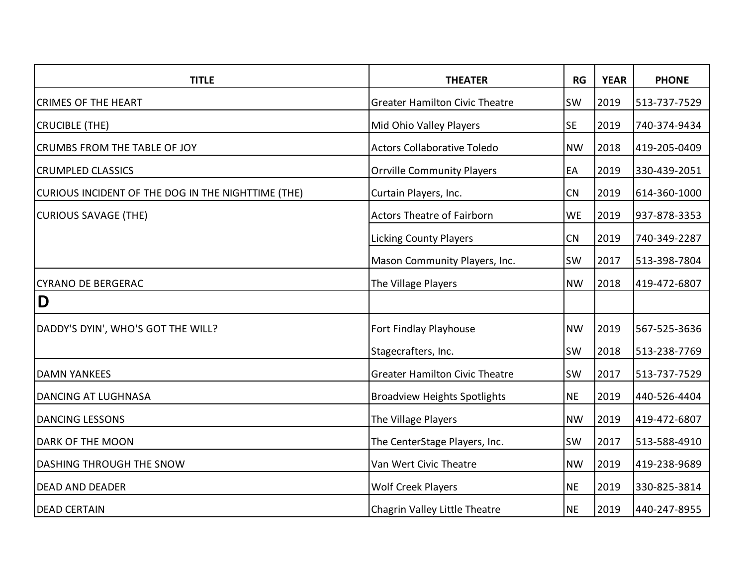| TITLE | THEATER | RG | YEAR | PHONE |
|---|---|---|---|---|
| CRIMES OF THE HEART | Greater Hamilton Civic Theatre | SW | 2019 | 513-737-7529 |
| CRUCIBLE (THE) | Mid Ohio Valley Players | SE | 2019 | 740-374-9434 |
| CRUMBS FROM THE TABLE OF JOY | Actors Collaborative Toledo | NW | 2018 | 419-205-0409 |
| CRUMPLED CLASSICS | Orrville Community Players | EA | 2019 | 330-439-2051 |
| CURIOUS INCIDENT OF THE DOG IN THE NIGHTTIME (THE) | Curtain Players, Inc. | CN | 2019 | 614-360-1000 |
| CURIOUS SAVAGE (THE) | Actors Theatre of Fairborn | WE | 2019 | 937-878-3353 |
| | Licking County Players | CN | 2019 | 740-349-2287 |
| | Mason Community Players, Inc. | SW | 2017 | 513-398-7804 |
| CYRANO DE BERGERAC | The Village Players | NW | 2018 | 419-472-6807 |
| **D** | | | | |
| DADDY'S DYIN', WHO'S GOT THE WILL? | Fort Findlay Playhouse | NW | 2019 | 567-525-3636 |
| | Stagecrafters, Inc. | SW | 2018 | 513-238-7769 |
| DAMN YANKEES | Greater Hamilton Civic Theatre | SW | 2017 | 513-737-7529 |
| DANCING AT LUGHNASA | Broadview Heights Spotlights | NE | 2019 | 440-526-4404 |
| DANCING LESSONS | The Village Players | NW | 2019 | 419-472-6807 |
| DARK OF THE MOON | The CenterStage Players, Inc. | SW | 2017 | 513-588-4910 |
| DASHING THROUGH THE SNOW | Van Wert Civic Theatre | NW | 2019 | 419-238-9689 |
| DEAD AND DEADER | Wolf Creek Players | NE | 2019 | 330-825-3814 |
| DEAD CERTAIN | Chagrin Valley Little Theatre | NE | 2019 | 440-247-8955 |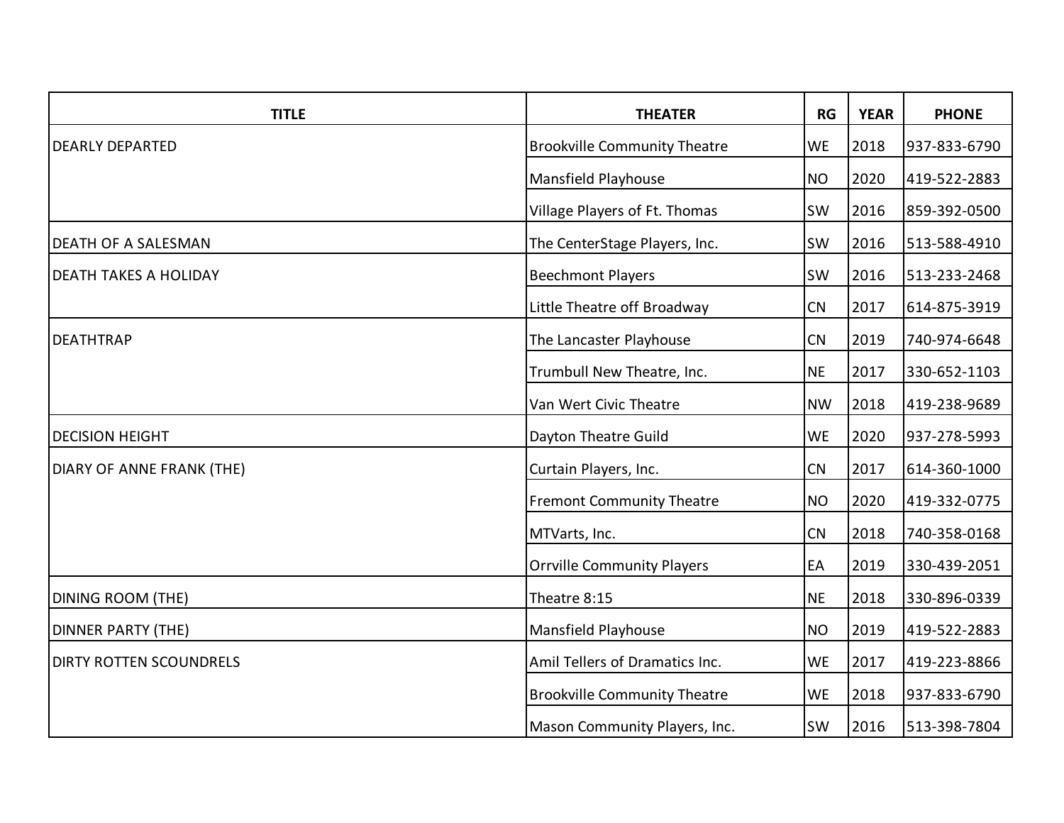| TITLE | THEATER | RG | YEAR | PHONE |
|---|---|---|---|---|
| DEARLY DEPARTED | Brookville Community Theatre | WE | 2018 | 937-833-6790 |
| | Mansfield Playhouse | NO | 2020 | 419-522-2883 |
| | Village Players of Ft. Thomas | SW | 2016 | 859-392-0500 |
| DEATH OF A SALESMAN | The CenterStage Players, Inc. | SW | 2016 | 513-588-4910 |
| DEATH TAKES A HOLIDAY | Beechmont Players | SW | 2016 | 513-233-2468 |
| | Little Theatre off Broadway | CN | 2017 | 614-875-3919 |
| DEATHTRAP | The Lancaster Playhouse | CN | 2019 | 740-974-6648 |
| | Trumbull New Theatre, Inc. | NE | 2017 | 330-652-1103 |
| | Van Wert Civic Theatre | NW | 2018 | 419-238-9689 |
| DECISION HEIGHT | Dayton Theatre Guild | WE | 2020 | 937-278-5993 |
| DIARY OF ANNE FRANK (THE) | Curtain Players, Inc. | CN | 2017 | 614-360-1000 |
| | Fremont Community Theatre | NO | 2020 | 419-332-0775 |
| | MTVarts, Inc. | CN | 2018 | 740-358-0168 |
| | Orrville Community Players | EA | 2019 | 330-439-2051 |
| DINING ROOM (THE) | Theatre 8:15 | NE | 2018 | 330-896-0339 |
| DINNER PARTY (THE) | Mansfield Playhouse | NO | 2019 | 419-522-2883 |
| DIRTY ROTTEN SCOUNDRELS | Amil Tellers of Dramatics Inc. | WE | 2017 | 419-223-8866 |
| | Brookville Community Theatre | WE | 2018 | 937-833-6790 |
| | Mason Community Players, Inc. | SW | 2016 | 513-398-7804 |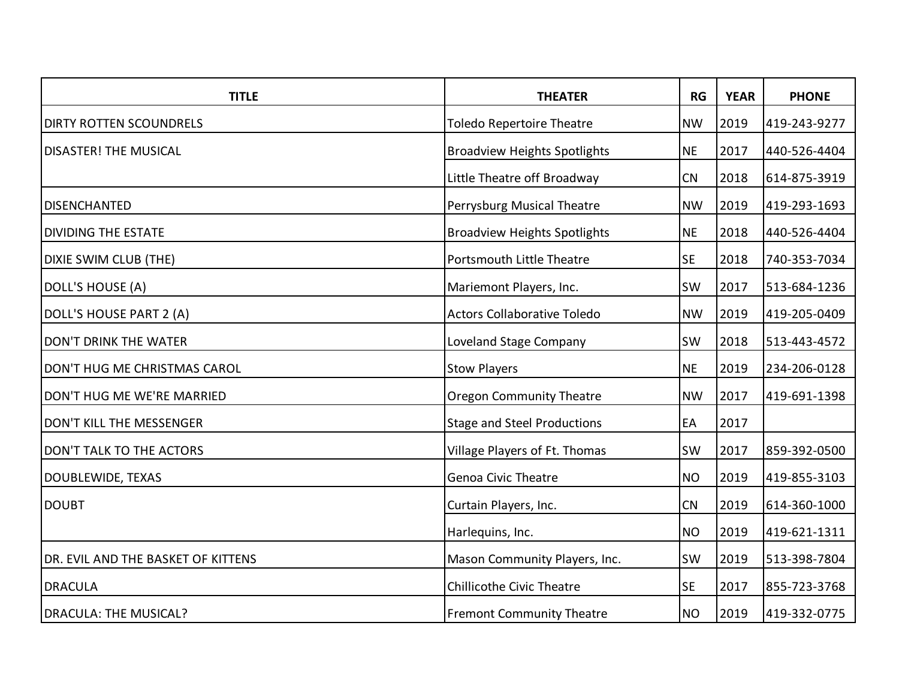| TITLE | THEATER | RG | YEAR | PHONE |
|---|---|---|---|---|
| DIRTY ROTTEN SCOUNDRELS | Toledo Repertoire Theatre | NW | 2019 | 419-243-9277 |
| DISASTER! THE MUSICAL | Broadview Heights Spotlights | NE | 2017 | 440-526-4404 |
| | Little Theatre off Broadway | CN | 2018 | 614-875-3919 |
| DISENCHANTED | Perrysburg Musical Theatre | NW | 2019 | 419-293-1693 |
| DIVIDING THE ESTATE | Broadview Heights Spotlights | NE | 2018 | 440-526-4404 |
| DIXIE SWIM CLUB (THE) | Portsmouth Little Theatre | SE | 2018 | 740-353-7034 |
| DOLL'S HOUSE (A) | Mariemont Players, Inc. | SW | 2017 | 513-684-1236 |
| DOLL'S HOUSE PART 2 (A) | Actors Collaborative Toledo | NW | 2019 | 419-205-0409 |
| DON'T DRINK THE WATER | Loveland Stage Company | SW | 2018 | 513-443-4572 |
| DON'T HUG ME CHRISTMAS CAROL | Stow Players | NE | 2019 | 234-206-0128 |
| DON'T HUG ME WE'RE MARRIED | Oregon Community Theatre | NW | 2017 | 419-691-1398 |
| DON'T KILL THE MESSENGER | Stage and Steel Productions | EA | 2017 | |
| DON'T TALK TO THE ACTORS | Village Players of Ft. Thomas | SW | 2017 | 859-392-0500 |
| DOUBLEWIDE, TEXAS | Genoa Civic Theatre | NO | 2019 | 419-855-3103 |
| DOUBT | Curtain Players, Inc. | CN | 2019 | 614-360-1000 |
| | Harlequins, Inc. | NO | 2019 | 419-621-1311 |
| DR. EVIL AND THE BASKET OF KITTENS | Mason Community Players, Inc. | SW | 2019 | 513-398-7804 |
| DRACULA | Chillicothe Civic Theatre | SE | 2017 | 855-723-3768 |
| DRACULA: THE MUSICAL? | Fremont Community Theatre | NO | 2019 | 419-332-0775 |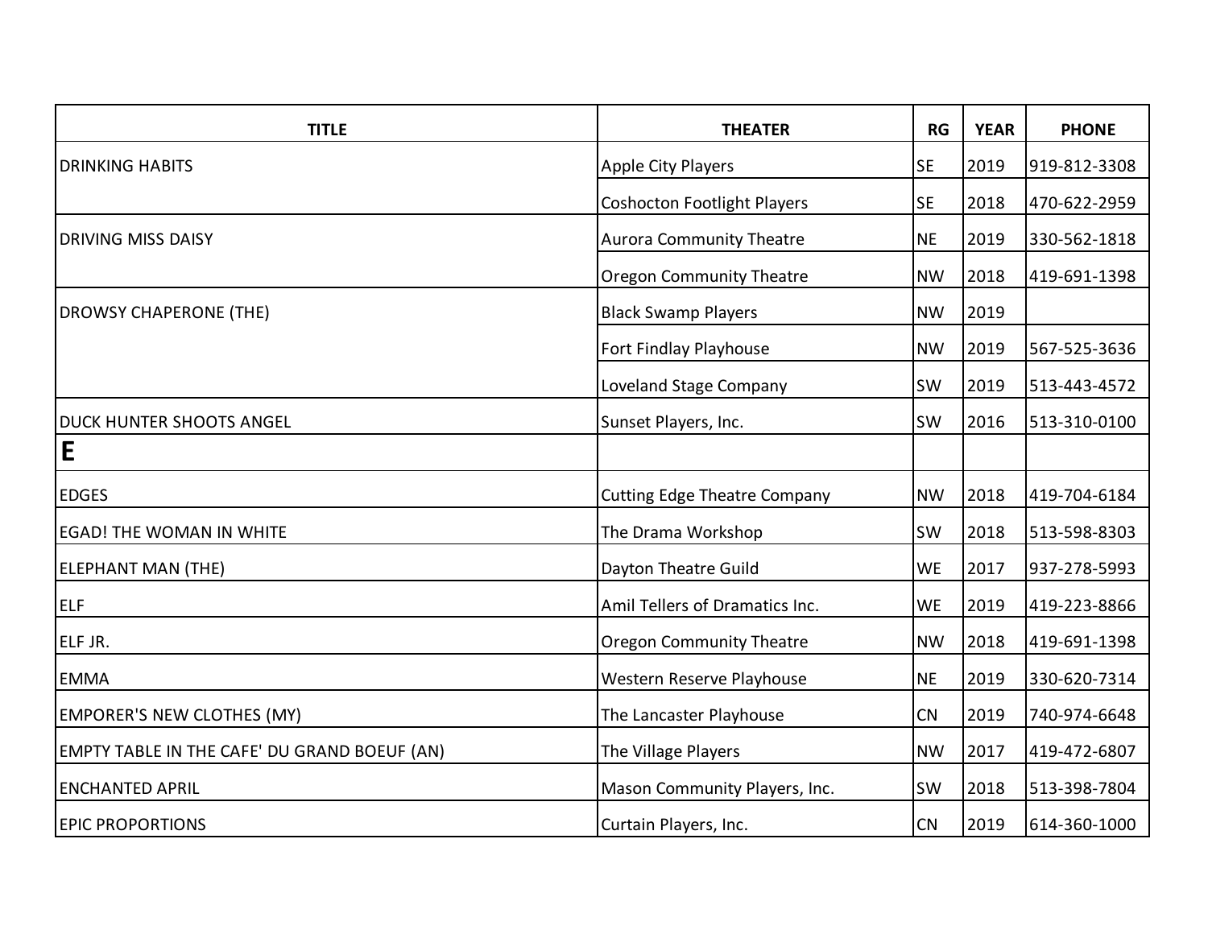| TITLE | THEATER | RG | YEAR | PHONE |
| --- | --- | --- | --- | --- |
| DRINKING HABITS | Apple City Players | SE | 2019 | 919-812-3308 |
| | Coshocton Footlight Players | SE | 2018 | 470-622-2959 |
| DRIVING MISS DAISY | Aurora Community Theatre | NE | 2019 | 330-562-1818 |
| | Oregon Community Theatre | NW | 2018 | 419-691-1398 |
| DROWSY CHAPERONE (THE) | Black Swamp Players | NW | 2019 | |
| | Fort Findlay Playhouse | NW | 2019 | 567-525-3636 |
| | Loveland Stage Company | SW | 2019 | 513-443-4572 |
| DUCK HUNTER SHOOTS ANGEL | Sunset Players, Inc. | SW | 2016 | 513-310-0100 |
| **E** | | | | |
| EDGES | Cutting Edge Theatre Company | NW | 2018 | 419-704-6184 |
| EGAD! THE WOMAN IN WHITE | The Drama Workshop | SW | 2018 | 513-598-8303 |
| ELEPHANT MAN (THE) | Dayton Theatre Guild | WE | 2017 | 937-278-5993 |
| ELF | Amil Tellers of Dramatics Inc. | WE | 2019 | 419-223-8866 |
| ELF JR. | Oregon Community Theatre | NW | 2018 | 419-691-1398 |
| EMMA | Western Reserve Playhouse | NE | 2019 | 330-620-7314 |
| EMPORER'S NEW CLOTHES (MY) | The Lancaster Playhouse | CN | 2019 | 740-974-6648 |
| EMPTY TABLE IN THE CAFE' DU GRAND BOEUF (AN) | The Village Players | NW | 2017 | 419-472-6807 |
| ENCHANTED APRIL | Mason Community Players, Inc. | SW | 2018 | 513-398-7804 |
| EPIC PROPORTIONS | Curtain Players, Inc. | CN | 2019 | 614-360-1000 |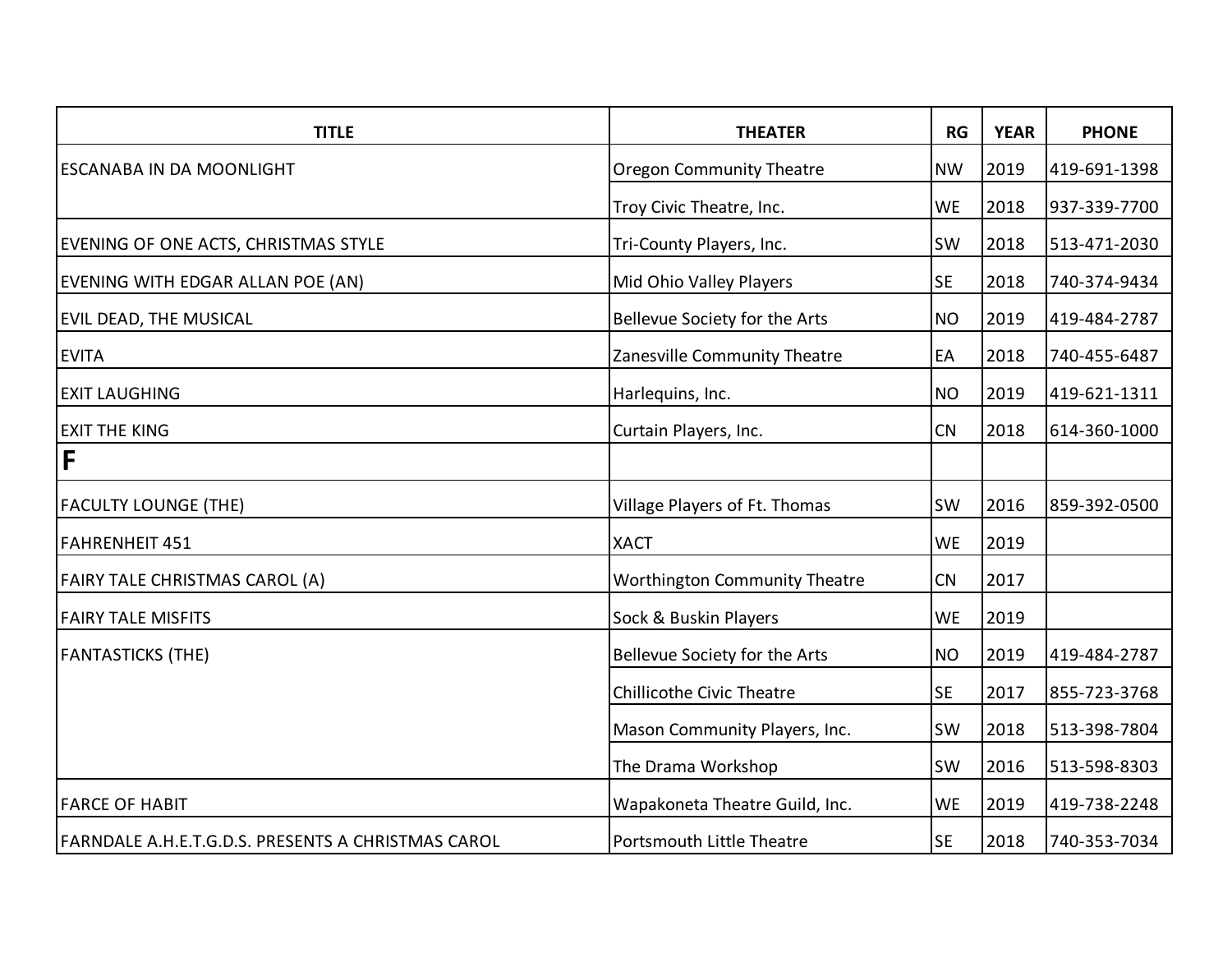| TITLE | THEATER | RG | YEAR | PHONE |
|---|---|---|---|---|
| ESCANABA IN DA MOONLIGHT | Oregon Community Theatre | NW | 2019 | 419-691-1398 |
| | Troy Civic Theatre, Inc. | WE | 2018 | 937-339-7700 |
| EVENING OF ONE ACTS, CHRISTMAS STYLE | Tri-County Players, Inc. | SW | 2018 | 513-471-2030 |
| EVENING WITH EDGAR ALLAN POE (AN) | Mid Ohio Valley Players | SE | 2018 | 740-374-9434 |
| EVIL DEAD, THE MUSICAL | Bellevue Society for the Arts | NO | 2019 | 419-484-2787 |
| EVITA | Zanesville Community Theatre | EA | 2018 | 740-455-6487 |
| EXIT LAUGHING | Harlequins, Inc. | NO | 2019 | 419-621-1311 |
| EXIT THE KING | Curtain Players, Inc. | CN | 2018 | 614-360-1000 |
| **F** | | | | |
| FACULTY LOUNGE (THE) | Village Players of Ft. Thomas | SW | 2016 | 859-392-0500 |
| FAHRENHEIT 451 | XACT | WE | 2019 | |
| FAIRY TALE CHRISTMAS CAROL (A) | Worthington Community Theatre | CN | 2017 | |
| FAIRY TALE MISFITS | Sock & Buskin Players | WE | 2019 | |
| FANTASTICKS (THE) | Bellevue Society for the Arts | NO | 2019 | 419-484-2787 |
| | Chillicothe Civic Theatre | SE | 2017 | 855-723-3768 |
| | Mason Community Players, Inc. | SW | 2018 | 513-398-7804 |
| | The Drama Workshop | SW | 2016 | 513-598-8303 |
| FARCE OF HABIT | Wapakoneta Theatre Guild, Inc. | WE | 2019 | 419-738-2248 |
| FARNDALE A.H.E.T.G.D.S. PRESENTS A CHRISTMAS CAROL | Portsmouth Little Theatre | SE | 2018 | 740-353-7034 |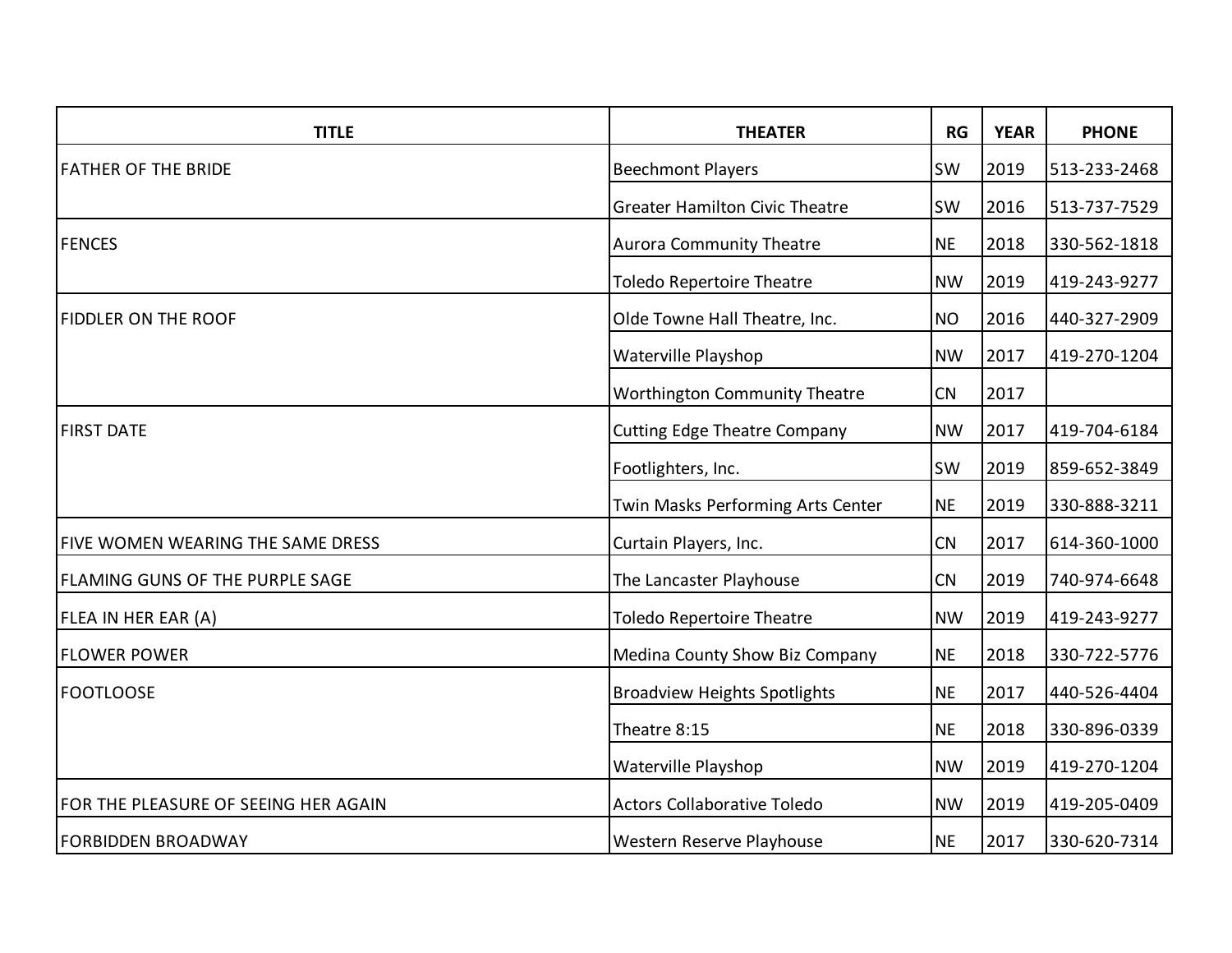| TITLE | THEATER | RG | YEAR | PHONE |
|---|---|---|---|---|
| FATHER OF THE BRIDE | Beechmont Players | SW | 2019 | 513-233-2468 |
| | Greater Hamilton Civic Theatre | SW | 2016 | 513-737-7529 |
| FENCES | Aurora Community Theatre | NE | 2018 | 330-562-1818 |
| | Toledo Repertoire Theatre | NW | 2019 | 419-243-9277 |
| FIDDLER ON THE ROOF | Olde Towne Hall Theatre, Inc. | NO | 2016 | 440-327-2909 |
| | Waterville Playshop | NW | 2017 | 419-270-1204 |
| | Worthington Community Theatre | CN | 2017 | |
| FIRST DATE | Cutting Edge Theatre Company | NW | 2017 | 419-704-6184 |
| | Footlighters, Inc. | SW | 2019 | 859-652-3849 |
| | Twin Masks Performing Arts Center | NE | 2019 | 330-888-3211 |
| FIVE WOMEN WEARING THE SAME DRESS | Curtain Players, Inc. | CN | 2017 | 614-360-1000 |
| FLAMING GUNS OF THE PURPLE SAGE | The Lancaster Playhouse | CN | 2019 | 740-974-6648 |
| FLEA IN HER EAR (A) | Toledo Repertoire Theatre | NW | 2019 | 419-243-9277 |
| FLOWER POWER | Medina County Show Biz Company | NE | 2018 | 330-722-5776 |
| FOOTLOOSE | Broadview Heights Spotlights | NE | 2017 | 440-526-4404 |
| | Theatre 8:15 | NE | 2018 | 330-896-0339 |
| | Waterville Playshop | NW | 2019 | 419-270-1204 |
| FOR THE PLEASURE OF SEEING HER AGAIN | Actors Collaborative Toledo | NW | 2019 | 419-205-0409 |
| FORBIDDEN BROADWAY | Western Reserve Playhouse | NE | 2017 | 330-620-7314 |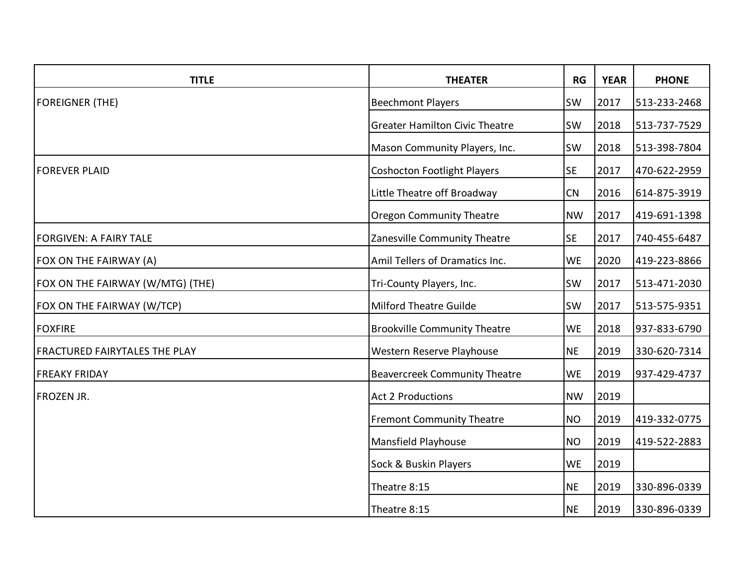| TITLE | THEATER | RG | YEAR | PHONE |
|---|---|---|---|---|
| FOREIGNER (THE) | Beechmont Players | SW | 2017 | 513-233-2468 |
| | Greater Hamilton Civic Theatre | SW | 2018 | 513-737-7529 |
| | Mason Community Players, Inc. | SW | 2018 | 513-398-7804 |
| FOREVER PLAID | Coshocton Footlight Players | SE | 2017 | 470-622-2959 |
| | Little Theatre off Broadway | CN | 2016 | 614-875-3919 |
| | Oregon Community Theatre | NW | 2017 | 419-691-1398 |
| FORGIVEN: A FAIRY TALE | Zanesville Community Theatre | SE | 2017 | 740-455-6487 |
| FOX ON THE FAIRWAY (A) | Amil Tellers of Dramatics Inc. | WE | 2020 | 419-223-8866 |
| FOX ON THE FAIRWAY (W/MTG) (THE) | Tri-County Players, Inc. | SW | 2017 | 513-471-2030 |
| FOX ON THE FAIRWAY (W/TCP) | Milford Theatre Guilde | SW | 2017 | 513-575-9351 |
| FOXFIRE | Brookville Community Theatre | WE | 2018 | 937-833-6790 |
| FRACTURED FAIRYTALES THE PLAY | Western Reserve Playhouse | NE | 2019 | 330-620-7314 |
| FREAKY FRIDAY | Beavercreek Community Theatre | WE | 2019 | 937-429-4737 |
| FROZEN JR. | Act 2 Productions | NW | 2019 | |
| | Fremont Community Theatre | NO | 2019 | 419-332-0775 |
| | Mansfield Playhouse | NO | 2019 | 419-522-2883 |
| | Sock & Buskin Players | WE | 2019 | |
| | Theatre 8:15 | NE | 2019 | 330-896-0339 |
| | Theatre 8:15 | NE | 2019 | 330-896-0339 |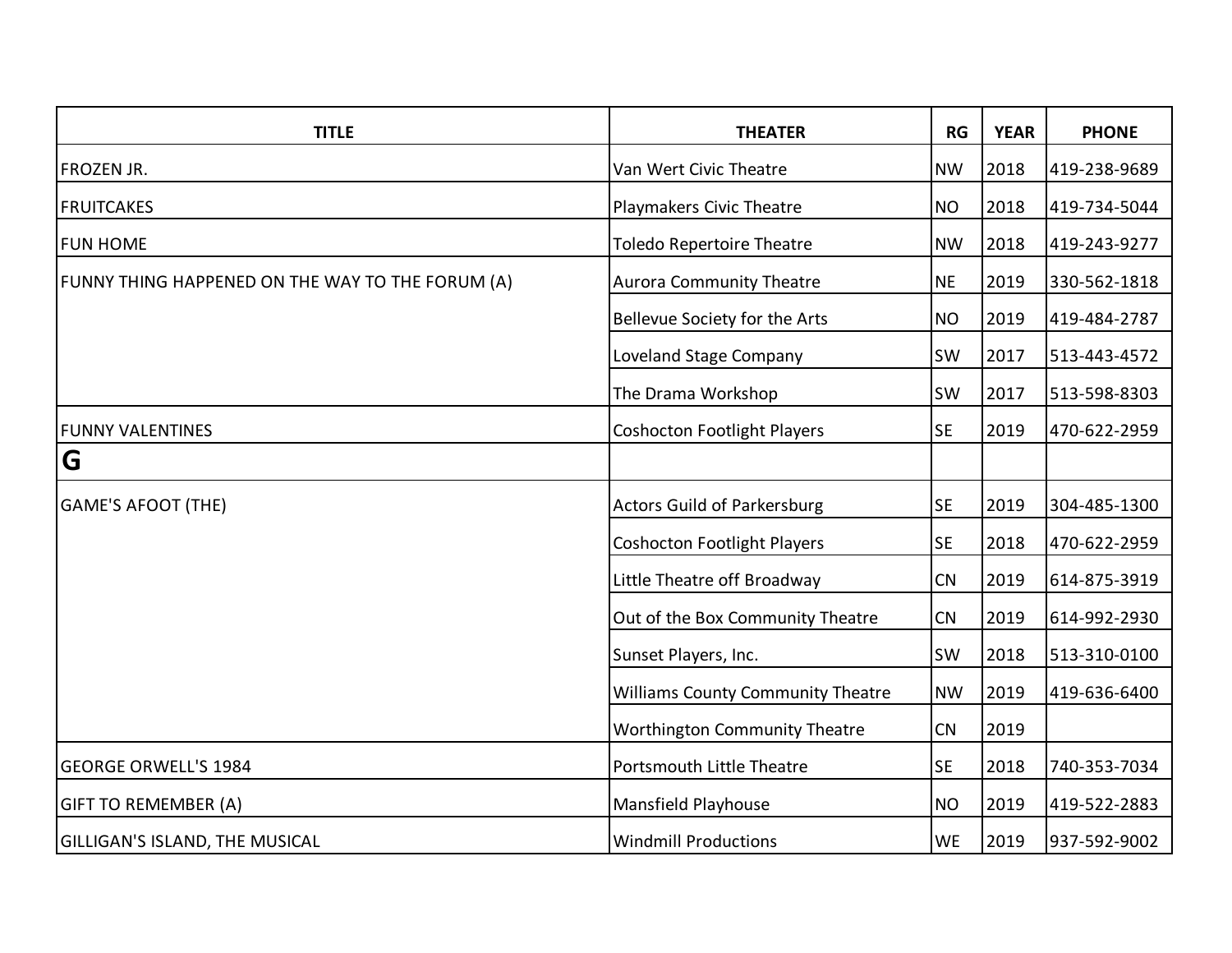| TITLE | THEATER | RG | YEAR | PHONE |
|---|---|---|---|---|
| FROZEN JR. | Van Wert Civic Theatre | NW | 2018 | 419-238-9689 |
| FRUITCAKES | Playmakers Civic Theatre | NO | 2018 | 419-734-5044 |
| FUN HOME | Toledo Repertoire Theatre | NW | 2018 | 419-243-9277 |
| FUNNY THING HAPPENED ON THE WAY TO THE FORUM (A) | Aurora Community Theatre | NE | 2019 | 330-562-1818 |
| | Bellevue Society for the Arts | NO | 2019 | 419-484-2787 |
| | Loveland Stage Company | SW | 2017 | 513-443-4572 |
| | The Drama Workshop | SW | 2017 | 513-598-8303 |
| FUNNY VALENTINES | Coshocton Footlight Players | SE | 2019 | 470-622-2959 |
| **G** | | | | |
| GAME'S AFOOT (THE) | Actors Guild of Parkersburg | SE | 2019 | 304-485-1300 |
| | Coshocton Footlight Players | SE | 2018 | 470-622-2959 |
| | Little Theatre off Broadway | CN | 2019 | 614-875-3919 |
| | Out of the Box Community Theatre | CN | 2019 | 614-992-2930 |
| | Sunset Players, Inc. | SW | 2018 | 513-310-0100 |
| | Williams County Community Theatre | NW | 2019 | 419-636-6400 |
| | Worthington Community Theatre | CN | 2019 | |
| GEORGE ORWELL'S 1984 | Portsmouth Little Theatre | SE | 2018 | 740-353-7034 |
| GIFT TO REMEMBER (A) | Mansfield Playhouse | NO | 2019 | 419-522-2883 |
| GILLIGAN'S ISLAND, THE MUSICAL | Windmill Productions | WE | 2019 | 937-592-9002 |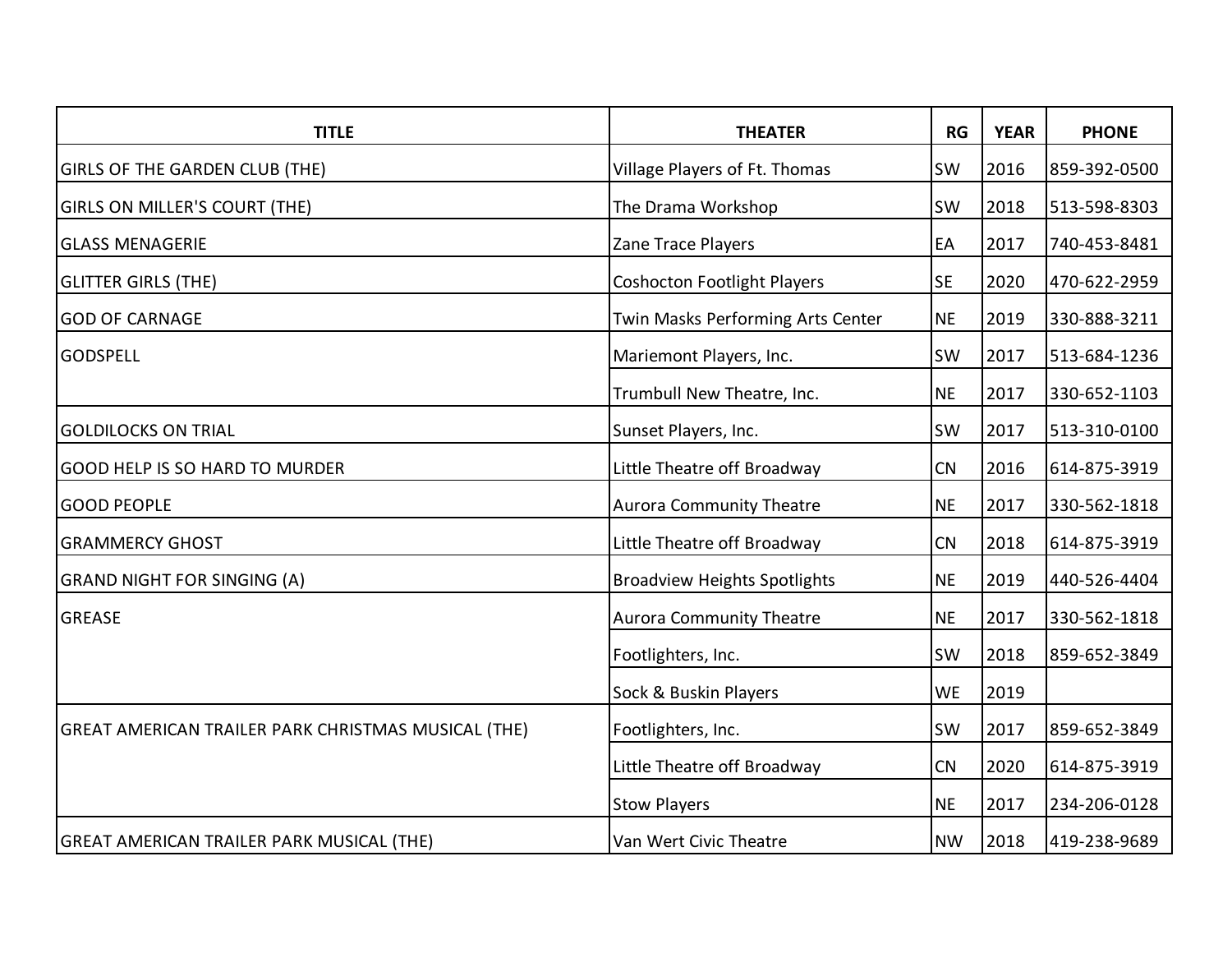| TITLE | THEATER | RG | YEAR | PHONE |
|---|---|---|---|---|
| GIRLS OF THE GARDEN CLUB (THE) | Village Players of Ft. Thomas | SW | 2016 | 859-392-0500 |
| GIRLS ON MILLER'S COURT (THE) | The Drama Workshop | SW | 2018 | 513-598-8303 |
| GLASS MENAGERIE | Zane Trace Players | EA | 2017 | 740-453-8481 |
| GLITTER GIRLS (THE) | Coshocton Footlight Players | SE | 2020 | 470-622-2959 |
| GOD OF CARNAGE | Twin Masks Performing Arts Center | NE | 2019 | 330-888-3211 |
| GODSPELL | Mariemont Players, Inc. | SW | 2017 | 513-684-1236 |
| | Trumbull New Theatre, Inc. | NE | 2017 | 330-652-1103 |
| GOLDILOCKS ON TRIAL | Sunset Players, Inc. | SW | 2017 | 513-310-0100 |
| GOOD HELP IS SO HARD TO MURDER | Little Theatre off Broadway | CN | 2016 | 614-875-3919 |
| GOOD PEOPLE | Aurora Community Theatre | NE | 2017 | 330-562-1818 |
| GRAMMERCY GHOST | Little Theatre off Broadway | CN | 2018 | 614-875-3919 |
| GRAND NIGHT FOR SINGING (A) | Broadview Heights Spotlights | NE | 2019 | 440-526-4404 |
| GREASE | Aurora Community Theatre | NE | 2017 | 330-562-1818 |
| | Footlighters, Inc. | SW | 2018 | 859-652-3849 |
| | Sock & Buskin Players | WE | 2019 | |
| GREAT AMERICAN TRAILER PARK CHRISTMAS MUSICAL (THE) | Footlighters, Inc. | SW | 2017 | 859-652-3849 |
| | Little Theatre off Broadway | CN | 2020 | 614-875-3919 |
| | Stow Players | NE | 2017 | 234-206-0128 |
| GREAT AMERICAN TRAILER PARK MUSICAL (THE) | Van Wert Civic Theatre | NW | 2018 | 419-238-9689 |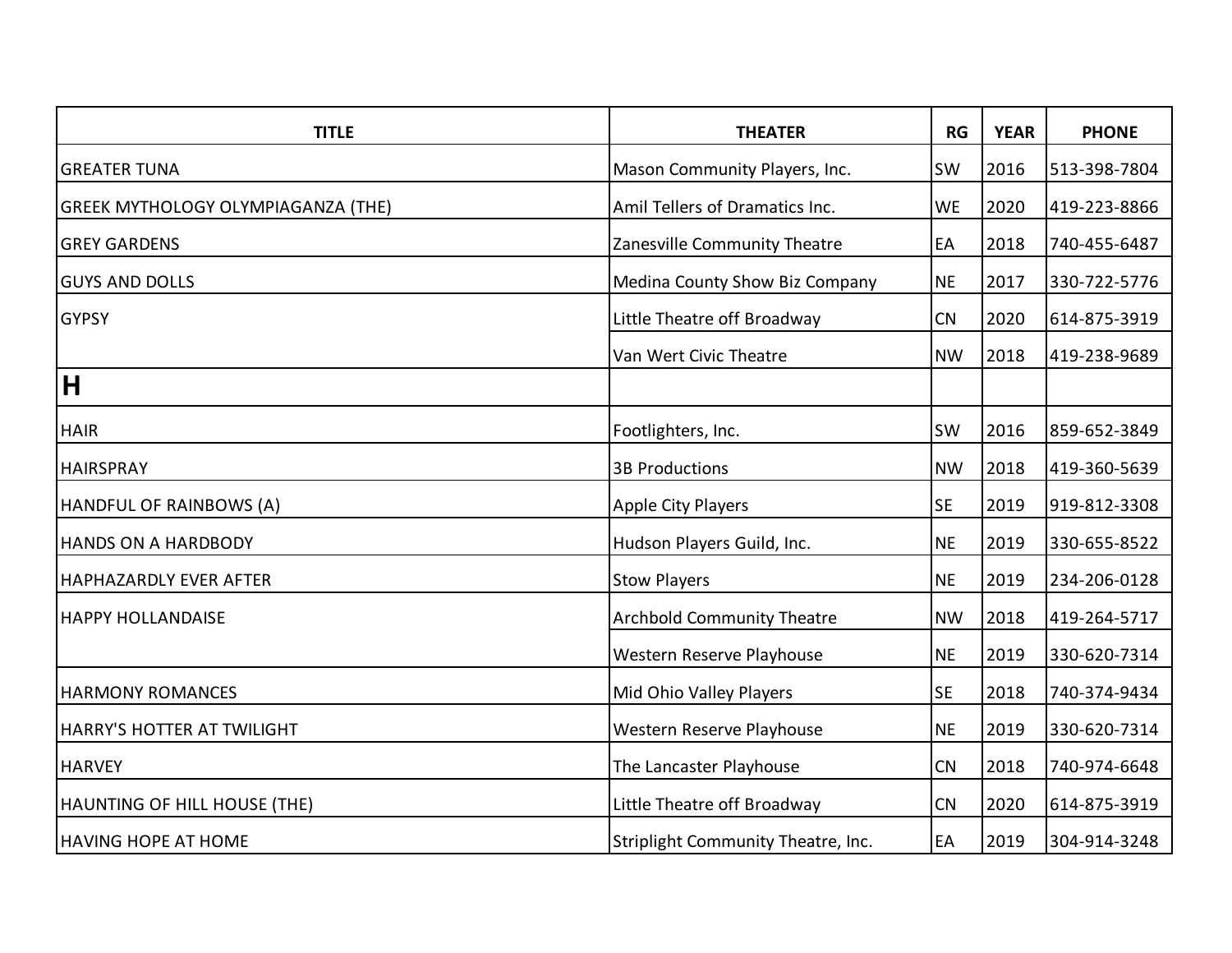| TITLE | THEATER | RG | YEAR | PHONE |
|---|---|---|---|---|
| GREATER TUNA | Mason Community Players, Inc. | SW | 2016 | 513-398-7804 |
| GREEK MYTHOLOGY OLYMPIAGANZA (THE) | Amil Tellers of Dramatics Inc. | WE | 2020 | 419-223-8866 |
| GREY GARDENS | Zanesville Community Theatre | EA | 2018 | 740-455-6487 |
| GUYS AND DOLLS | Medina County Show Biz Company | NE | 2017 | 330-722-5776 |
| GYPSY | Little Theatre off Broadway | CN | 2020 | 614-875-3919 |
| | Van Wert Civic Theatre | NW | 2018 | 419-238-9689 |
| **H** | | | | |
| HAIR | Footlighters, Inc. | SW | 2016 | 859-652-3849 |
| HAIRSPRAY | 3B Productions | NW | 2018 | 419-360-5639 |
| HANDFUL OF RAINBOWS (A) | Apple City Players | SE | 2019 | 919-812-3308 |
| HANDS ON A HARDBODY | Hudson Players Guild, Inc. | NE | 2019 | 330-655-8522 |
| HAPHAZARDLY EVER AFTER | Stow Players | NE | 2019 | 234-206-0128 |
| HAPPY HOLLANDAISE | Archbold Community Theatre | NW | 2018 | 419-264-5717 |
| | Western Reserve Playhouse | NE | 2019 | 330-620-7314 |
| HARMONY ROMANCES | Mid Ohio Valley Players | SE | 2018 | 740-374-9434 |
| HARRY'S HOTTER AT TWILIGHT | Western Reserve Playhouse | NE | 2019 | 330-620-7314 |
| HARVEY | The Lancaster Playhouse | CN | 2018 | 740-974-6648 |
| HAUNTING OF HILL HOUSE (THE) | Little Theatre off Broadway | CN | 2020 | 614-875-3919 |
| HAVING HOPE AT HOME | Striplight Community Theatre, Inc. | EA | 2019 | 304-914-3248 |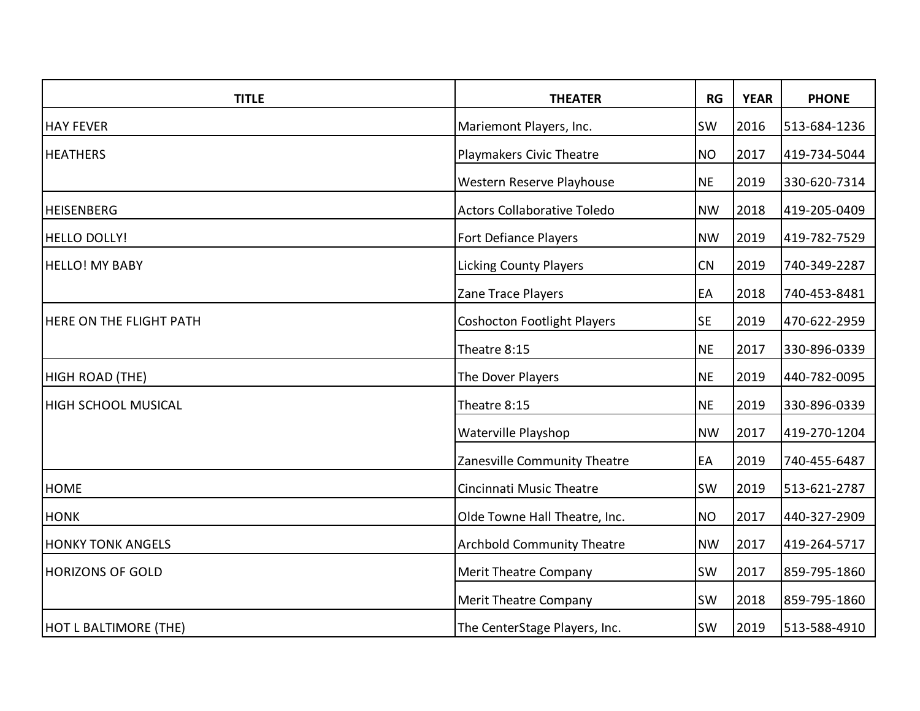| TITLE | THEATER | RG | YEAR | PHONE |
|---|---|---|---|---|
| HAY FEVER | Mariemont Players, Inc. | SW | 2016 | 513-684-1236 |
| HEATHERS | Playmakers Civic Theatre | NO | 2017 | 419-734-5044 |
| | Western Reserve Playhouse | NE | 2019 | 330-620-7314 |
| HEISENBERG | Actors Collaborative Toledo | NW | 2018 | 419-205-0409 |
| HELLO DOLLY! | Fort Defiance Players | NW | 2019 | 419-782-7529 |
| HELLO! MY BABY | Licking County Players | CN | 2019 | 740-349-2287 |
| | Zane Trace Players | EA | 2018 | 740-453-8481 |
| HERE ON THE FLIGHT PATH | Coshocton Footlight Players | SE | 2019 | 470-622-2959 |
| | Theatre 8:15 | NE | 2017 | 330-896-0339 |
| HIGH ROAD (THE) | The Dover Players | NE | 2019 | 440-782-0095 |
| HIGH SCHOOL MUSICAL | Theatre 8:15 | NE | 2019 | 330-896-0339 |
| | Waterville Playshop | NW | 2017 | 419-270-1204 |
| | Zanesville Community Theatre | EA | 2019 | 740-455-6487 |
| HOME | Cincinnati Music Theatre | SW | 2019 | 513-621-2787 |
| HONK | Olde Towne Hall Theatre, Inc. | NO | 2017 | 440-327-2909 |
| HONKY TONK ANGELS | Archbold Community Theatre | NW | 2017 | 419-264-5717 |
| HORIZONS OF GOLD | Merit Theatre Company | SW | 2017 | 859-795-1860 |
| | Merit Theatre Company | SW | 2018 | 859-795-1860 |
| HOT L BALTIMORE (THE) | The CenterStage Players, Inc. | SW | 2019 | 513-588-4910 |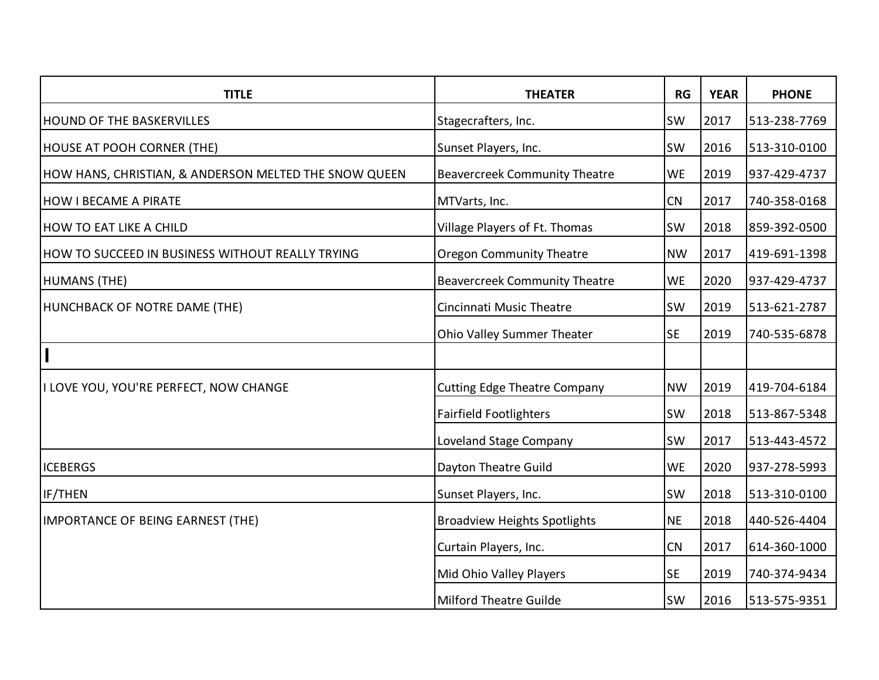| TITLE | THEATER | RG | YEAR | PHONE |
|---|---|---|---|---|
| HOUND OF THE BASKERVILLES | Stagecrafters, Inc. | SW | 2017 | 513-238-7769 |
| HOUSE AT POOH CORNER (THE) | Sunset Players, Inc. | SW | 2016 | 513-310-0100 |
| HOW HANS, CHRISTIAN, & ANDERSON MELTED THE SNOW QUEEN | Beavercreek Community Theatre | WE | 2019 | 937-429-4737 |
| HOW I BECAME A PIRATE | MTVarts, Inc. | CN | 2017 | 740-358-0168 |
| HOW TO EAT LIKE A CHILD | Village Players of Ft. Thomas | SW | 2018 | 859-392-0500 |
| HOW TO SUCCEED IN BUSINESS WITHOUT REALLY TRYING | Oregon Community Theatre | NW | 2017 | 419-691-1398 |
| HUMANS (THE) | Beavercreek Community Theatre | WE | 2020 | 937-429-4737 |
| HUNCHBACK OF NOTRE DAME (THE) | Cincinnati Music Theatre | SW | 2019 | 513-621-2787 |
| | Ohio Valley Summer Theater | SE | 2019 | 740-535-6878 |
| **I** | | | | |
| I LOVE YOU, YOU'RE PERFECT, NOW CHANGE | Cutting Edge Theatre Company | NW | 2019 | 419-704-6184 |
| | Fairfield Footlighters | SW | 2018 | 513-867-5348 |
| | Loveland Stage Company | SW | 2017 | 513-443-4572 |
| ICEBERGS | Dayton Theatre Guild | WE | 2020 | 937-278-5993 |
| IF/THEN | Sunset Players, Inc. | SW | 2018 | 513-310-0100 |
| IMPORTANCE OF BEING EARNEST (THE) | Broadview Heights Spotlights | NE | 2018 | 440-526-4404 |
| | Curtain Players, Inc. | CN | 2017 | 614-360-1000 |
| | Mid Ohio Valley Players | SE | 2019 | 740-374-9434 |
| | Milford Theatre Guilde | SW | 2016 | 513-575-9351 |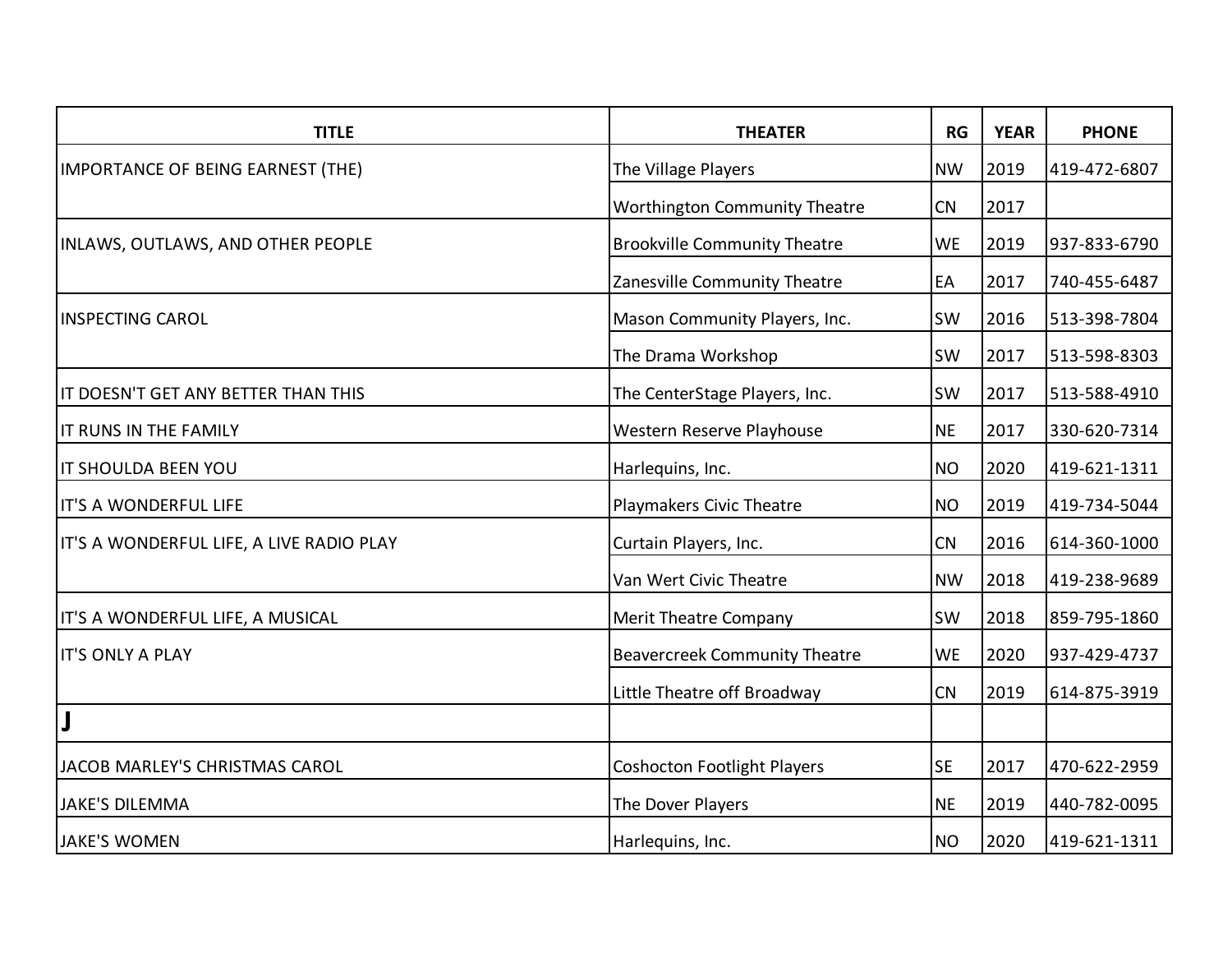| TITLE | THEATER | RG | YEAR | PHONE |
|---|---|---|---|---|
| IMPORTANCE OF BEING EARNEST (THE) | The Village Players | NW | 2019 | 419-472-6807 |
| | Worthington Community Theatre | CN | 2017 | |
| INLAWS, OUTLAWS, AND OTHER PEOPLE | Brookville Community Theatre | WE | 2019 | 937-833-6790 |
| | Zanesville Community Theatre | EA | 2017 | 740-455-6487 |
| INSPECTING CAROL | Mason Community Players, Inc. | SW | 2016 | 513-398-7804 |
| | The Drama Workshop | SW | 2017 | 513-598-8303 |
| IT DOESN'T GET ANY BETTER THAN THIS | The CenterStage Players, Inc. | SW | 2017 | 513-588-4910 |
| IT RUNS IN THE FAMILY | Western Reserve Playhouse | NE | 2017 | 330-620-7314 |
| IT SHOULDA BEEN YOU | Harlequins, Inc. | NO | 2020 | 419-621-1311 |
| IT'S A WONDERFUL LIFE | Playmakers Civic Theatre | NO | 2019 | 419-734-5044 |
| IT'S A WONDERFUL LIFE, A LIVE RADIO PLAY | Curtain Players, Inc. | CN | 2016 | 614-360-1000 |
| | Van Wert Civic Theatre | NW | 2018 | 419-238-9689 |
| IT'S A WONDERFUL LIFE, A MUSICAL | Merit Theatre Company | SW | 2018 | 859-795-1860 |
| IT'S ONLY A PLAY | Beavercreek Community Theatre | WE | 2020 | 937-429-4737 |
| | Little Theatre off Broadway | CN | 2019 | 614-875-3919 |
| **J** | | | | |
| JACOB MARLEY'S CHRISTMAS CAROL | Coshocton Footlight Players | SE | 2017 | 470-622-2959 |
| JAKE'S DILEMMA | The Dover Players | NE | 2019 | 440-782-0095 |
| JAKE'S WOMEN | Harlequins, Inc. | NO | 2020 | 419-621-1311 |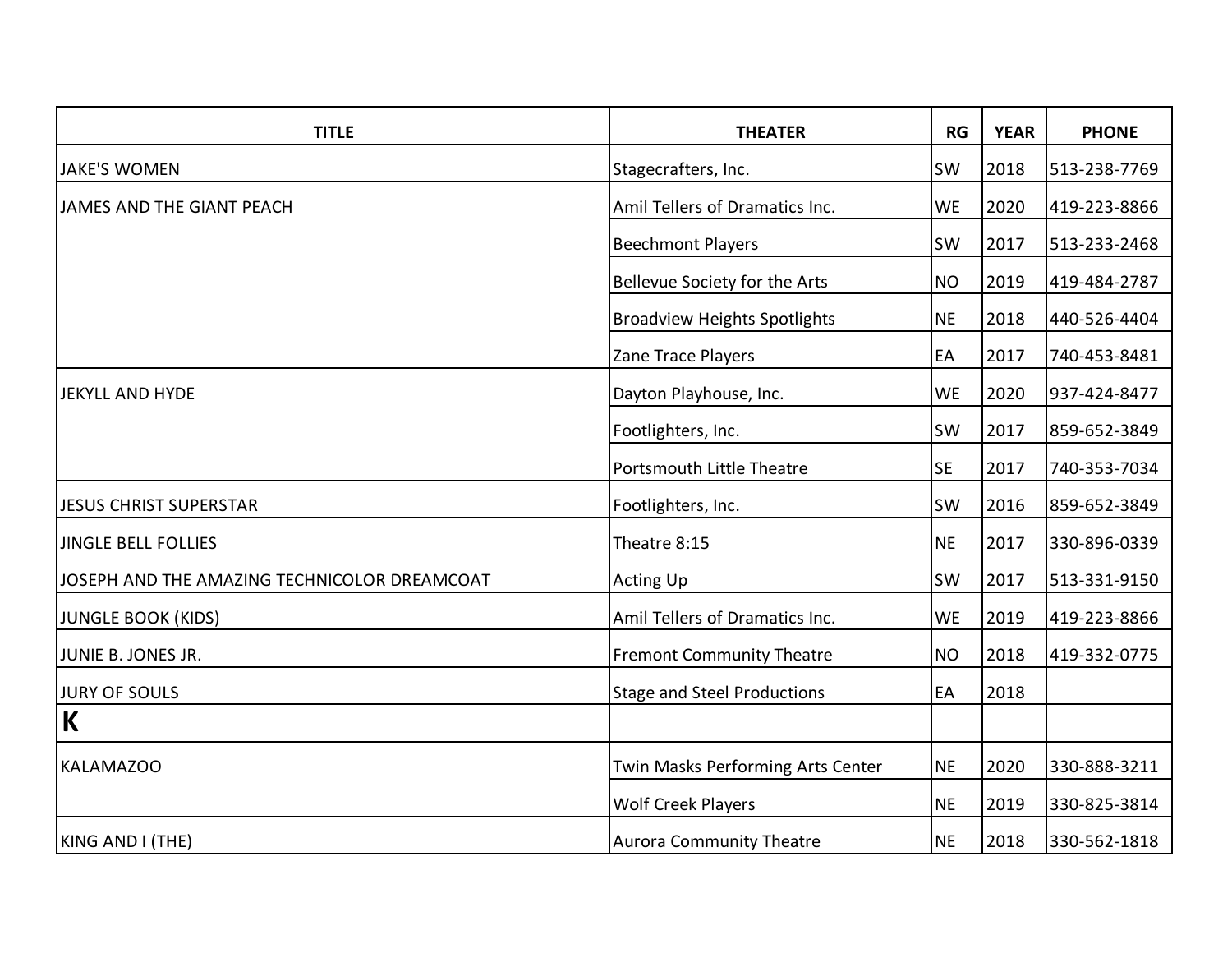| TITLE | THEATER | RG | YEAR | PHONE |
|---|---|---|---|---|
| JAKE'S WOMEN | Stagecrafters, Inc. | SW | 2018 | 513-238-7769 |
| JAMES AND THE GIANT PEACH | Amil Tellers of Dramatics Inc. | WE | 2020 | 419-223-8866 |
| | Beechmont Players | SW | 2017 | 513-233-2468 |
| | Bellevue Society for the Arts | NO | 2019 | 419-484-2787 |
| | Broadview Heights Spotlights | NE | 2018 | 440-526-4404 |
| | Zane Trace Players | EA | 2017 | 740-453-8481 |
| JEKYLL AND HYDE | Dayton Playhouse, Inc. | WE | 2020 | 937-424-8477 |
| | Footlighters, Inc. | SW | 2017 | 859-652-3849 |
| | Portsmouth Little Theatre | SE | 2017 | 740-353-7034 |
| JESUS CHRIST SUPERSTAR | Footlighters, Inc. | SW | 2016 | 859-652-3849 |
| JINGLE BELL FOLLIES | Theatre 8:15 | NE | 2017 | 330-896-0339 |
| JOSEPH AND THE AMAZING TECHNICOLOR DREAMCOAT | Acting Up | SW | 2017 | 513-331-9150 |
| JUNGLE BOOK (KIDS) | Amil Tellers of Dramatics Inc. | WE | 2019 | 419-223-8866 |
| JUNIE B. JONES JR. | Fremont Community Theatre | NO | 2018 | 419-332-0775 |
| JURY OF SOULS | Stage and Steel Productions | EA | 2018 | |
| **K** | | | | |
| KALAMAZOO | Twin Masks Performing Arts Center | NE | 2020 | 330-888-3211 |
| | Wolf Creek Players | NE | 2019 | 330-825-3814 |
| KING AND I (THE) | Aurora Community Theatre | NE | 2018 | 330-562-1818 |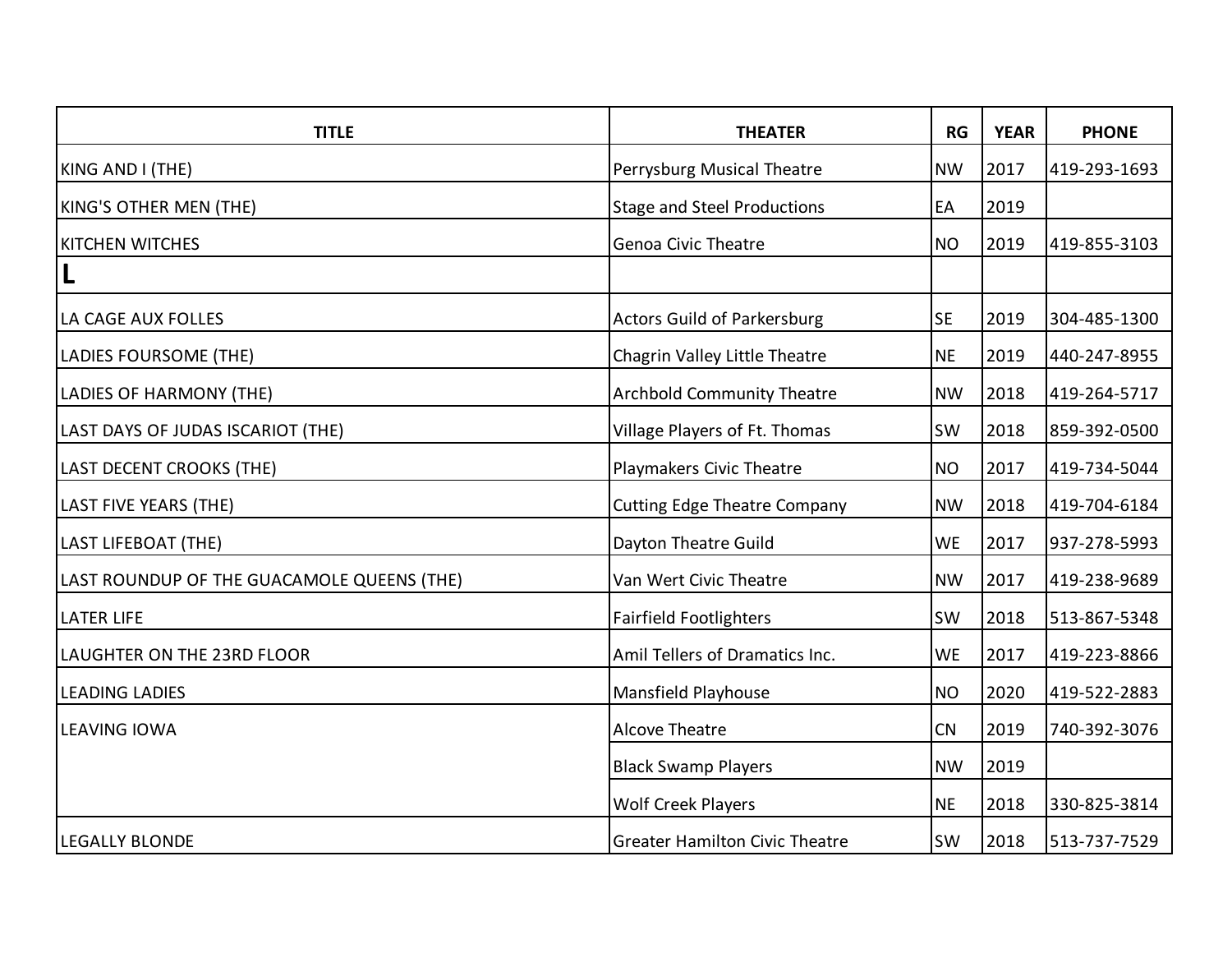| TITLE | THEATER | RG | YEAR | PHONE |
| --- | --- | --- | --- | --- |
| KING AND I (THE) | Perrysburg Musical Theatre | NW | 2017 | 419-293-1693 |
| KING'S OTHER MEN (THE) | Stage and Steel Productions | EA | 2019 | |
| KITCHEN WITCHES | Genoa Civic Theatre | NO | 2019 | 419-855-3103 |
| **L** | | | | |
| LA CAGE AUX FOLLES | Actors Guild of Parkersburg | SE | 2019 | 304-485-1300 |
| LADIES FOURSOME (THE) | Chagrin Valley Little Theatre | NE | 2019 | 440-247-8955 |
| LADIES OF HARMONY (THE) | Archbold Community Theatre | NW | 2018 | 419-264-5717 |
| LAST DAYS OF JUDAS ISCARIOT (THE) | Village Players of Ft. Thomas | SW | 2018 | 859-392-0500 |
| LAST DECENT CROOKS (THE) | Playmakers Civic Theatre | NO | 2017 | 419-734-5044 |
| LAST FIVE YEARS (THE) | Cutting Edge Theatre Company | NW | 2018 | 419-704-6184 |
| LAST LIFEBOAT (THE) | Dayton Theatre Guild | WE | 2017 | 937-278-5993 |
| LAST ROUNDUP OF THE GUACAMOLE QUEENS (THE) | Van Wert Civic Theatre | NW | 2017 | 419-238-9689 |
| LATER LIFE | Fairfield Footlighters | SW | 2018 | 513-867-5348 |
| LAUGHTER ON THE 23RD FLOOR | Amil Tellers of Dramatics Inc. | WE | 2017 | 419-223-8866 |
| LEADING LADIES | Mansfield Playhouse | NO | 2020 | 419-522-2883 |
| LEAVING IOWA | Alcove Theatre | CN | 2019 | 740-392-3076 |
| | Black Swamp Players | NW | 2019 | |
| | Wolf Creek Players | NE | 2018 | 330-825-3814 |
| LEGALLY BLONDE | Greater Hamilton Civic Theatre | SW | 2018 | 513-737-7529 |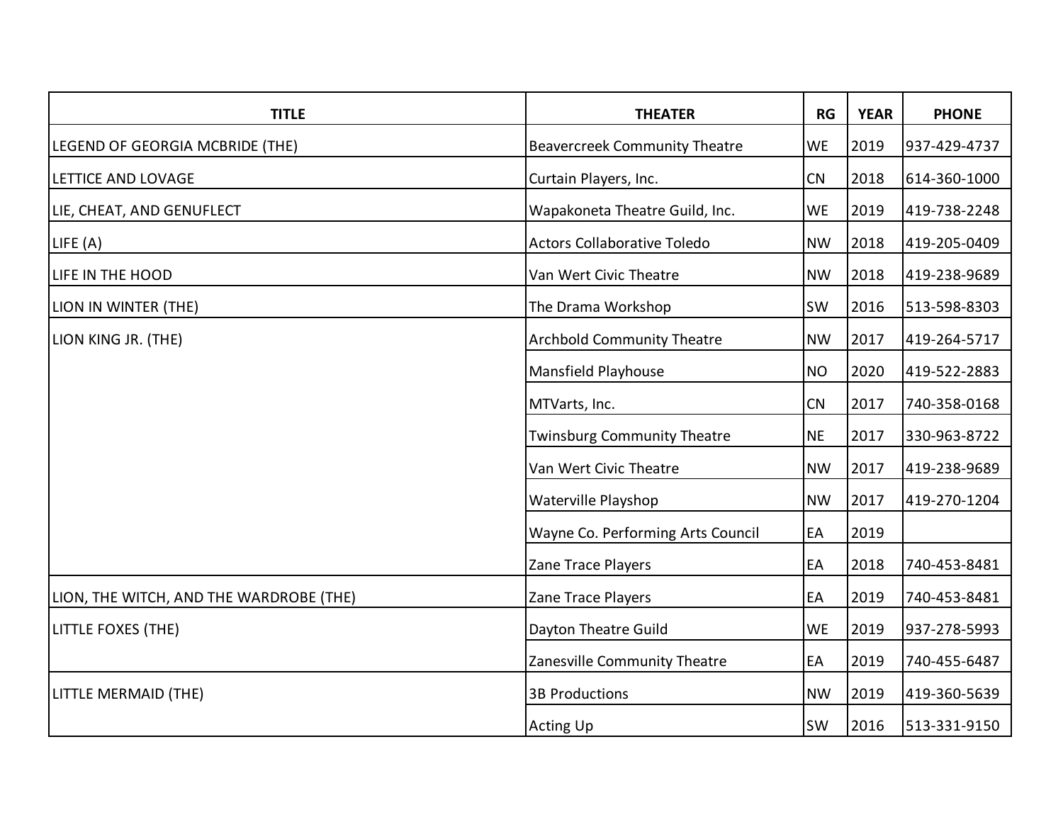| TITLE | THEATER | RG | YEAR | PHONE |
|---|---|---|---|---|
| LEGEND OF GEORGIA MCBRIDE (THE) | Beavercreek Community Theatre | WE | 2019 | 937-429-4737 |
| LETTICE AND LOVAGE | Curtain Players, Inc. | CN | 2018 | 614-360-1000 |
| LIE, CHEAT, AND GENUFLECT | Wapakoneta Theatre Guild, Inc. | WE | 2019 | 419-738-2248 |
| LIFE (A) | Actors Collaborative Toledo | NW | 2018 | 419-205-0409 |
| LIFE IN THE HOOD | Van Wert Civic Theatre | NW | 2018 | 419-238-9689 |
| LION IN WINTER (THE) | The Drama Workshop | SW | 2016 | 513-598-8303 |
| LION KING JR. (THE) | Archbold Community Theatre | NW | 2017 | 419-264-5717 |
| | Mansfield Playhouse | NO | 2020 | 419-522-2883 |
| | MTVarts, Inc. | CN | 2017 | 740-358-0168 |
| | Twinsburg Community Theatre | NE | 2017 | 330-963-8722 |
| | Van Wert Civic Theatre | NW | 2017 | 419-238-9689 |
| | Waterville Playshop | NW | 2017 | 419-270-1204 |
| | Wayne Co. Performing Arts Council | EA | 2019 | |
| | Zane Trace Players | EA | 2018 | 740-453-8481 |
| LION, THE WITCH, AND THE WARDROBE (THE) | Zane Trace Players | EA | 2019 | 740-453-8481 |
| LITTLE FOXES (THE) | Dayton Theatre Guild | WE | 2019 | 937-278-5993 |
| | Zanesville Community Theatre | EA | 2019 | 740-455-6487 |
| LITTLE MERMAID (THE) | 3B Productions | NW | 2019 | 419-360-5639 |
| | Acting Up | SW | 2016 | 513-331-9150 |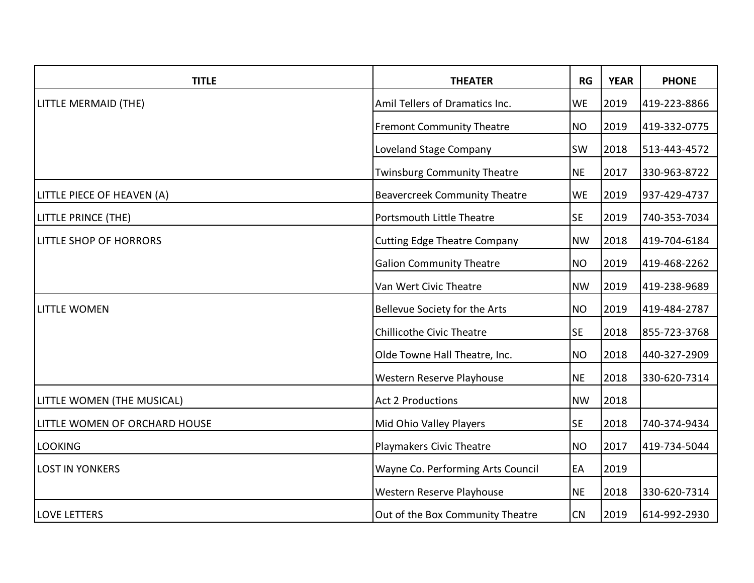| TITLE | THEATER | RG | YEAR | PHONE |
| --- | --- | --- | --- | --- |
| LITTLE MERMAID (THE) | Amil Tellers of Dramatics Inc. | WE | 2019 | 419-223-8866 |
| | Fremont Community Theatre | NO | 2019 | 419-332-0775 |
| | Loveland Stage Company | SW | 2018 | 513-443-4572 |
| | Twinsburg Community Theatre | NE | 2017 | 330-963-8722 |
| LITTLE PIECE OF HEAVEN (A) | Beavercreek Community Theatre | WE | 2019 | 937-429-4737 |
| LITTLE PRINCE (THE) | Portsmouth Little Theatre | SE | 2019 | 740-353-7034 |
| LITTLE SHOP OF HORRORS | Cutting Edge Theatre Company | NW | 2018 | 419-704-6184 |
| | Galion Community Theatre | NO | 2019 | 419-468-2262 |
| | Van Wert Civic Theatre | NW | 2019 | 419-238-9689 |
| LITTLE WOMEN | Bellevue Society for the Arts | NO | 2019 | 419-484-2787 |
| | Chillicothe Civic Theatre | SE | 2018 | 855-723-3768 |
| | Olde Towne Hall Theatre, Inc. | NO | 2018 | 440-327-2909 |
| | Western Reserve Playhouse | NE | 2018 | 330-620-7314 |
| LITTLE WOMEN (THE MUSICAL) | Act 2 Productions | NW | 2018 | |
| LITTLE WOMEN OF ORCHARD HOUSE | Mid Ohio Valley Players | SE | 2018 | 740-374-9434 |
| LOOKING | Playmakers Civic Theatre | NO | 2017 | 419-734-5044 |
| LOST IN YONKERS | Wayne Co. Performing Arts Council | EA | 2019 | |
| | Western Reserve Playhouse | NE | 2018 | 330-620-7314 |
| LOVE LETTERS | Out of the Box Community Theatre | CN | 2019 | 614-992-2930 |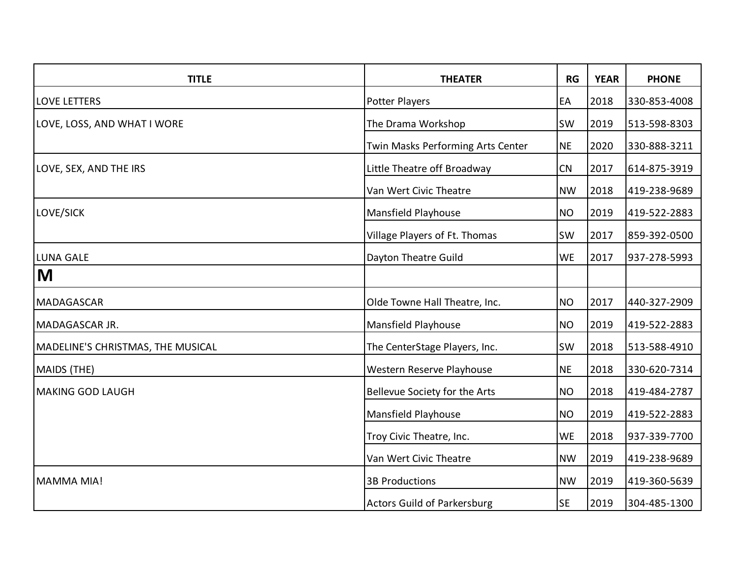| TITLE | THEATER | RG | YEAR | PHONE |
|---|---|---|---|---|
| LOVE LETTERS | Potter Players | EA | 2018 | 330-853-4008 |
| LOVE, LOSS, AND WHAT I WORE | The Drama Workshop | SW | 2019 | 513-598-8303 |
| | Twin Masks Performing Arts Center | NE | 2020 | 330-888-3211 |
| LOVE, SEX, AND THE IRS | Little Theatre off Broadway | CN | 2017 | 614-875-3919 |
| | Van Wert Civic Theatre | NW | 2018 | 419-238-9689 |
| LOVE/SICK | Mansfield Playhouse | NO | 2019 | 419-522-2883 |
| | Village Players of Ft. Thomas | SW | 2017 | 859-392-0500 |
| LUNA GALE | Dayton Theatre Guild | WE | 2017 | 937-278-5993 |
| **M** | | | | |
| MADAGASCAR | Olde Towne Hall Theatre, Inc. | NO | 2017 | 440-327-2909 |
| MADAGASCAR JR. | Mansfield Playhouse | NO | 2019 | 419-522-2883 |
| MADELINE'S CHRISTMAS, THE MUSICAL | The CenterStage Players, Inc. | SW | 2018 | 513-588-4910 |
| MAIDS (THE) | Western Reserve Playhouse | NE | 2018 | 330-620-7314 |
| MAKING GOD LAUGH | Bellevue Society for the Arts | NO | 2018 | 419-484-2787 |
| | Mansfield Playhouse | NO | 2019 | 419-522-2883 |
| | Troy Civic Theatre, Inc. | WE | 2018 | 937-339-7700 |
| | Van Wert Civic Theatre | NW | 2019 | 419-238-9689 |
| MAMMA MIA! | 3B Productions | NW | 2019 | 419-360-5639 |
| | Actors Guild of Parkersburg | SE | 2019 | 304-485-1300 |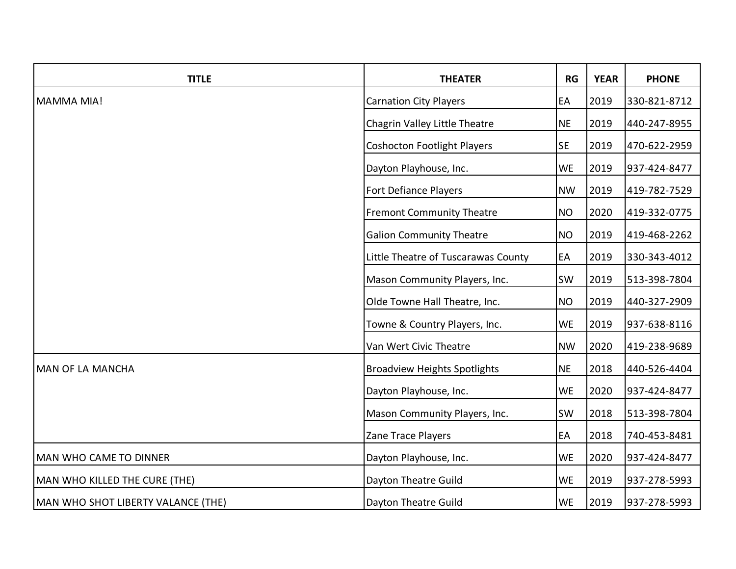| TITLE | THEATER | RG | YEAR | PHONE |
|---|---|---|---|---|
| MAMMA MIA! | Carnation City Players | EA | 2019 | 330-821-8712 |
| | Chagrin Valley Little Theatre | NE | 2019 | 440-247-8955 |
| | Coshocton Footlight Players | SE | 2019 | 470-622-2959 |
| | Dayton Playhouse, Inc. | WE | 2019 | 937-424-8477 |
| | Fort Defiance Players | NW | 2019 | 419-782-7529 |
| | Fremont Community Theatre | NO | 2020 | 419-332-0775 |
| | Galion Community Theatre | NO | 2019 | 419-468-2262 |
| | Little Theatre of Tuscarawas County | EA | 2019 | 330-343-4012 |
| | Mason Community Players, Inc. | SW | 2019 | 513-398-7804 |
| | Olde Towne Hall Theatre, Inc. | NO | 2019 | 440-327-2909 |
| | Towne & Country Players, Inc. | WE | 2019 | 937-638-8116 |
| | Van Wert Civic Theatre | NW | 2020 | 419-238-9689 |
| MAN OF LA MANCHA | Broadview Heights Spotlights | NE | 2018 | 440-526-4404 |
| | Dayton Playhouse, Inc. | WE | 2020 | 937-424-8477 |
| | Mason Community Players, Inc. | SW | 2018 | 513-398-7804 |
| | Zane Trace Players | EA | 2018 | 740-453-8481 |
| MAN WHO CAME TO DINNER | Dayton Playhouse, Inc. | WE | 2020 | 937-424-8477 |
| MAN WHO KILLED THE CURE (THE) | Dayton Theatre Guild | WE | 2019 | 937-278-5993 |
| MAN WHO SHOT LIBERTY VALANCE (THE) | Dayton Theatre Guild | WE | 2019 | 937-278-5993 |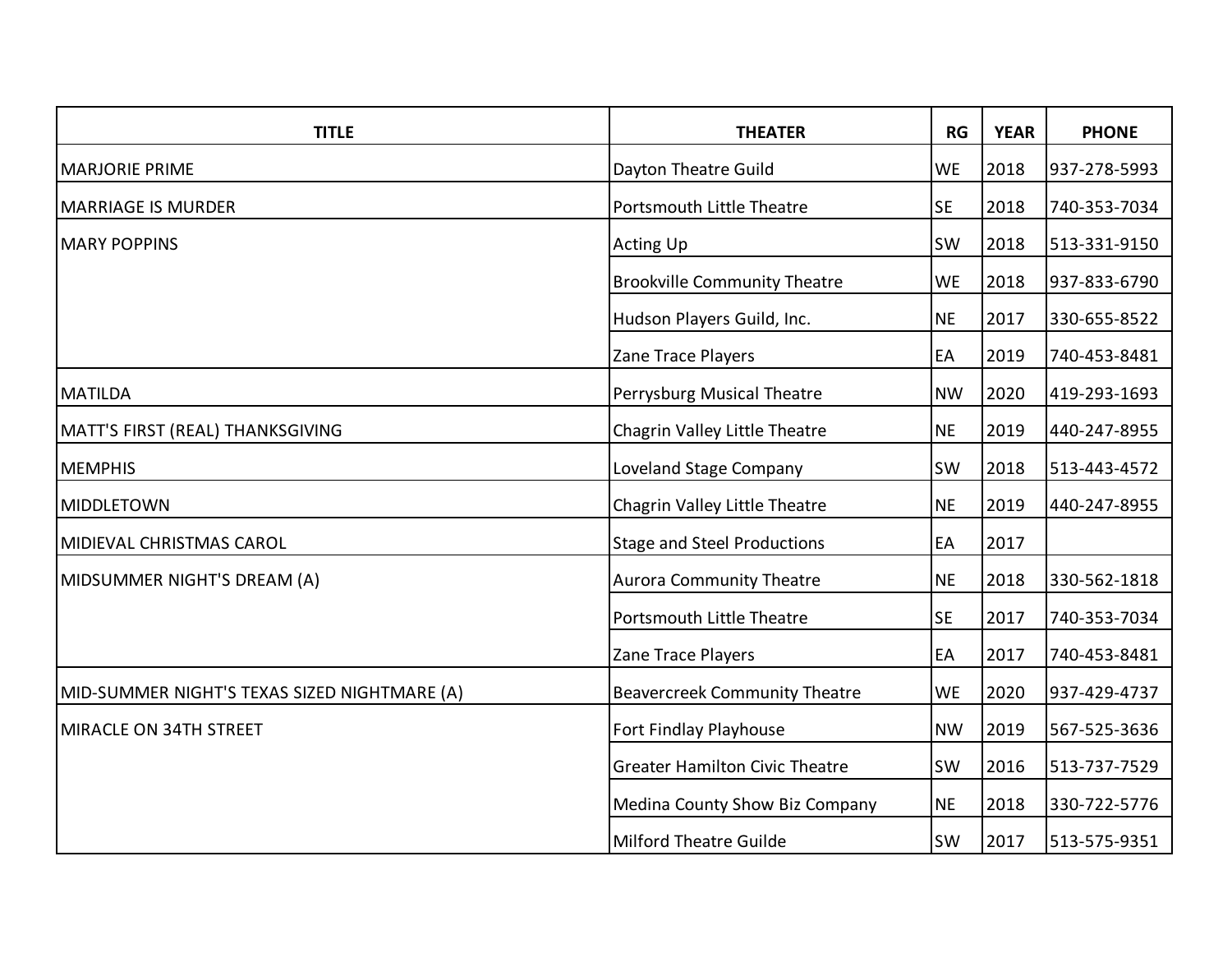| TITLE | THEATER | RG | YEAR | PHONE |
|---|---|---|---|---|
| MARJORIE PRIME | Dayton Theatre Guild | WE | 2018 | 937-278-5993 |
| MARRIAGE IS MURDER | Portsmouth Little Theatre | SE | 2018 | 740-353-7034 |
| MARY POPPINS | Acting Up | SW | 2018 | 513-331-9150 |
| | Brookville Community Theatre | WE | 2018 | 937-833-6790 |
| | Hudson Players Guild, Inc. | NE | 2017 | 330-655-8522 |
| | Zane Trace Players | EA | 2019 | 740-453-8481 |
| MATILDA | Perrysburg Musical Theatre | NW | 2020 | 419-293-1693 |
| MATT'S FIRST (REAL) THANKSGIVING | Chagrin Valley Little Theatre | NE | 2019 | 440-247-8955 |
| MEMPHIS | Loveland Stage Company | SW | 2018 | 513-443-4572 |
| MIDDLETOWN | Chagrin Valley Little Theatre | NE | 2019 | 440-247-8955 |
| MIDIEVAL CHRISTMAS CAROL | Stage and Steel Productions | EA | 2017 | |
| MIDSUMMER NIGHT'S DREAM (A) | Aurora Community Theatre | NE | 2018 | 330-562-1818 |
| | Portsmouth Little Theatre | SE | 2017 | 740-353-7034 |
| | Zane Trace Players | EA | 2017 | 740-453-8481 |
| MID-SUMMER NIGHT'S TEXAS SIZED NIGHTMARE (A) | Beavercreek Community Theatre | WE | 2020 | 937-429-4737 |
| MIRACLE ON 34TH STREET | Fort Findlay Playhouse | NW | 2019 | 567-525-3636 |
| | Greater Hamilton Civic Theatre | SW | 2016 | 513-737-7529 |
| | Medina County Show Biz Company | NE | 2018 | 330-722-5776 |
| | Milford Theatre Guilde | SW | 2017 | 513-575-9351 |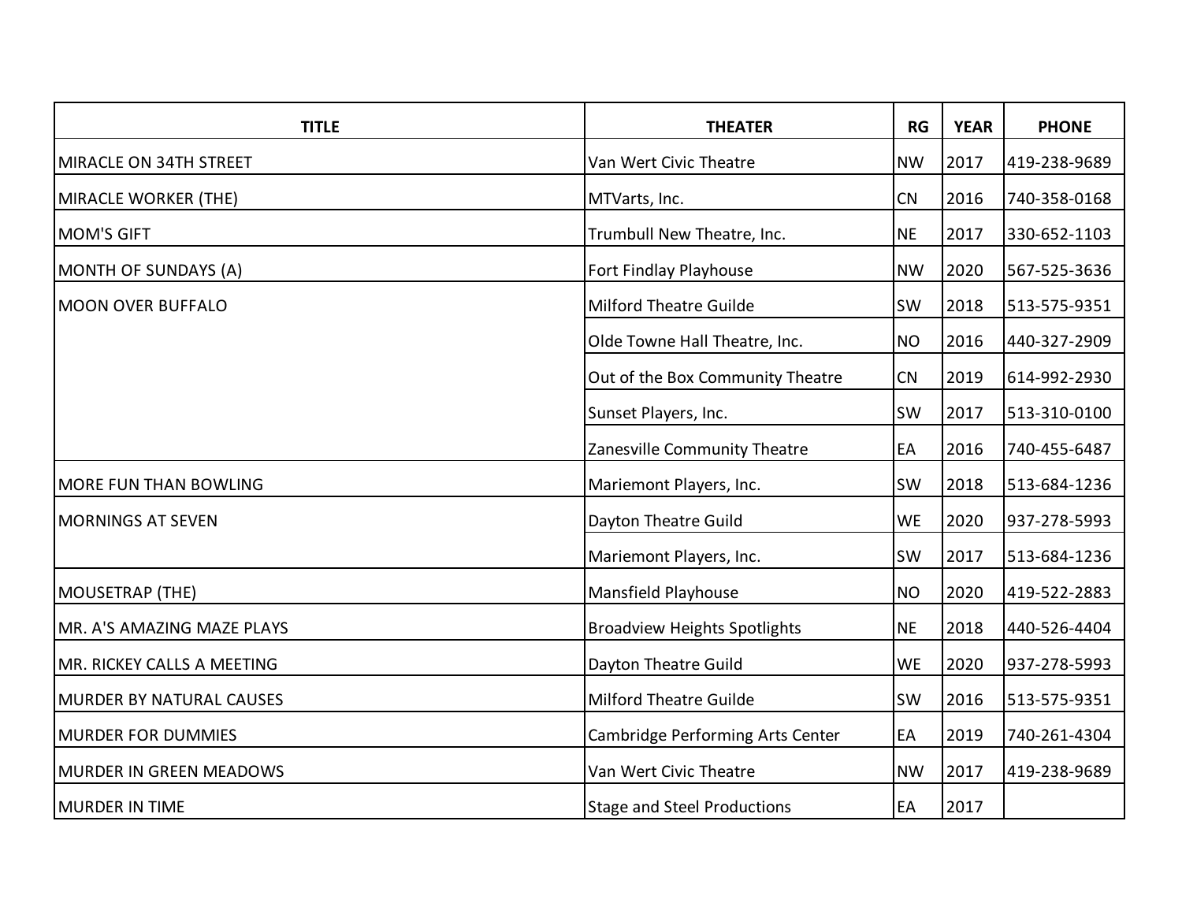| TITLE | THEATER | RG | YEAR | PHONE |
| --- | --- | --- | --- | --- |
| MIRACLE ON 34TH STREET | Van Wert Civic Theatre | NW | 2017 | 419-238-9689 |
| MIRACLE WORKER (THE) | MTVarts, Inc. | CN | 2016 | 740-358-0168 |
| MOM'S GIFT | Trumbull New Theatre, Inc. | NE | 2017 | 330-652-1103 |
| MONTH OF SUNDAYS (A) | Fort Findlay Playhouse | NW | 2020 | 567-525-3636 |
| MOON OVER BUFFALO | Milford Theatre Guilde | SW | 2018 | 513-575-9351 |
| | Olde Towne Hall Theatre, Inc. | NO | 2016 | 440-327-2909 |
| | Out of the Box Community Theatre | CN | 2019 | 614-992-2930 |
| | Sunset Players, Inc. | SW | 2017 | 513-310-0100 |
| | Zanesville Community Theatre | EA | 2016 | 740-455-6487 |
| MORE FUN THAN BOWLING | Mariemont Players, Inc. | SW | 2018 | 513-684-1236 |
| MORNINGS AT SEVEN | Dayton Theatre Guild | WE | 2020 | 937-278-5993 |
| | Mariemont Players, Inc. | SW | 2017 | 513-684-1236 |
| MOUSETRAP (THE) | Mansfield Playhouse | NO | 2020 | 419-522-2883 |
| MR. A'S AMAZING MAZE PLAYS | Broadview Heights Spotlights | NE | 2018 | 440-526-4404 |
| MR. RICKEY CALLS A MEETING | Dayton Theatre Guild | WE | 2020 | 937-278-5993 |
| MURDER BY NATURAL CAUSES | Milford Theatre Guilde | SW | 2016 | 513-575-9351 |
| MURDER FOR DUMMIES | Cambridge Performing Arts Center | EA | 2019 | 740-261-4304 |
| MURDER IN GREEN MEADOWS | Van Wert Civic Theatre | NW | 2017 | 419-238-9689 |
| MURDER IN TIME | Stage and Steel Productions | EA | 2017 | |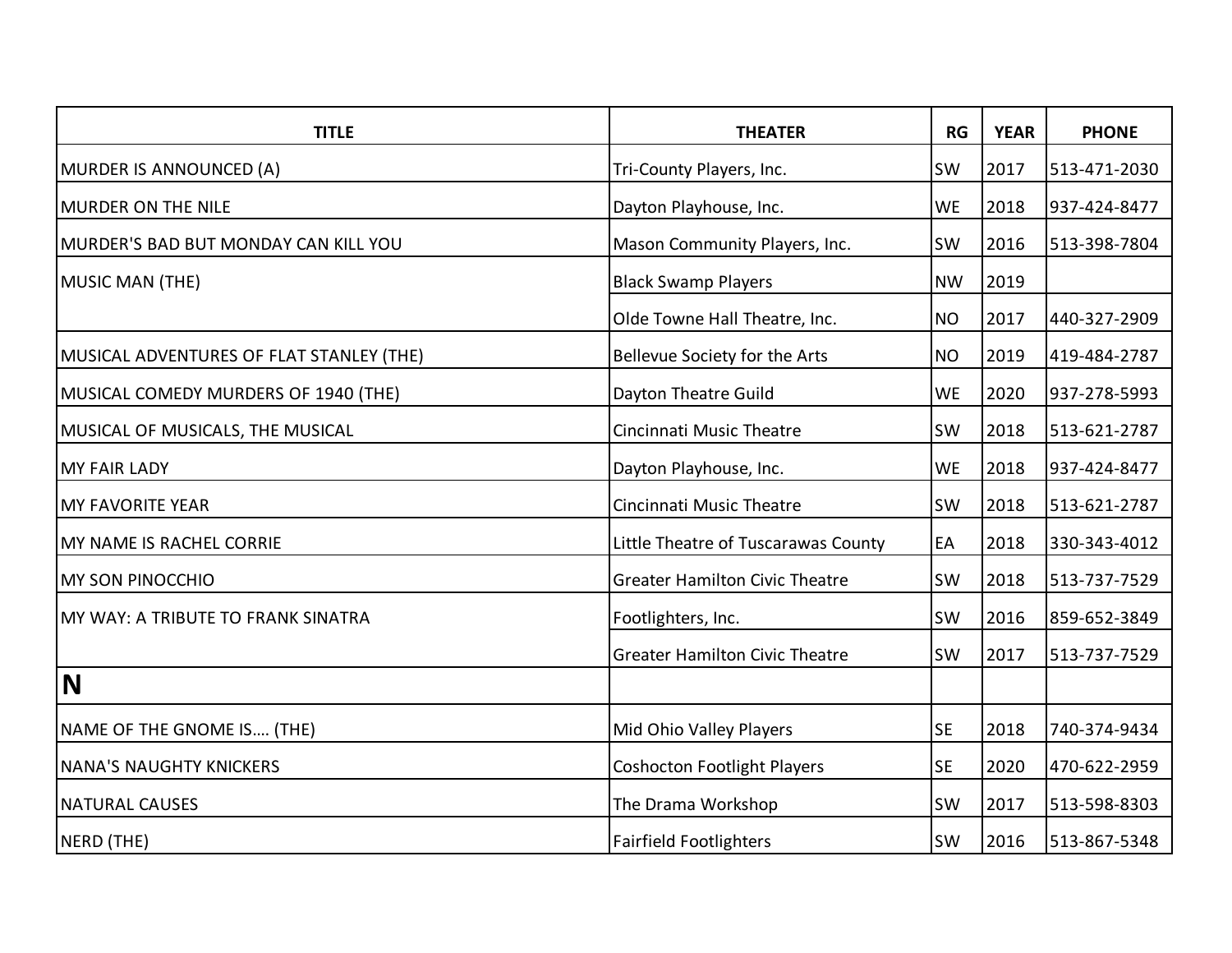| TITLE | THEATER | RG | YEAR | PHONE |
|---|---|---|---|---|
| MURDER IS ANNOUNCED (A) | Tri-County Players, Inc. | SW | 2017 | 513-471-2030 |
| MURDER ON THE NILE | Dayton Playhouse, Inc. | WE | 2018 | 937-424-8477 |
| MURDER'S BAD BUT MONDAY CAN KILL YOU | Mason Community Players, Inc. | SW | 2016 | 513-398-7804 |
| MUSIC MAN (THE) | Black Swamp Players | NW | 2019 | |
| | Olde Towne Hall Theatre, Inc. | NO | 2017 | 440-327-2909 |
| MUSICAL ADVENTURES OF FLAT STANLEY (THE) | Bellevue Society for the Arts | NO | 2019 | 419-484-2787 |
| MUSICAL COMEDY MURDERS OF 1940 (THE) | Dayton Theatre Guild | WE | 2020 | 937-278-5993 |
| MUSICAL OF MUSICALS, THE MUSICAL | Cincinnati Music Theatre | SW | 2018 | 513-621-2787 |
| MY FAIR LADY | Dayton Playhouse, Inc. | WE | 2018 | 937-424-8477 |
| MY FAVORITE YEAR | Cincinnati Music Theatre | SW | 2018 | 513-621-2787 |
| MY NAME IS RACHEL CORRIE | Little Theatre of Tuscarawas County | EA | 2018 | 330-343-4012 |
| MY SON PINOCCHIO | Greater Hamilton Civic Theatre | SW | 2018 | 513-737-7529 |
| MY WAY: A TRIBUTE TO FRANK SINATRA | Footlighters, Inc. | SW | 2016 | 859-652-3849 |
| | Greater Hamilton Civic Theatre | SW | 2017 | 513-737-7529 |
| **N** | | | | |
| NAME OF THE GNOME IS…. (THE) | Mid Ohio Valley Players | SE | 2018 | 740-374-9434 |
| NANA'S NAUGHTY KNICKERS | Coshocton Footlight Players | SE | 2020 | 470-622-2959 |
| NATURAL CAUSES | The Drama Workshop | SW | 2017 | 513-598-8303 |
| NERD (THE) | Fairfield Footlighters | SW | 2016 | 513-867-5348 |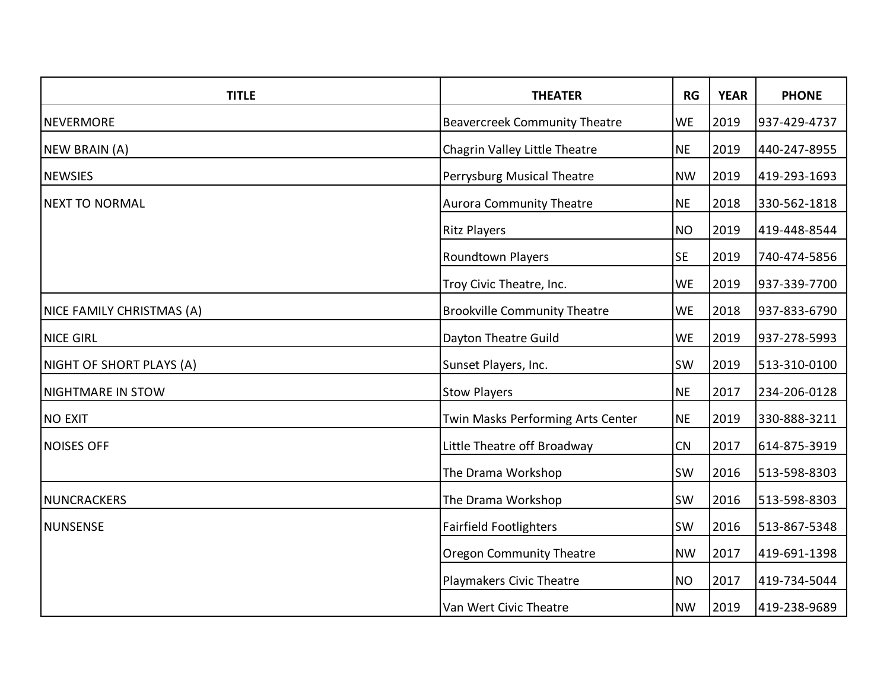| TITLE | THEATER | RG | YEAR | PHONE |
|---|---|---|---|---|
| NEVERMORE | Beavercreek Community Theatre | WE | 2019 | 937-429-4737 |
| NEW BRAIN (A) | Chagrin Valley Little Theatre | NE | 2019 | 440-247-8955 |
| NEWSIES | Perrysburg Musical Theatre | NW | 2019 | 419-293-1693 |
| NEXT TO NORMAL | Aurora Community Theatre | NE | 2018 | 330-562-1818 |
| | Ritz Players | NO | 2019 | 419-448-8544 |
| | Roundtown Players | SE | 2019 | 740-474-5856 |
| | Troy Civic Theatre, Inc. | WE | 2019 | 937-339-7700 |
| NICE FAMILY CHRISTMAS (A) | Brookville Community Theatre | WE | 2018 | 937-833-6790 |
| NICE GIRL | Dayton Theatre Guild | WE | 2019 | 937-278-5993 |
| NIGHT OF SHORT PLAYS (A) | Sunset Players, Inc. | SW | 2019 | 513-310-0100 |
| NIGHTMARE IN STOW | Stow Players | NE | 2017 | 234-206-0128 |
| NO EXIT | Twin Masks Performing Arts Center | NE | 2019 | 330-888-3211 |
| NOISES OFF | Little Theatre off Broadway | CN | 2017 | 614-875-3919 |
| | The Drama Workshop | SW | 2016 | 513-598-8303 |
| NUNCRACKERS | The Drama Workshop | SW | 2016 | 513-598-8303 |
| NUNSENSE | Fairfield Footlighters | SW | 2016 | 513-867-5348 |
| | Oregon Community Theatre | NW | 2017 | 419-691-1398 |
| | Playmakers Civic Theatre | NO | 2017 | 419-734-5044 |
| | Van Wert Civic Theatre | NW | 2019 | 419-238-9689 |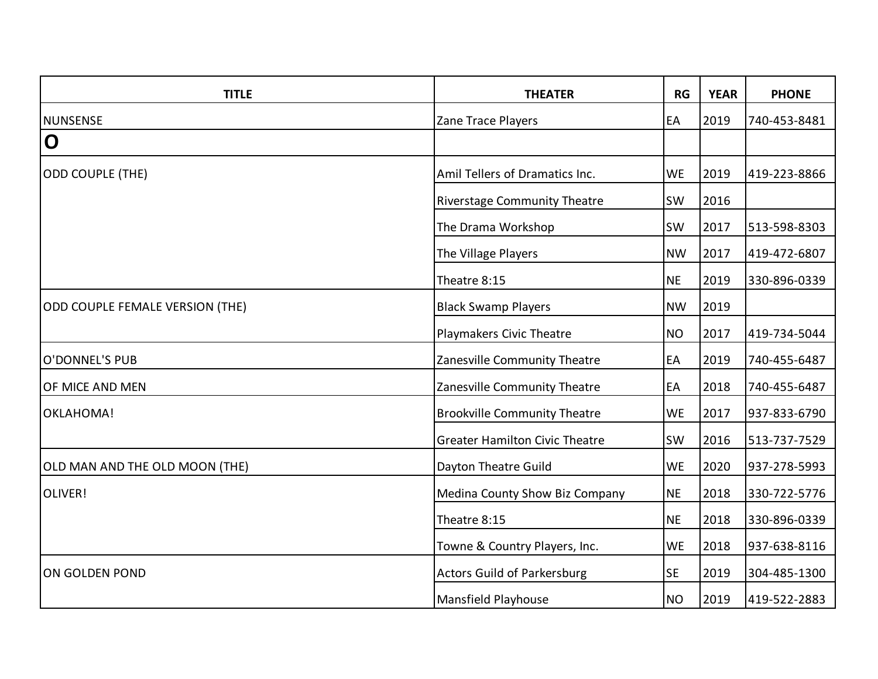| TITLE | THEATER | RG | YEAR | PHONE |
|---|---|---|---|---|
| NUNSENSE | Zane Trace Players | EA | 2019 | 740-453-8481 |
| **O** | | | | |
| ODD COUPLE (THE) | Amil Tellers of Dramatics Inc. | WE | 2019 | 419-223-8866 |
| | Riverstage Community Theatre | SW | 2016 | |
| | The Drama Workshop | SW | 2017 | 513-598-8303 |
| | The Village Players | NW | 2017 | 419-472-6807 |
| | Theatre 8:15 | NE | 2019 | 330-896-0339 |
| ODD COUPLE FEMALE VERSION (THE) | Black Swamp Players | NW | 2019 | |
| | Playmakers Civic Theatre | NO | 2017 | 419-734-5044 |
| O'DONNEL'S PUB | Zanesville Community Theatre | EA | 2019 | 740-455-6487 |
| OF MICE AND MEN | Zanesville Community Theatre | EA | 2018 | 740-455-6487 |
| OKLAHOMA! | Brookville Community Theatre | WE | 2017 | 937-833-6790 |
| | Greater Hamilton Civic Theatre | SW | 2016 | 513-737-7529 |
| OLD MAN AND THE OLD MOON (THE) | Dayton Theatre Guild | WE | 2020 | 937-278-5993 |
| OLIVER! | Medina County Show Biz Company | NE | 2018 | 330-722-5776 |
| | Theatre 8:15 | NE | 2018 | 330-896-0339 |
| | Towne & Country Players, Inc. | WE | 2018 | 937-638-8116 |
| ON GOLDEN POND | Actors Guild of Parkersburg | SE | 2019 | 304-485-1300 |
| | Mansfield Playhouse | NO | 2019 | 419-522-2883 |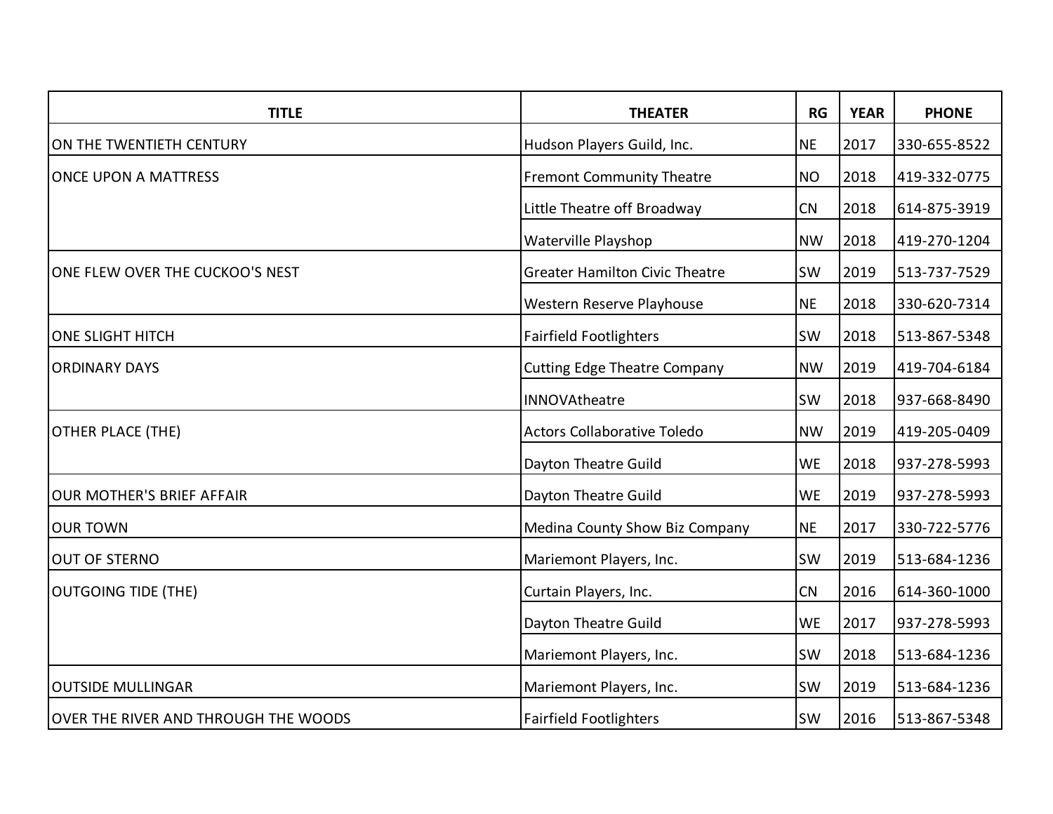| TITLE | THEATER | RG | YEAR | PHONE |
| --- | --- | --- | --- | --- |
| ON THE TWENTIETH CENTURY | Hudson Players Guild, Inc. | NE | 2017 | 330-655-8522 |
| ONCE UPON A MATTRESS | Fremont Community Theatre | NO | 2018 | 419-332-0775 |
| | Little Theatre off Broadway | CN | 2018 | 614-875-3919 |
| | Waterville Playshop | NW | 2018 | 419-270-1204 |
| ONE FLEW OVER THE CUCKOO'S NEST | Greater Hamilton Civic Theatre | SW | 2019 | 513-737-7529 |
| | Western Reserve Playhouse | NE | 2018 | 330-620-7314 |
| ONE SLIGHT HITCH | Fairfield Footlighters | SW | 2018 | 513-867-5348 |
| ORDINARY DAYS | Cutting Edge Theatre Company | NW | 2019 | 419-704-6184 |
| | INNOVAtheatre | SW | 2018 | 937-668-8490 |
| OTHER PLACE (THE) | Actors Collaborative Toledo | NW | 2019 | 419-205-0409 |
| | Dayton Theatre Guild | WE | 2018 | 937-278-5993 |
| OUR MOTHER'S BRIEF AFFAIR | Dayton Theatre Guild | WE | 2019 | 937-278-5993 |
| OUR TOWN | Medina County Show Biz Company | NE | 2017 | 330-722-5776 |
| OUT OF STERNO | Mariemont Players, Inc. | SW | 2019 | 513-684-1236 |
| OUTGOING TIDE (THE) | Curtain Players, Inc. | CN | 2016 | 614-360-1000 |
| | Dayton Theatre Guild | WE | 2017 | 937-278-5993 |
| | Mariemont Players, Inc. | SW | 2018 | 513-684-1236 |
| OUTSIDE MULLINGAR | Mariemont Players, Inc. | SW | 2019 | 513-684-1236 |
| OVER THE RIVER AND THROUGH THE WOODS | Fairfield Footlighters | SW | 2016 | 513-867-5348 |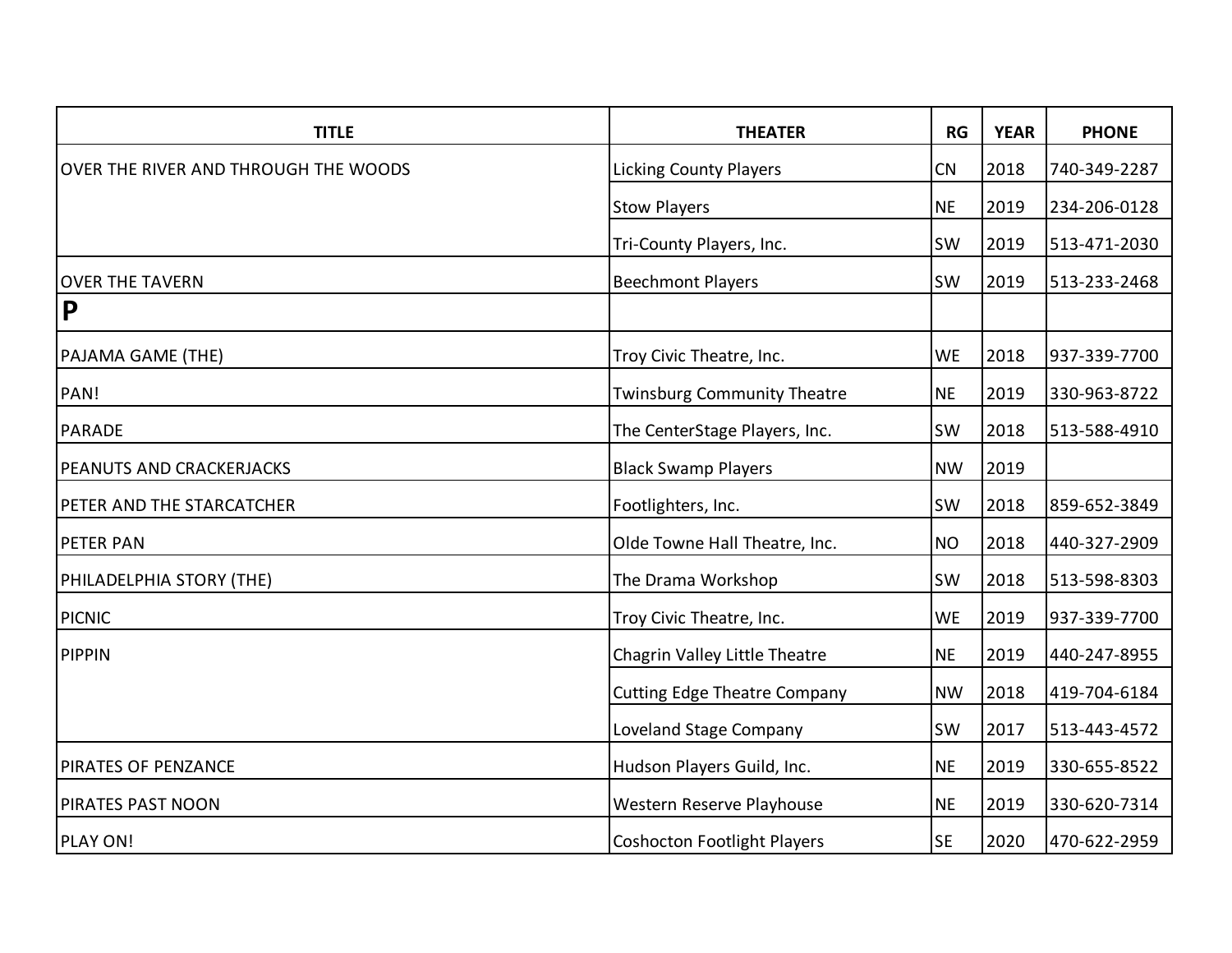| TITLE | THEATER | RG | YEAR | PHONE |
|---|---|---|---|---|
| OVER THE RIVER AND THROUGH THE WOODS | Licking County Players | CN | 2018 | 740-349-2287 |
| | Stow Players | NE | 2019 | 234-206-0128 |
| | Tri-County Players, Inc. | SW | 2019 | 513-471-2030 |
| OVER THE TAVERN | Beechmont Players | SW | 2019 | 513-233-2468 |
| **P** | | | | |
| PAJAMA GAME (THE) | Troy Civic Theatre, Inc. | WE | 2018 | 937-339-7700 |
| PAN! | Twinsburg Community Theatre | NE | 2019 | 330-963-8722 |
| PARADE | The CenterStage Players, Inc. | SW | 2018 | 513-588-4910 |
| PEANUTS AND CRACKERJACKS | Black Swamp Players | NW | 2019 | |
| PETER AND THE STARCATCHER | Footlighters, Inc. | SW | 2018 | 859-652-3849 |
| PETER PAN | Olde Towne Hall Theatre, Inc. | NO | 2018 | 440-327-2909 |
| PHILADELPHIA STORY (THE) | The Drama Workshop | SW | 2018 | 513-598-8303 |
| PICNIC | Troy Civic Theatre, Inc. | WE | 2019 | 937-339-7700 |
| PIPPIN | Chagrin Valley Little Theatre | NE | 2019 | 440-247-8955 |
| | Cutting Edge Theatre Company | NW | 2018 | 419-704-6184 |
| | Loveland Stage Company | SW | 2017 | 513-443-4572 |
| PIRATES OF PENZANCE | Hudson Players Guild, Inc. | NE | 2019 | 330-655-8522 |
| PIRATES PAST NOON | Western Reserve Playhouse | NE | 2019 | 330-620-7314 |
| PLAY ON! | Coshocton Footlight Players | SE | 2020 | 470-622-2959 |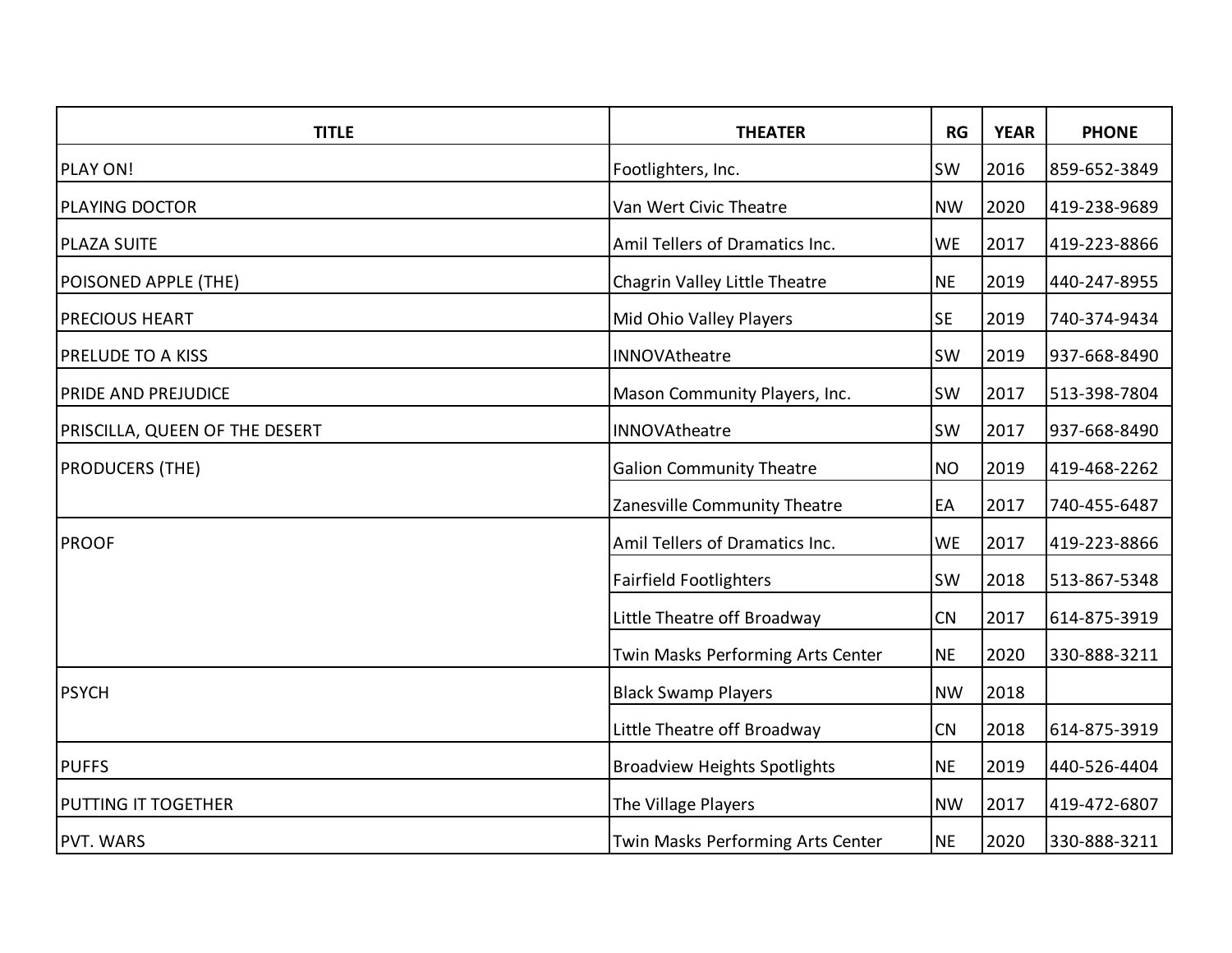| TITLE | THEATER | RG | YEAR | PHONE |
|---|---|---|---|---|
| PLAY ON! | Footlighters, Inc. | SW | 2016 | 859-652-3849 |
| PLAYING DOCTOR | Van Wert Civic Theatre | NW | 2020 | 419-238-9689 |
| PLAZA SUITE | Amil Tellers of Dramatics Inc. | WE | 2017 | 419-223-8866 |
| POISONED APPLE (THE) | Chagrin Valley Little Theatre | NE | 2019 | 440-247-8955 |
| PRECIOUS HEART | Mid Ohio Valley Players | SE | 2019 | 740-374-9434 |
| PRELUDE TO A KISS | INNOVAtheatre | SW | 2019 | 937-668-8490 |
| PRIDE AND PREJUDICE | Mason Community Players, Inc. | SW | 2017 | 513-398-7804 |
| PRISCILLA, QUEEN OF THE DESERT | INNOVAtheatre | SW | 2017 | 937-668-8490 |
| PRODUCERS (THE) | Galion Community Theatre | NO | 2019 | 419-468-2262 |
| | Zanesville Community Theatre | EA | 2017 | 740-455-6487 |
| PROOF | Amil Tellers of Dramatics Inc. | WE | 2017 | 419-223-8866 |
| | Fairfield Footlighters | SW | 2018 | 513-867-5348 |
| | Little Theatre off Broadway | CN | 2017 | 614-875-3919 |
| | Twin Masks Performing Arts Center | NE | 2020 | 330-888-3211 |
| PSYCH | Black Swamp Players | NW | 2018 | |
| | Little Theatre off Broadway | CN | 2018 | 614-875-3919 |
| PUFFS | Broadview Heights Spotlights | NE | 2019 | 440-526-4404 |
| PUTTING IT TOGETHER | The Village Players | NW | 2017 | 419-472-6807 |
| PVT. WARS | Twin Masks Performing Arts Center | NE | 2020 | 330-888-3211 |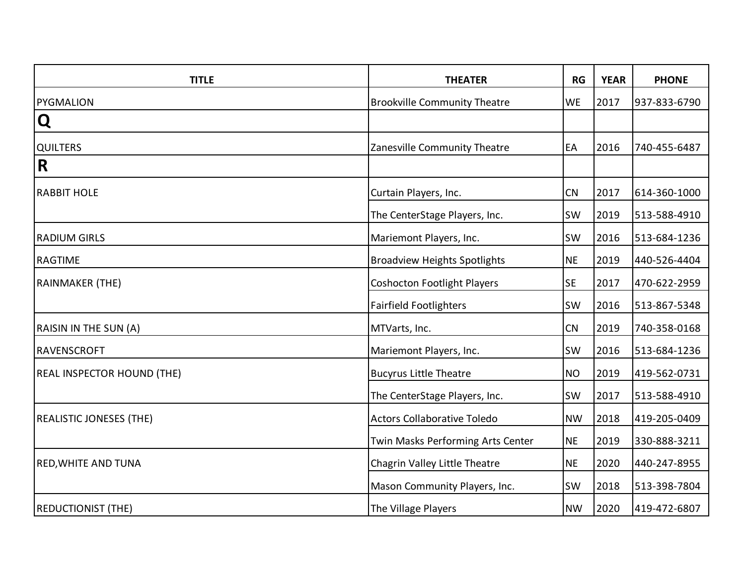| TITLE | THEATER | RG | YEAR | PHONE |
|---|---|---|---|---|
| PYGMALION | Brookville Community Theatre | WE | 2017 | 937-833-6790 |
| **Q** | | | | |
| QUILTERS | Zanesville Community Theatre | EA | 2016 | 740-455-6487 |
| **R** | | | | |
| RABBIT HOLE | Curtain Players, Inc. | CN | 2017 | 614-360-1000 |
| | The CenterStage Players, Inc. | SW | 2019 | 513-588-4910 |
| RADIUM GIRLS | Mariemont Players, Inc. | SW | 2016 | 513-684-1236 |
| RAGTIME | Broadview Heights Spotlights | NE | 2019 | 440-526-4404 |
| RAINMAKER (THE) | Coshocton Footlight Players | SE | 2017 | 470-622-2959 |
| | Fairfield Footlighters | SW | 2016 | 513-867-5348 |
| RAISIN IN THE SUN (A) | MTVarts, Inc. | CN | 2019 | 740-358-0168 |
| RAVENSCROFT | Mariemont Players, Inc. | SW | 2016 | 513-684-1236 |
| REAL INSPECTOR HOUND (THE) | Bucyrus Little Theatre | NO | 2019 | 419-562-0731 |
| | The CenterStage Players, Inc. | SW | 2017 | 513-588-4910 |
| REALISTIC JONESES (THE) | Actors Collaborative Toledo | NW | 2018 | 419-205-0409 |
| | Twin Masks Performing Arts Center | NE | 2019 | 330-888-3211 |
| RED,WHITE AND TUNA | Chagrin Valley Little Theatre | NE | 2020 | 440-247-8955 |
| | Mason Community Players, Inc. | SW | 2018 | 513-398-7804 |
| REDUCTIONIST (THE) | The Village Players | NW | 2020 | 419-472-6807 |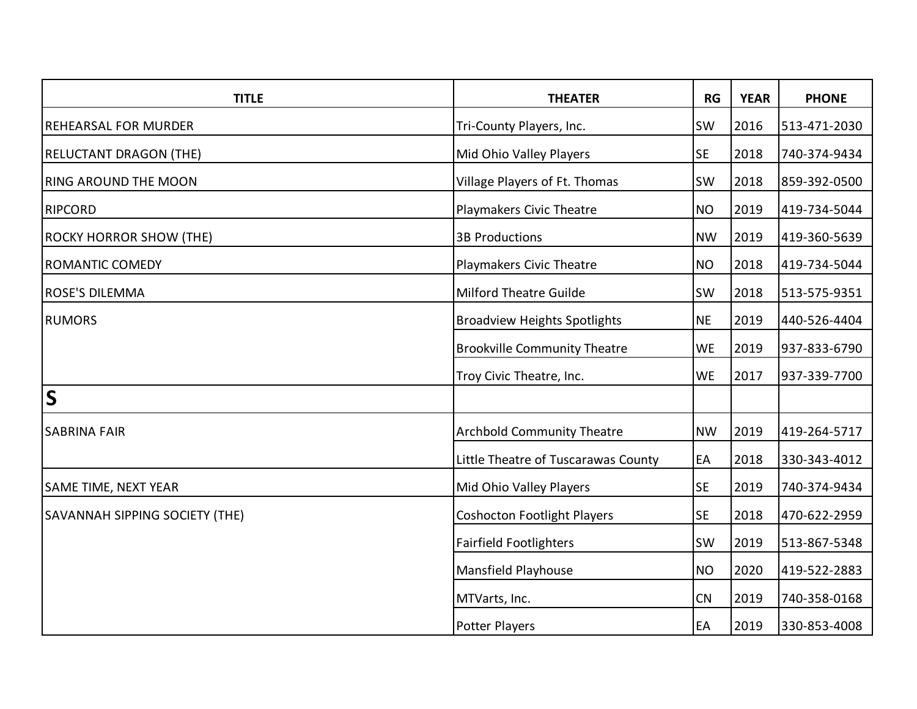| TITLE | THEATER | RG | YEAR | PHONE |
|---|---|---|---|---|
| REHEARSAL FOR MURDER | Tri-County Players, Inc. | SW | 2016 | 513-471-2030 |
| RELUCTANT DRAGON (THE) | Mid Ohio Valley Players | SE | 2018 | 740-374-9434 |
| RING AROUND THE MOON | Village Players of Ft. Thomas | SW | 2018 | 859-392-0500 |
| RIPCORD | Playmakers Civic Theatre | NO | 2019 | 419-734-5044 |
| ROCKY HORROR SHOW (THE) | 3B Productions | NW | 2019 | 419-360-5639 |
| ROMANTIC COMEDY | Playmakers Civic Theatre | NO | 2018 | 419-734-5044 |
| ROSE'S DILEMMA | Milford Theatre Guilde | SW | 2018 | 513-575-9351 |
| RUMORS | Broadview Heights Spotlights | NE | 2019 | 440-526-4404 |
| | Brookville Community Theatre | WE | 2019 | 937-833-6790 |
| | Troy Civic Theatre, Inc. | WE | 2017 | 937-339-7700 |
| **S** | | | | |
| SABRINA FAIR | Archbold Community Theatre | NW | 2019 | 419-264-5717 |
| | Little Theatre of Tuscarawas County | EA | 2018 | 330-343-4012 |
| SAME TIME, NEXT YEAR | Mid Ohio Valley Players | SE | 2019 | 740-374-9434 |
| SAVANNAH SIPPING SOCIETY (THE) | Coshocton Footlight Players | SE | 2018 | 470-622-2959 |
| | Fairfield Footlighters | SW | 2019 | 513-867-5348 |
| | Mansfield Playhouse | NO | 2020 | 419-522-2883 |
| | MTVarts, Inc. | CN | 2019 | 740-358-0168 |
| | Potter Players | EA | 2019 | 330-853-4008 |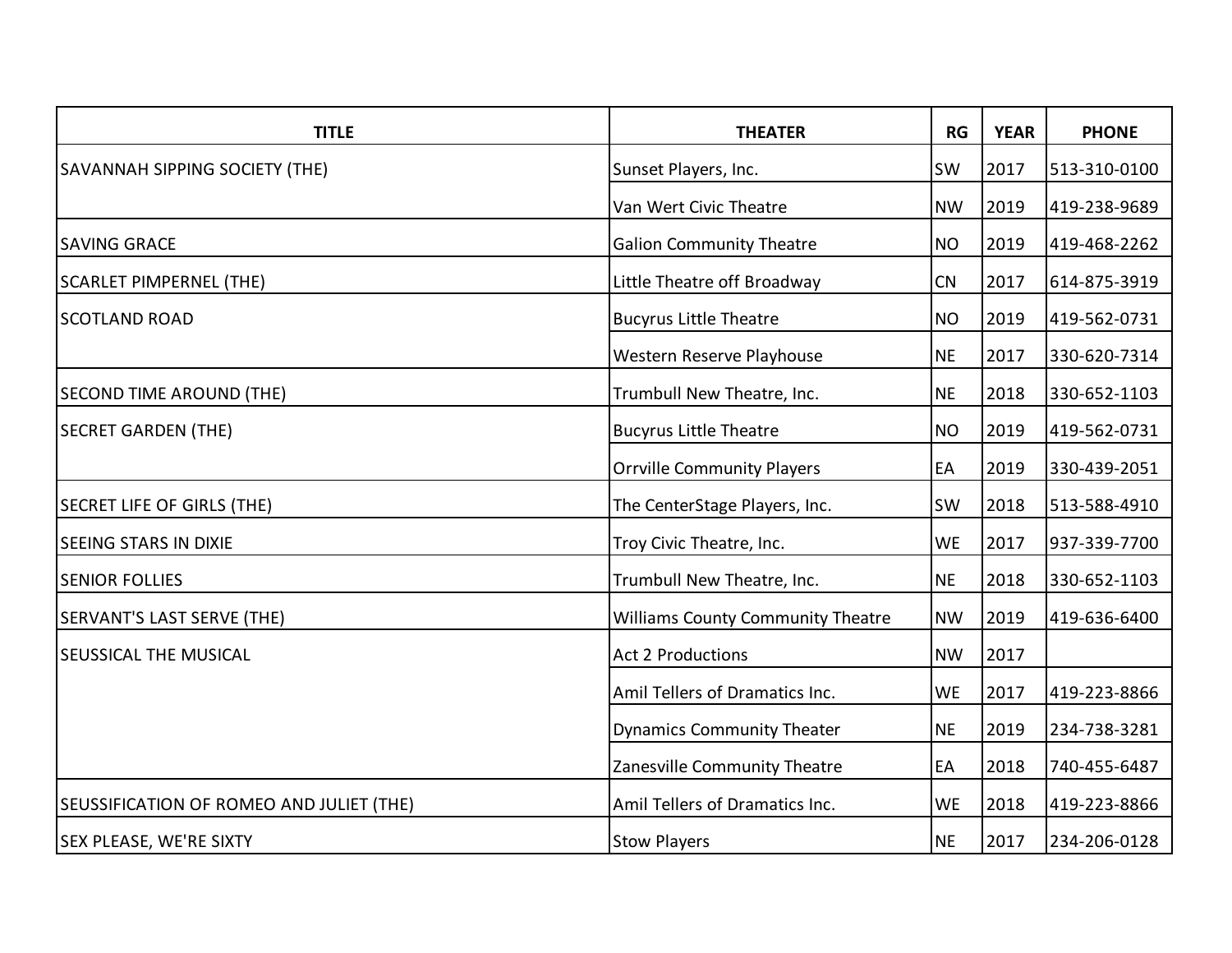| TITLE | THEATER | RG | YEAR | PHONE |
|---|---|---|---|---|
| SAVANNAH SIPPING SOCIETY (THE) | Sunset Players, Inc. | SW | 2017 | 513-310-0100 |
| | Van Wert Civic Theatre | NW | 2019 | 419-238-9689 |
| SAVING GRACE | Galion Community Theatre | NO | 2019 | 419-468-2262 |
| SCARLET PIMPERNEL (THE) | Little Theatre off Broadway | CN | 2017 | 614-875-3919 |
| SCOTLAND ROAD | Bucyrus Little Theatre | NO | 2019 | 419-562-0731 |
| | Western Reserve Playhouse | NE | 2017 | 330-620-7314 |
| SECOND TIME AROUND (THE) | Trumbull New Theatre, Inc. | NE | 2018 | 330-652-1103 |
| SECRET GARDEN (THE) | Bucyrus Little Theatre | NO | 2019 | 419-562-0731 |
| | Orrville Community Players | EA | 2019 | 330-439-2051 |
| SECRET LIFE OF GIRLS (THE) | The CenterStage Players, Inc. | SW | 2018 | 513-588-4910 |
| SEEING STARS IN DIXIE | Troy Civic Theatre, Inc. | WE | 2017 | 937-339-7700 |
| SENIOR FOLLIES | Trumbull New Theatre, Inc. | NE | 2018 | 330-652-1103 |
| SERVANT'S LAST SERVE (THE) | Williams County Community Theatre | NW | 2019 | 419-636-6400 |
| SEUSSICAL THE MUSICAL | Act 2 Productions | NW | 2017 | |
| | Amil Tellers of Dramatics Inc. | WE | 2017 | 419-223-8866 |
| | Dynamics Community Theater | NE | 2019 | 234-738-3281 |
| | Zanesville Community Theatre | EA | 2018 | 740-455-6487 |
| SEUSSIFICATION OF ROMEO AND JULIET (THE) | Amil Tellers of Dramatics Inc. | WE | 2018 | 419-223-8866 |
| SEX PLEASE, WE'RE SIXTY | Stow Players | NE | 2017 | 234-206-0128 |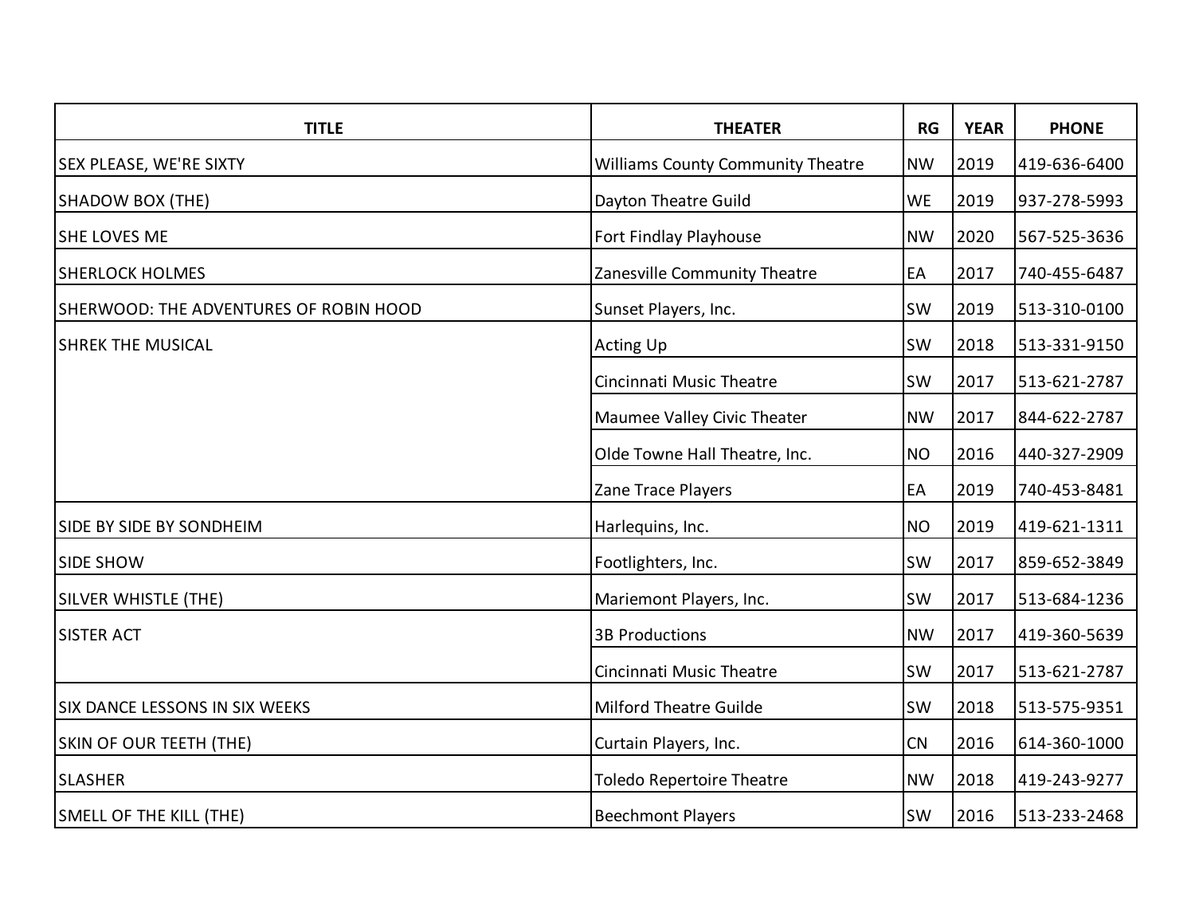| TITLE | THEATER | RG | YEAR | PHONE |
|---|---|---|---|---|
| SEX PLEASE, WE'RE SIXTY | Williams County Community Theatre | NW | 2019 | 419-636-6400 |
| SHADOW BOX (THE) | Dayton Theatre Guild | WE | 2019 | 937-278-5993 |
| SHE LOVES ME | Fort Findlay Playhouse | NW | 2020 | 567-525-3636 |
| SHERLOCK HOLMES | Zanesville Community Theatre | EA | 2017 | 740-455-6487 |
| SHERWOOD: THE ADVENTURES OF ROBIN HOOD | Sunset Players, Inc. | SW | 2019 | 513-310-0100 |
| SHREK THE MUSICAL | Acting Up | SW | 2018 | 513-331-9150 |
| | Cincinnati Music Theatre | SW | 2017 | 513-621-2787 |
| | Maumee Valley Civic Theater | NW | 2017 | 844-622-2787 |
| | Olde Towne Hall Theatre, Inc. | NO | 2016 | 440-327-2909 |
| | Zane Trace Players | EA | 2019 | 740-453-8481 |
| SIDE BY SIDE BY SONDHEIM | Harlequins, Inc. | NO | 2019 | 419-621-1311 |
| SIDE SHOW | Footlighters, Inc. | SW | 2017 | 859-652-3849 |
| SILVER WHISTLE (THE) | Mariemont Players, Inc. | SW | 2017 | 513-684-1236 |
| SISTER ACT | 3B Productions | NW | 2017 | 419-360-5639 |
| | Cincinnati Music Theatre | SW | 2017 | 513-621-2787 |
| SIX DANCE LESSONS IN SIX WEEKS | Milford Theatre Guilde | SW | 2018 | 513-575-9351 |
| SKIN OF OUR TEETH (THE) | Curtain Players, Inc. | CN | 2016 | 614-360-1000 |
| SLASHER | Toledo Repertoire Theatre | NW | 2018 | 419-243-9277 |
| SMELL OF THE KILL (THE) | Beechmont Players | SW | 2016 | 513-233-2468 |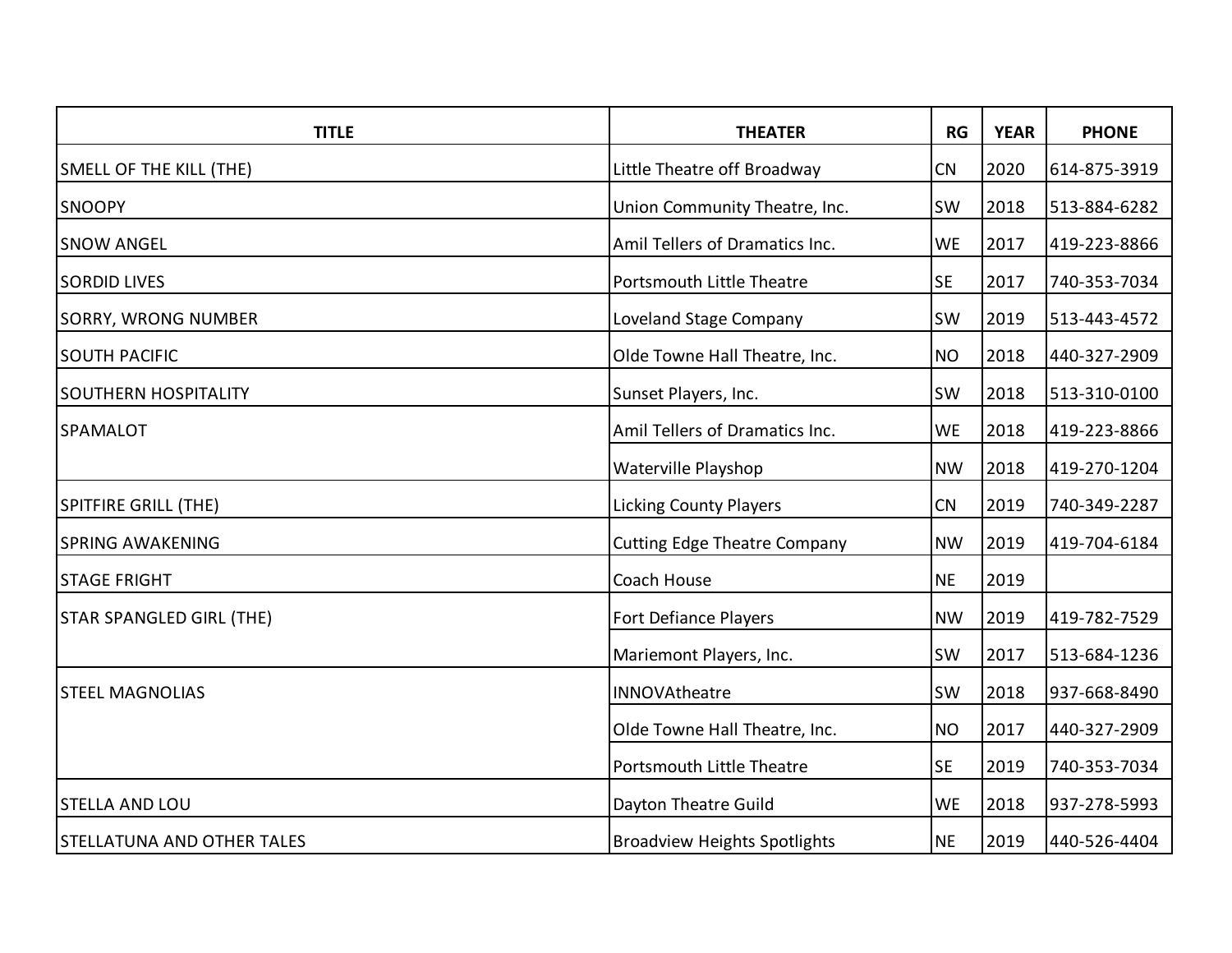| TITLE | THEATER | RG | YEAR | PHONE |
|---|---|---|---|---|
| SMELL OF THE KILL (THE) | Little Theatre off Broadway | CN | 2020 | 614-875-3919 |
| SNOOPY | Union Community Theatre, Inc. | SW | 2018 | 513-884-6282 |
| SNOW ANGEL | Amil Tellers of Dramatics Inc. | WE | 2017 | 419-223-8866 |
| SORDID LIVES | Portsmouth Little Theatre | SE | 2017 | 740-353-7034 |
| SORRY, WRONG NUMBER | Loveland Stage Company | SW | 2019 | 513-443-4572 |
| SOUTH PACIFIC | Olde Towne Hall Theatre, Inc. | NO | 2018 | 440-327-2909 |
| SOUTHERN HOSPITALITY | Sunset Players, Inc. | SW | 2018 | 513-310-0100 |
| SPAMALOT | Amil Tellers of Dramatics Inc. | WE | 2018 | 419-223-8866 |
| | Waterville Playshop | NW | 2018 | 419-270-1204 |
| SPITFIRE GRILL (THE) | Licking County Players | CN | 2019 | 740-349-2287 |
| SPRING AWAKENING | Cutting Edge Theatre Company | NW | 2019 | 419-704-6184 |
| STAGE FRIGHT | Coach House | NE | 2019 | |
| STAR SPANGLED GIRL (THE) | Fort Defiance Players | NW | 2019 | 419-782-7529 |
| | Mariemont Players, Inc. | SW | 2017 | 513-684-1236 |
| STEEL MAGNOLIAS | INNOVAtheatre | SW | 2018 | 937-668-8490 |
| | Olde Towne Hall Theatre, Inc. | NO | 2017 | 440-327-2909 |
| | Portsmouth Little Theatre | SE | 2019 | 740-353-7034 |
| STELLA AND LOU | Dayton Theatre Guild | WE | 2018 | 937-278-5993 |
| STELLATUNA AND OTHER TALES | Broadview Heights Spotlights | NE | 2019 | 440-526-4404 |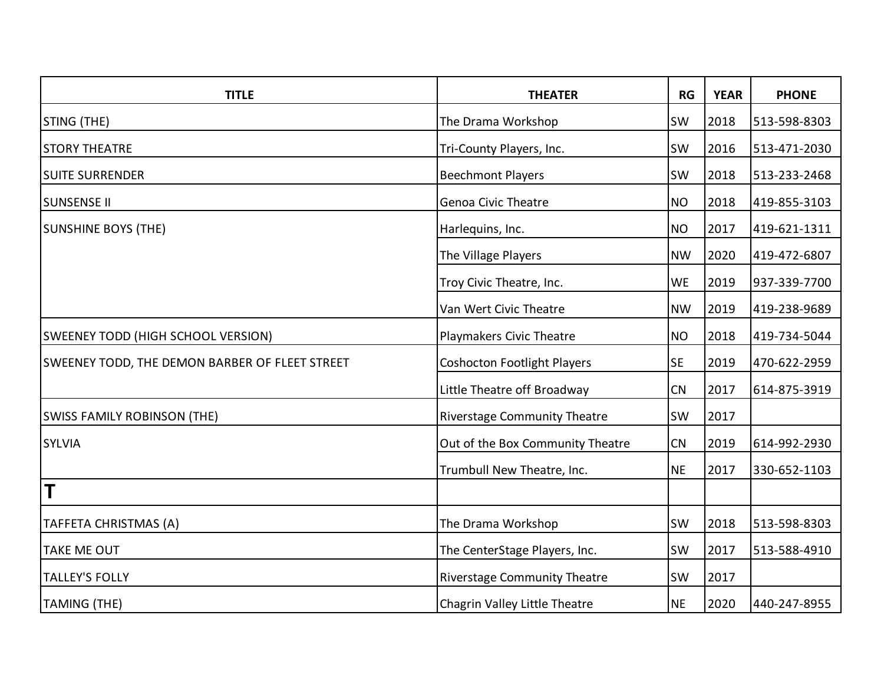| TITLE | THEATER | RG | YEAR | PHONE |
|---|---|---|---|---|
| STING (THE) | The Drama Workshop | SW | 2018 | 513-598-8303 |
| STORY THEATRE | Tri-County Players, Inc. | SW | 2016 | 513-471-2030 |
| SUITE SURRENDER | Beechmont Players | SW | 2018 | 513-233-2468 |
| SUNSENSE II | Genoa Civic Theatre | NO | 2018 | 419-855-3103 |
| SUNSHINE BOYS (THE) | Harlequins, Inc. | NO | 2017 | 419-621-1311 |
| | The Village Players | NW | 2020 | 419-472-6807 |
| | Troy Civic Theatre, Inc. | WE | 2019 | 937-339-7700 |
| | Van Wert Civic Theatre | NW | 2019 | 419-238-9689 |
| SWEENEY TODD (HIGH SCHOOL VERSION) | Playmakers Civic Theatre | NO | 2018 | 419-734-5044 |
| SWEENEY TODD, THE DEMON BARBER OF FLEET STREET | Coshocton Footlight Players | SE | 2019 | 470-622-2959 |
| | Little Theatre off Broadway | CN | 2017 | 614-875-3919 |
| SWISS FAMILY ROBINSON (THE) | Riverstage Community Theatre | SW | 2017 | |
| SYLVIA | Out of the Box Community Theatre | CN | 2019 | 614-992-2930 |
| | Trumbull New Theatre, Inc. | NE | 2017 | 330-652-1103 |
| **T** | | | | |
| TAFFETA CHRISTMAS (A) | The Drama Workshop | SW | 2018 | 513-598-8303 |
| TAKE ME OUT | The CenterStage Players, Inc. | SW | 2017 | 513-588-4910 |
| TALLEY'S FOLLY | Riverstage Community Theatre | SW | 2017 | |
| TAMING (THE) | Chagrin Valley Little Theatre | NE | 2020 | 440-247-8955 |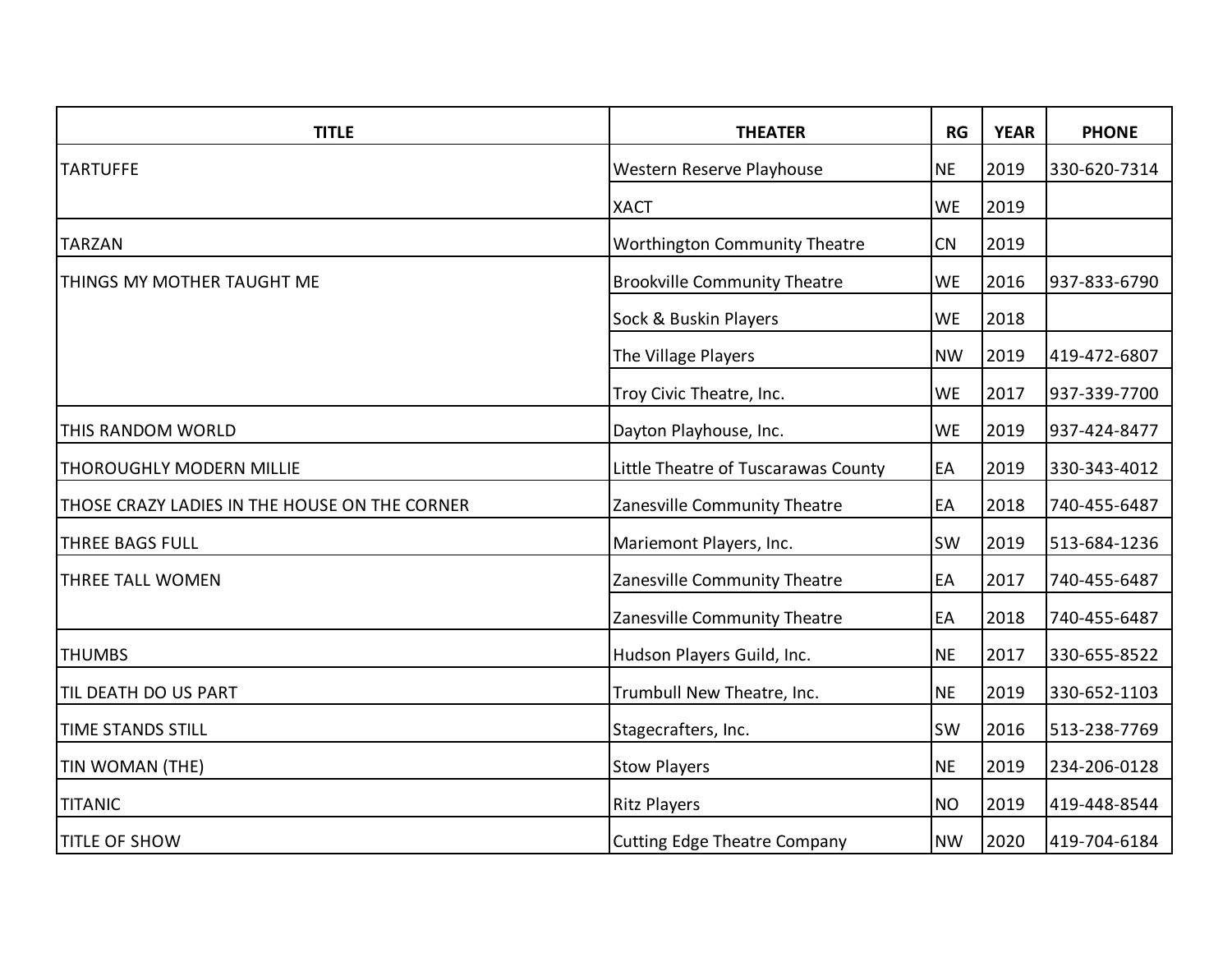| TITLE | THEATER | RG | YEAR | PHONE |
|---|---|---|---|---|
| TARTUFFE | Western Reserve Playhouse | NE | 2019 | 330-620-7314 |
| | XACT | WE | 2019 | |
| TARZAN | Worthington Community Theatre | CN | 2019 | |
| THINGS MY MOTHER TAUGHT ME | Brookville Community Theatre | WE | 2016 | 937-833-6790 |
| | Sock & Buskin Players | WE | 2018 | |
| | The Village Players | NW | 2019 | 419-472-6807 |
| | Troy Civic Theatre, Inc. | WE | 2017 | 937-339-7700 |
| THIS RANDOM WORLD | Dayton Playhouse, Inc. | WE | 2019 | 937-424-8477 |
| THOROUGHLY MODERN MILLIE | Little Theatre of Tuscarawas County | EA | 2019 | 330-343-4012 |
| THOSE CRAZY LADIES IN THE HOUSE ON THE CORNER | Zanesville Community Theatre | EA | 2018 | 740-455-6487 |
| THREE BAGS FULL | Mariemont Players, Inc. | SW | 2019 | 513-684-1236 |
| THREE TALL WOMEN | Zanesville Community Theatre | EA | 2017 | 740-455-6487 |
| | Zanesville Community Theatre | EA | 2018 | 740-455-6487 |
| THUMBS | Hudson Players Guild, Inc. | NE | 2017 | 330-655-8522 |
| TIL DEATH DO US PART | Trumbull New Theatre, Inc. | NE | 2019 | 330-652-1103 |
| TIME STANDS STILL | Stagecrafters, Inc. | SW | 2016 | 513-238-7769 |
| TIN WOMAN (THE) | Stow Players | NE | 2019 | 234-206-0128 |
| TITANIC | Ritz Players | NO | 2019 | 419-448-8544 |
| TITLE OF SHOW | Cutting Edge Theatre Company | NW | 2020 | 419-704-6184 |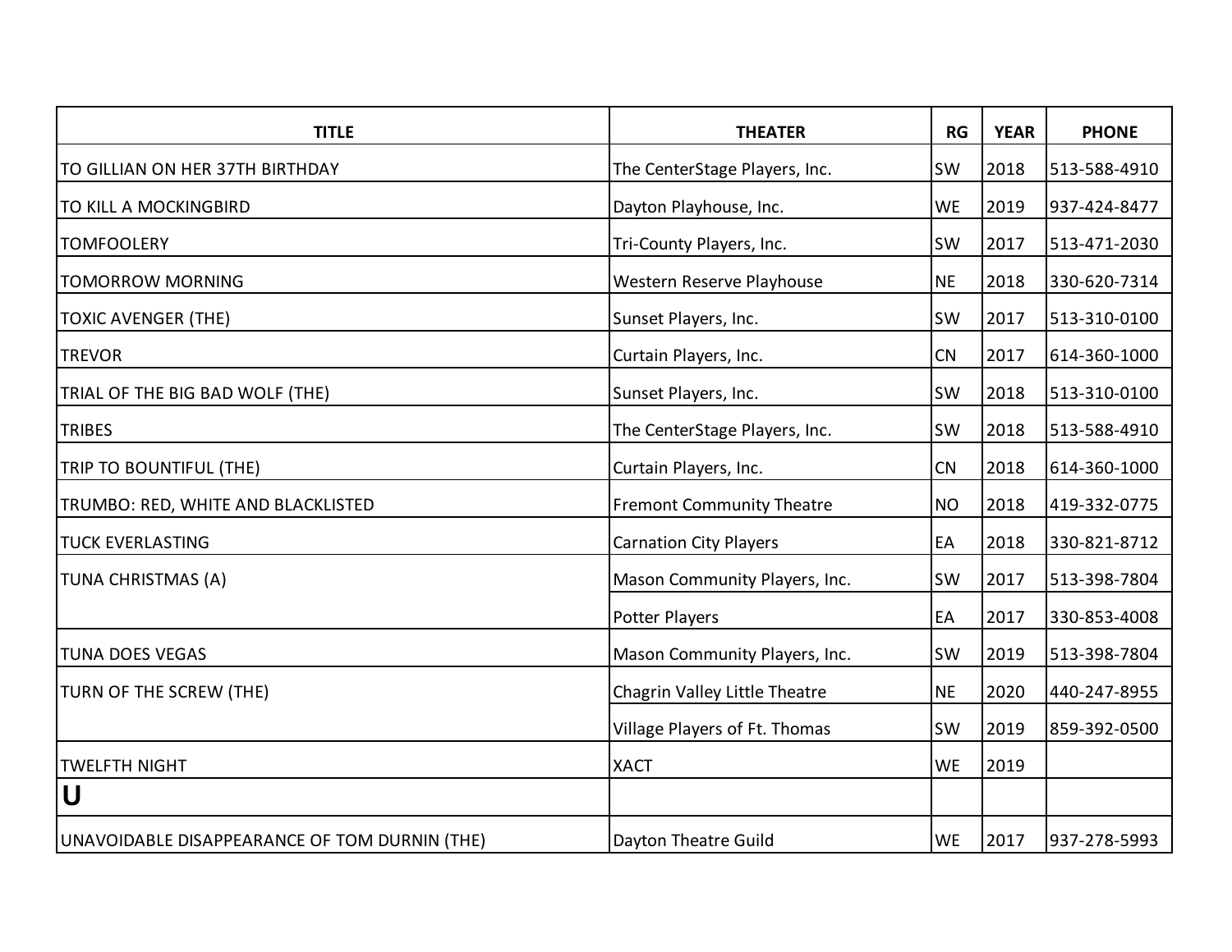| TITLE | THEATER | RG | YEAR | PHONE |
|---|---|---|---|---|
| TO GILLIAN ON HER 37TH BIRTHDAY | The CenterStage Players, Inc. | SW | 2018 | 513-588-4910 |
| TO KILL A MOCKINGBIRD | Dayton Playhouse, Inc. | WE | 2019 | 937-424-8477 |
| TOMFOOLERY | Tri-County Players, Inc. | SW | 2017 | 513-471-2030 |
| TOMORROW MORNING | Western Reserve Playhouse | NE | 2018 | 330-620-7314 |
| TOXIC AVENGER (THE) | Sunset Players, Inc. | SW | 2017 | 513-310-0100 |
| TREVOR | Curtain Players, Inc. | CN | 2017 | 614-360-1000 |
| TRIAL OF THE BIG BAD WOLF (THE) | Sunset Players, Inc. | SW | 2018 | 513-310-0100 |
| TRIBES | The CenterStage Players, Inc. | SW | 2018 | 513-588-4910 |
| TRIP TO BOUNTIFUL (THE) | Curtain Players, Inc. | CN | 2018 | 614-360-1000 |
| TRUMBO: RED, WHITE AND BLACKLISTED | Fremont Community Theatre | NO | 2018 | 419-332-0775 |
| TUCK EVERLASTING | Carnation City Players | EA | 2018 | 330-821-8712 |
| TUNA CHRISTMAS (A) | Mason Community Players, Inc. | SW | 2017 | 513-398-7804 |
| | Potter Players | EA | 2017 | 330-853-4008 |
| TUNA DOES VEGAS | Mason Community Players, Inc. | SW | 2019 | 513-398-7804 |
| TURN OF THE SCREW (THE) | Chagrin Valley Little Theatre | NE | 2020 | 440-247-8955 |
| | Village Players of Ft. Thomas | SW | 2019 | 859-392-0500 |
| TWELFTH NIGHT | XACT | WE | 2019 | |
| **U** | | | | |
| UNAVOIDABLE DISAPPEARANCE OF TOM DURNIN (THE) | Dayton Theatre Guild | WE | 2017 | 937-278-5993 |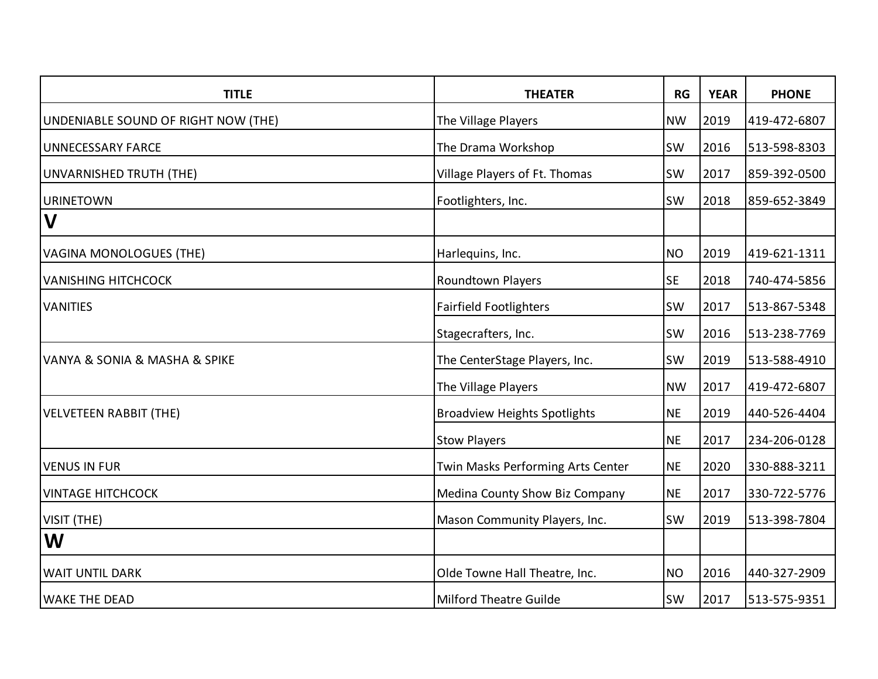| TITLE | THEATER | RG | YEAR | PHONE |
|---|---|---|---|---|
| UNDENIABLE SOUND OF RIGHT NOW (THE) | The Village Players | NW | 2019 | 419-472-6807 |
| UNNECESSARY FARCE | The Drama Workshop | SW | 2016 | 513-598-8303 |
| UNVARNISHED TRUTH (THE) | Village Players of Ft. Thomas | SW | 2017 | 859-392-0500 |
| URINETOWN | Footlighters, Inc. | SW | 2018 | 859-652-3849 |
| **V** | | | | |
| VAGINA MONOLOGUES (THE) | Harlequins, Inc. | NO | 2019 | 419-621-1311 |
| VANISHING HITCHCOCK | Roundtown Players | SE | 2018 | 740-474-5856 |
| VANITIES | Fairfield Footlighters | SW | 2017 | 513-867-5348 |
| | Stagecrafters, Inc. | SW | 2016 | 513-238-7769 |
| VANYA & SONIA & MASHA & SPIKE | The CenterStage Players, Inc. | SW | 2019 | 513-588-4910 |
| | The Village Players | NW | 2017 | 419-472-6807 |
| VELVETEEN RABBIT (THE) | Broadview Heights Spotlights | NE | 2019 | 440-526-4404 |
| | Stow Players | NE | 2017 | 234-206-0128 |
| VENUS IN FUR | Twin Masks Performing Arts Center | NE | 2020 | 330-888-3211 |
| VINTAGE HITCHCOCK | Medina County Show Biz Company | NE | 2017 | 330-722-5776 |
| VISIT (THE) | Mason Community Players, Inc. | SW | 2019 | 513-398-7804 |
| **W** | | | | |
| WAIT UNTIL DARK | Olde Towne Hall Theatre, Inc. | NO | 2016 | 440-327-2909 |
| WAKE THE DEAD | Milford Theatre Guilde | SW | 2017 | 513-575-9351 |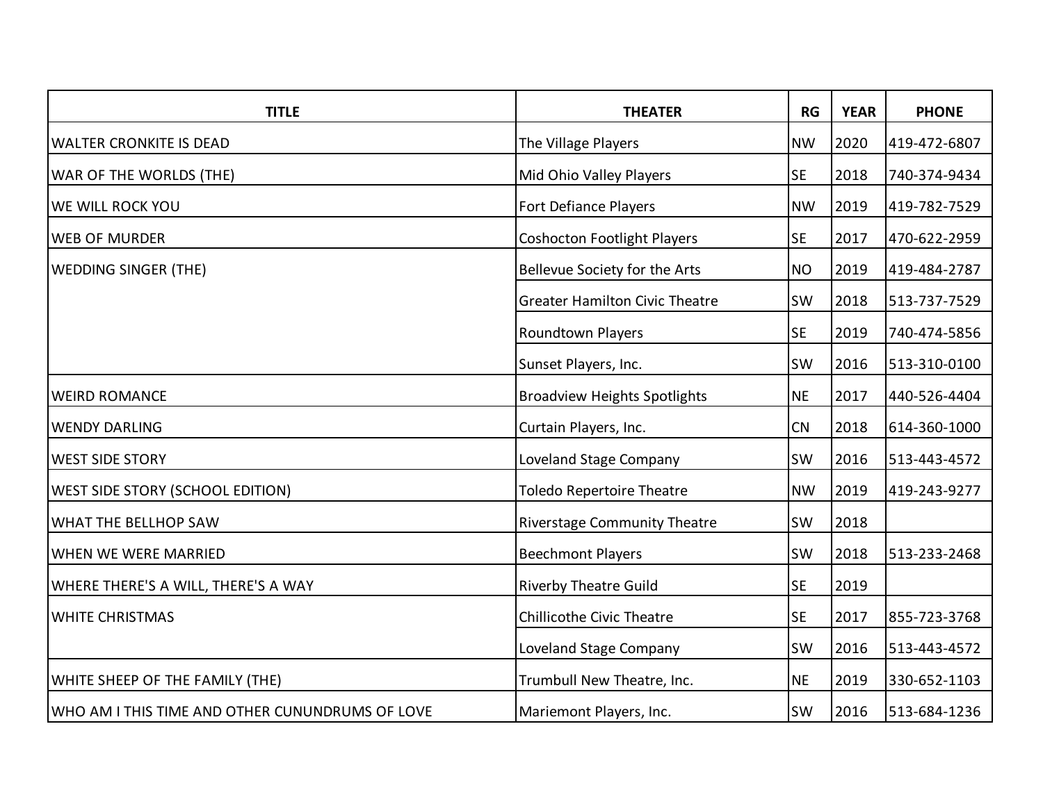| TITLE | THEATER | RG | YEAR | PHONE |
|---|---|---|---|---|
| WALTER CRONKITE IS DEAD | The Village Players | NW | 2020 | 419-472-6807 |
| WAR OF THE WORLDS (THE) | Mid Ohio Valley Players | SE | 2018 | 740-374-9434 |
| WE WILL ROCK YOU | Fort Defiance Players | NW | 2019 | 419-782-7529 |
| WEB OF MURDER | Coshocton Footlight Players | SE | 2017 | 470-622-2959 |
| WEDDING SINGER (THE) | Bellevue Society for the Arts | NO | 2019 | 419-484-2787 |
| | Greater Hamilton Civic Theatre | SW | 2018 | 513-737-7529 |
| | Roundtown Players | SE | 2019 | 740-474-5856 |
| | Sunset Players, Inc. | SW | 2016 | 513-310-0100 |
| WEIRD ROMANCE | Broadview Heights Spotlights | NE | 2017 | 440-526-4404 |
| WENDY DARLING | Curtain Players, Inc. | CN | 2018 | 614-360-1000 |
| WEST SIDE STORY | Loveland Stage Company | SW | 2016 | 513-443-4572 |
| WEST SIDE STORY (SCHOOL EDITION) | Toledo Repertoire Theatre | NW | 2019 | 419-243-9277 |
| WHAT THE BELLHOP SAW | Riverstage Community Theatre | SW | 2018 | |
| WHEN WE WERE MARRIED | Beechmont Players | SW | 2018 | 513-233-2468 |
| WHERE THERE'S A WILL, THERE'S A WAY | Riverby Theatre Guild | SE | 2019 | |
| WHITE CHRISTMAS | Chillicothe Civic Theatre | SE | 2017 | 855-723-3768 |
| | Loveland Stage Company | SW | 2016 | 513-443-4572 |
| WHITE SHEEP OF THE FAMILY (THE) | Trumbull New Theatre, Inc. | NE | 2019 | 330-652-1103 |
| WHO AM I THIS TIME AND OTHER CUNUNDRUMS OF LOVE | Mariemont Players, Inc. | SW | 2016 | 513-684-1236 |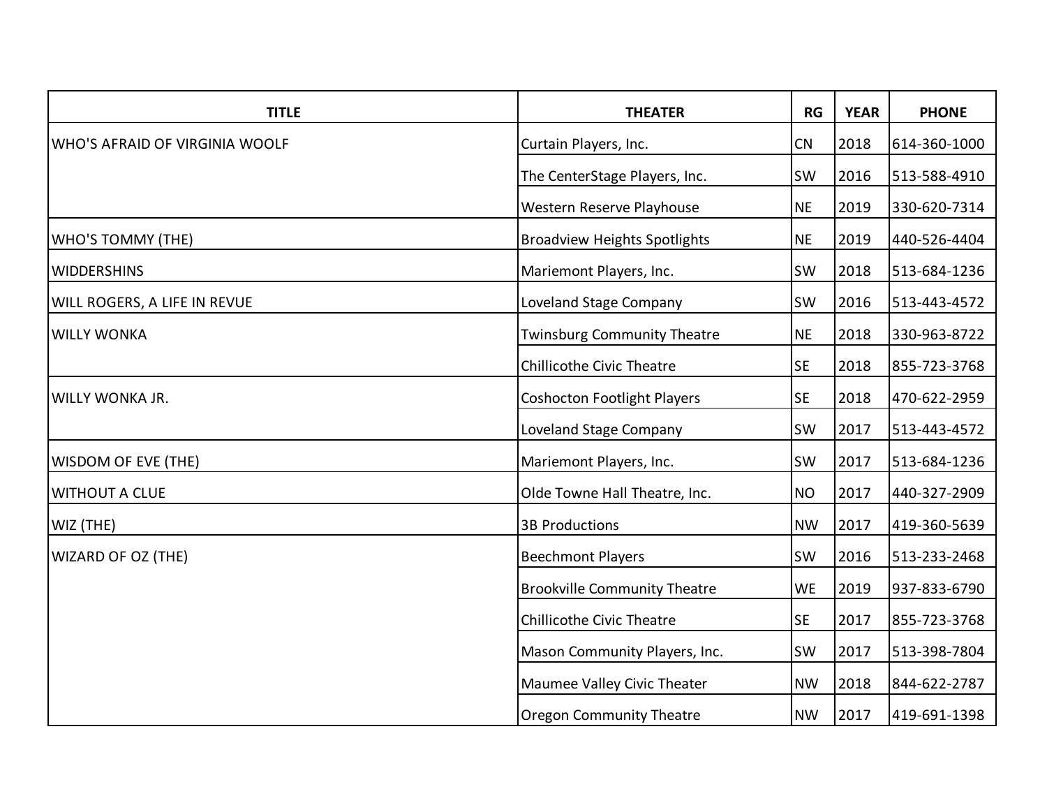| TITLE | THEATER | RG | YEAR | PHONE |
|---|---|---|---|---|
| WHO'S AFRAID OF VIRGINIA WOOLF | Curtain Players, Inc. | CN | 2018 | 614-360-1000 |
| | The CenterStage Players, Inc. | SW | 2016 | 513-588-4910 |
| | Western Reserve Playhouse | NE | 2019 | 330-620-7314 |
| WHO'S TOMMY (THE) | Broadview Heights Spotlights | NE | 2019 | 440-526-4404 |
| WIDDERSHINS | Mariemont Players, Inc. | SW | 2018 | 513-684-1236 |
| WILL ROGERS, A LIFE IN REVUE | Loveland Stage Company | SW | 2016 | 513-443-4572 |
| WILLY WONKA | Twinsburg Community Theatre | NE | 2018 | 330-963-8722 |
| | Chillicothe Civic Theatre | SE | 2018 | 855-723-3768 |
| WILLY WONKA JR. | Coshocton Footlight Players | SE | 2018 | 470-622-2959 |
| | Loveland Stage Company | SW | 2017 | 513-443-4572 |
| WISDOM OF EVE (THE) | Mariemont Players, Inc. | SW | 2017 | 513-684-1236 |
| WITHOUT A CLUE | Olde Towne Hall Theatre, Inc. | NO | 2017 | 440-327-2909 |
| WIZ (THE) | 3B Productions | NW | 2017 | 419-360-5639 |
| WIZARD OF OZ (THE) | Beechmont Players | SW | 2016 | 513-233-2468 |
| | Brookville Community Theatre | WE | 2019 | 937-833-6790 |
| | Chillicothe Civic Theatre | SE | 2017 | 855-723-3768 |
| | Mason Community Players, Inc. | SW | 2017 | 513-398-7804 |
| | Maumee Valley Civic Theater | NW | 2018 | 844-622-2787 |
| | Oregon Community Theatre | NW | 2017 | 419-691-1398 |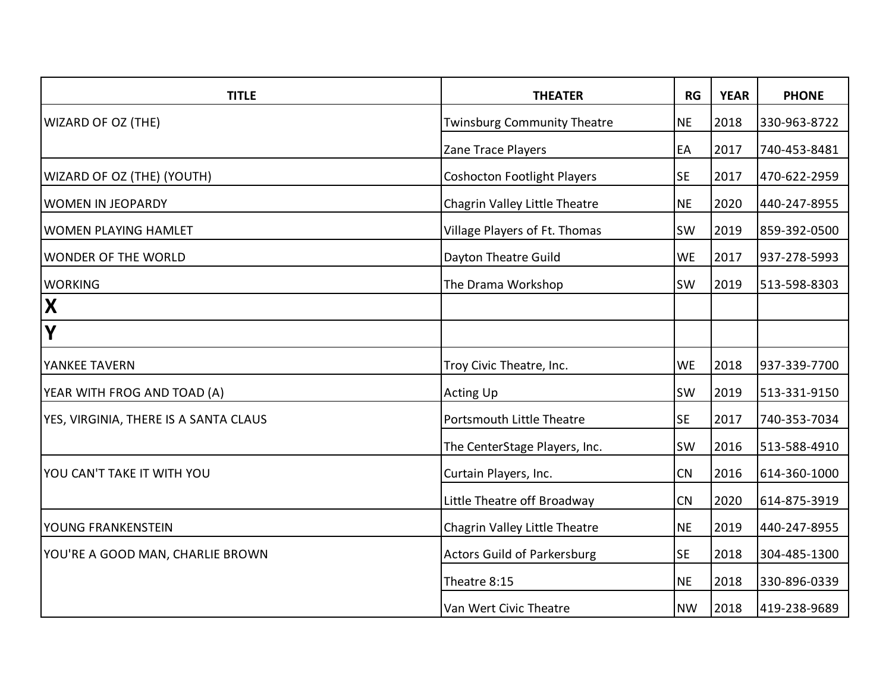| TITLE | THEATER | RG | YEAR | PHONE |
|---|---|---|---|---|
| WIZARD OF OZ (THE) | Twinsburg Community Theatre | NE | 2018 | 330-963-8722 |
| | Zane Trace Players | EA | 2017 | 740-453-8481 |
| WIZARD OF OZ (THE) (YOUTH) | Coshocton Footlight Players | SE | 2017 | 470-622-2959 |
| WOMEN IN JEOPARDY | Chagrin Valley Little Theatre | NE | 2020 | 440-247-8955 |
| WOMEN PLAYING HAMLET | Village Players of Ft. Thomas | SW | 2019 | 859-392-0500 |
| WONDER OF THE WORLD | Dayton Theatre Guild | WE | 2017 | 937-278-5993 |
| WORKING | The Drama Workshop | SW | 2019 | 513-598-8303 |
| **X** | | | | |
| **Y** | | | | |
| YANKEE TAVERN | Troy Civic Theatre, Inc. | WE | 2018 | 937-339-7700 |
| YEAR WITH FROG AND TOAD (A) | Acting Up | SW | 2019 | 513-331-9150 |
| YES, VIRGINIA, THERE IS A SANTA CLAUS | Portsmouth Little Theatre | SE | 2017 | 740-353-7034 |
| | The CenterStage Players, Inc. | SW | 2016 | 513-588-4910 |
| YOU CAN'T TAKE IT WITH YOU | Curtain Players, Inc. | CN | 2016 | 614-360-1000 |
| | Little Theatre off Broadway | CN | 2020 | 614-875-3919 |
| YOUNG FRANKENSTEIN | Chagrin Valley Little Theatre | NE | 2019 | 440-247-8955 |
| YOU'RE A GOOD MAN, CHARLIE BROWN | Actors Guild of Parkersburg | SE | 2018 | 304-485-1300 |
| | Theatre 8:15 | NE | 2018 | 330-896-0339 |
| | Van Wert Civic Theatre | NW | 2018 | 419-238-9689 |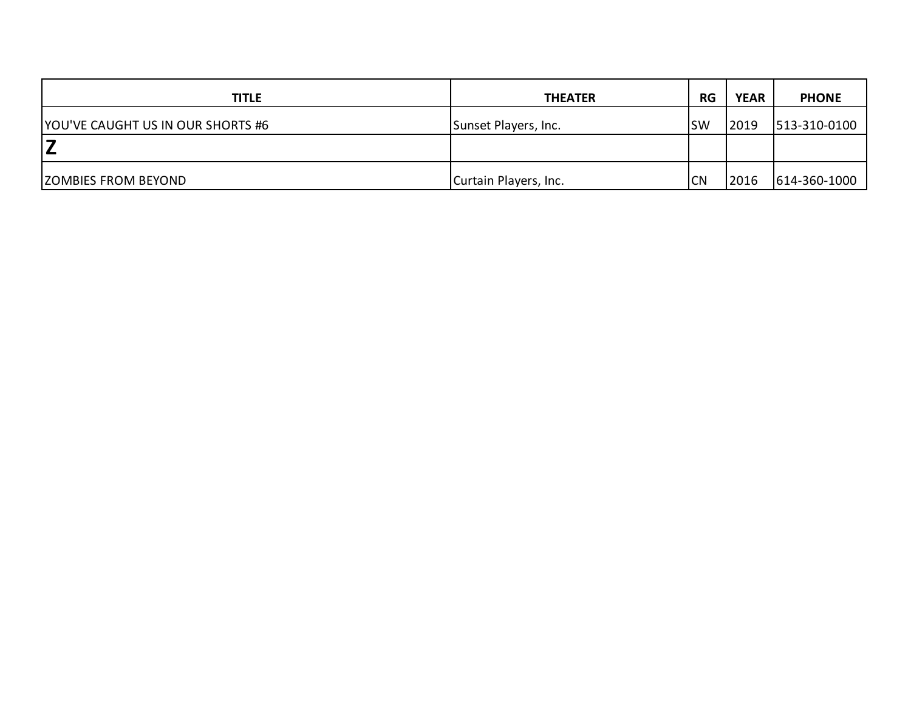| TITLE | THEATER | RG | YEAR | PHONE |
|---|---|---|---|---|
| YOU'VE CAUGHT US IN OUR SHORTS #6 | Sunset Players, Inc. | SW | 2019 | 513-310-0100 |
| **Z** | | | | |
| ZOMBIES FROM BEYOND | Curtain Players, Inc. | CN | 2016 | 614-360-1000 |